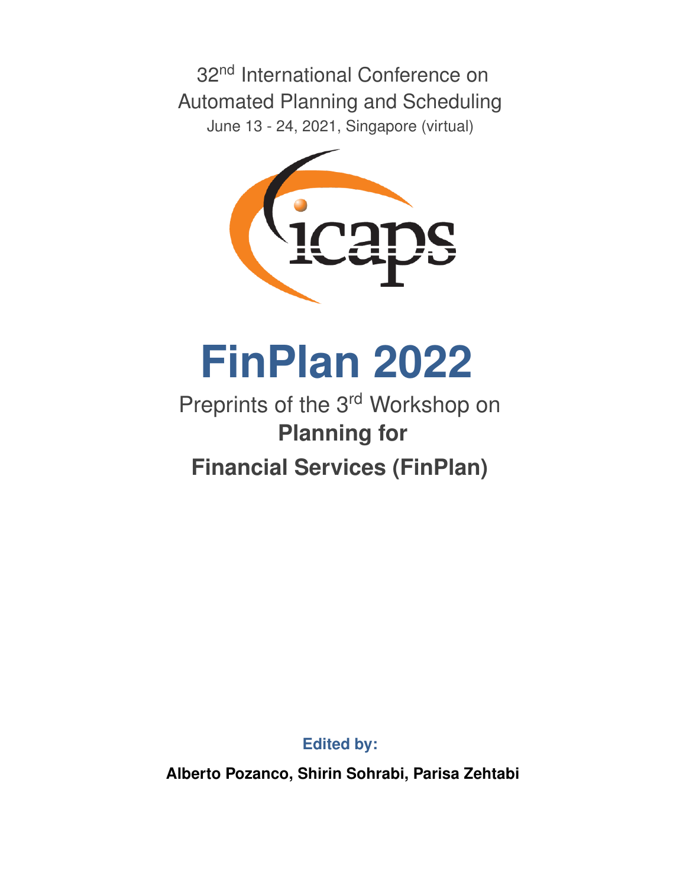32nd International Conference on Automated Planning and Scheduling

June 13 - 24, 2021, Singapore (virtual)

# FinPlan 2022

Preprints of the 3rd Workshop on

**Planning for**

**Financial Services (FinPlan)**

**Edited by:**

**Alberto Pozanco, Shirin Sohrabi, Parisa Zehtabi**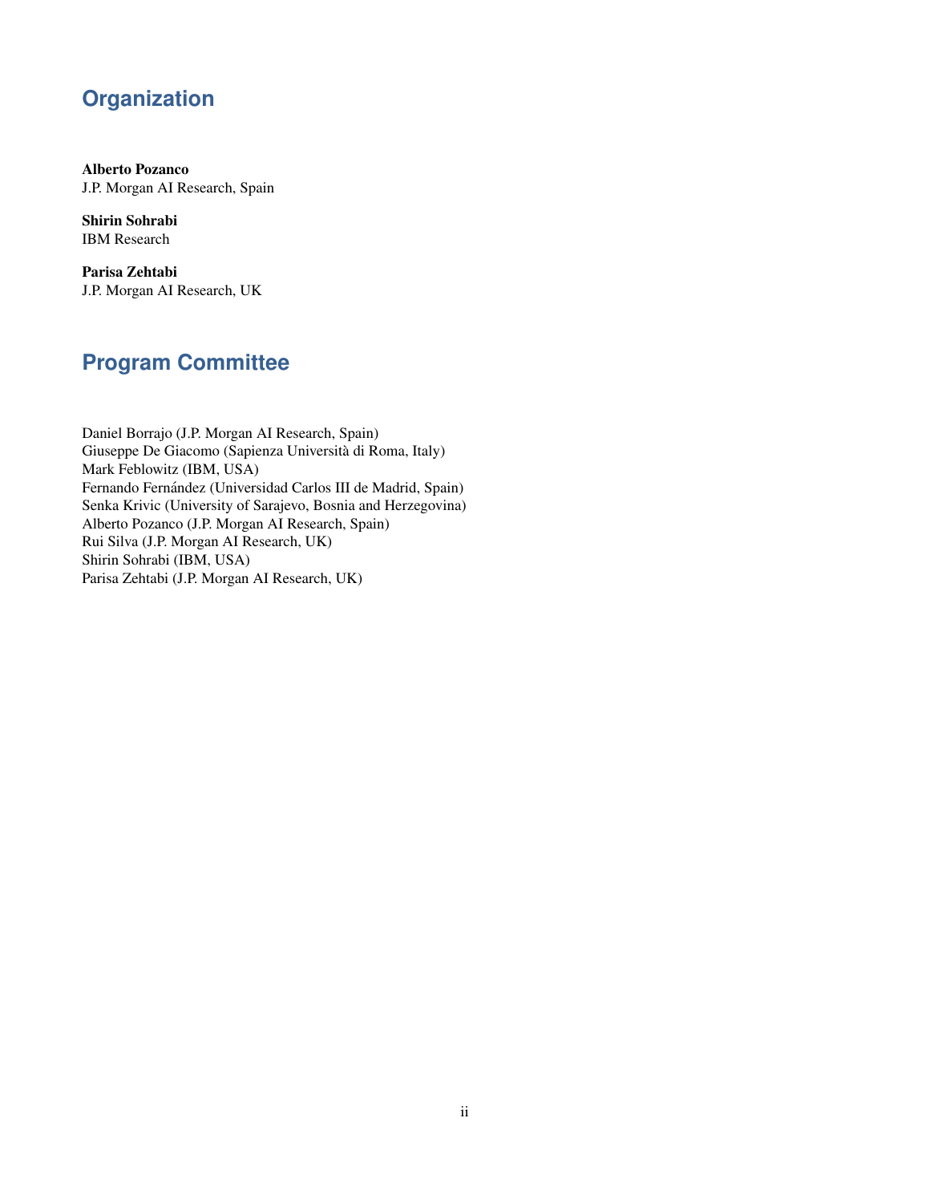## Organization

**Alberto Pozanco**
J.P. Morgan AI Research, Spain

**Shirin Sohrabi**
IBM Research

**Parisa Zehtabi**
J.P. Morgan AI Research, UK

## Program Committee

Daniel Borrajo (J.P. Morgan AI Research, Spain)
Giuseppe De Giacomo (Sapienza Università di Roma, Italy)
Mark Feblowitz (IBM, USA)
Fernando Fernández (Universidad Carlos III de Madrid, Spain)
Senka Krivic (University of Sarajevo, Bosnia and Herzegovina)
Alberto Pozanco (J.P. Morgan AI Research, Spain)
Rui Silva (J.P. Morgan AI Research, UK)
Shirin Sohrabi (IBM, USA)
Parisa Zehtabi (J.P. Morgan AI Research, UK)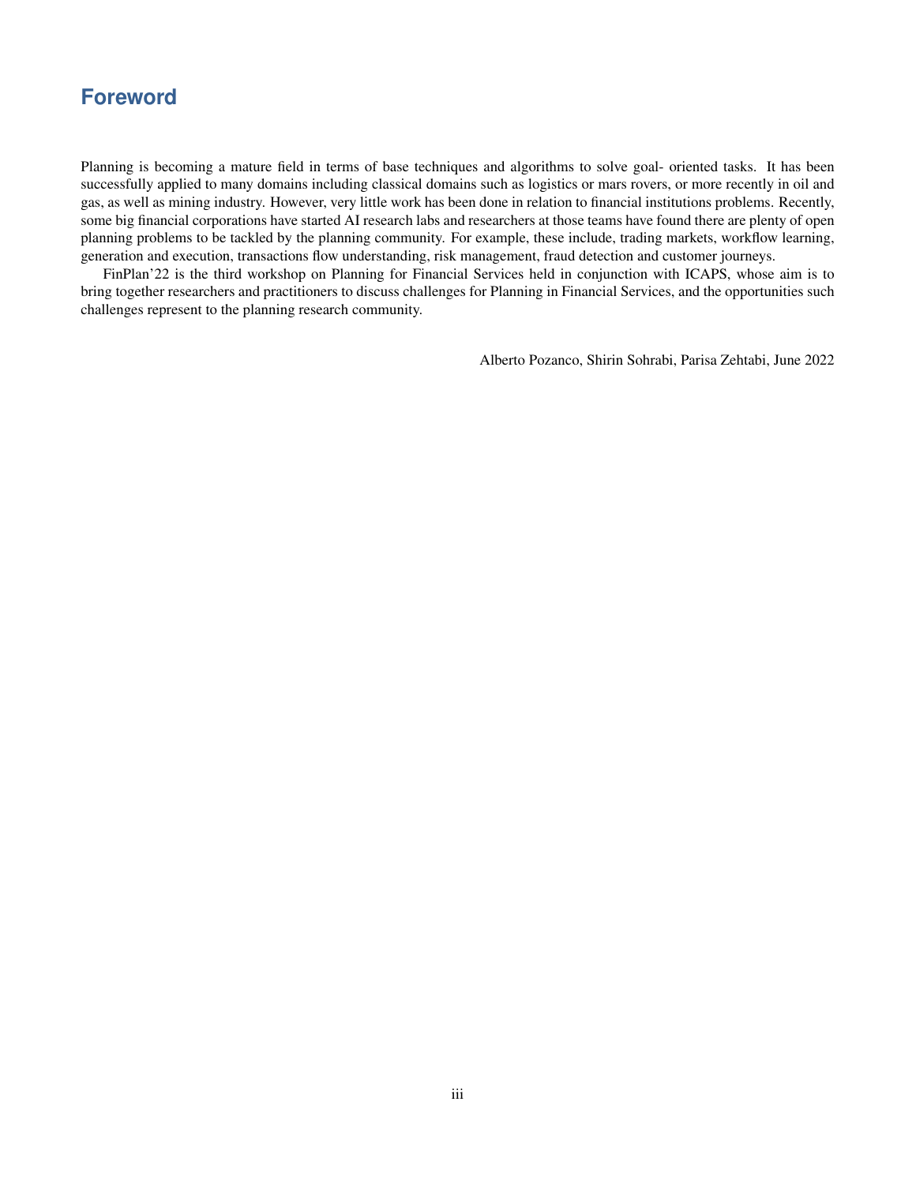# Foreword

Planning is becoming a mature field in terms of base techniques and algorithms to solve goal- oriented tasks. It has been successfully applied to many domains including classical domains such as logistics or mars rovers, or more recently in oil and gas, as well as mining industry. However, very little work has been done in relation to financial institutions problems. Recently, some big financial corporations have started AI research labs and researchers at those teams have found there are plenty of open planning problems to be tackled by the planning community. For example, these include, trading markets, workflow learning, generation and execution, transactions flow understanding, risk management, fraud detection and customer journeys.

FinPlan'22 is the third workshop on Planning for Financial Services held in conjunction with ICAPS, whose aim is to bring together researchers and practitioners to discuss challenges for Planning in Financial Services, and the opportunities such challenges represent to the planning research community.

Alberto Pozanco, Shirin Sohrabi, Parisa Zehtabi, June 2022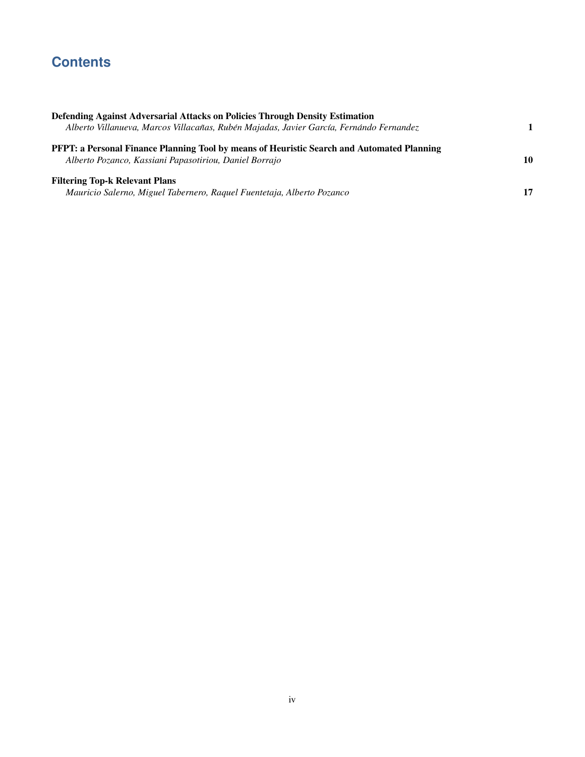# Contents

**Defending Against Adversarial Attacks on Policies Through Density Estimation**
*Alberto Villanueva, Marcos Villacañas, Rubén Majadas, Javier García, Fernándo Fernandez* **1**

**PFPT: a Personal Finance Planning Tool by means of Heuristic Search and Automated Planning**
*Alberto Pozanco, Kassiani Papasotiriou, Daniel Borrajo* **10**

**Filtering Top-k Relevant Plans**
*Mauricio Salerno, Miguel Tabernero, Raquel Fuentetaja, Alberto Pozanco* **17**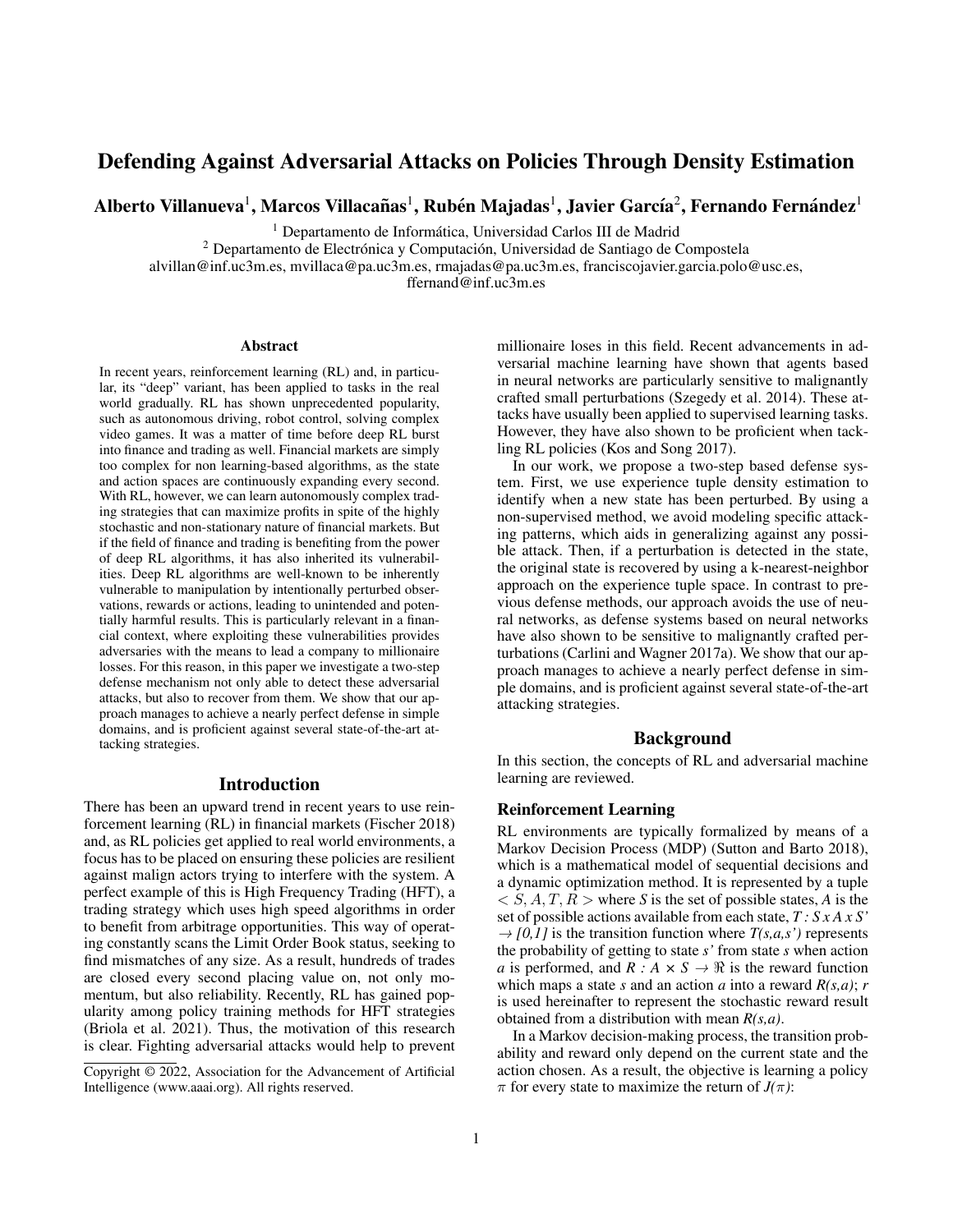# Defending Against Adversarial Attacks on Policies Through Density Estimation

**Alberto Villanueva**[1], **Marcos Villacañas**[1], **Rubén Majadas**[1], **Javier García**[2], **Fernando Fernández**[1]

[1] Departamento de Informática, Universidad Carlos III de Madrid
[2] Departamento de Electrónica y Computación, Universidad de Santiago de Compostela
alvillan@inf.uc3m.es, mvillaca@pa.uc3m.es, rmajadas@pa.uc3m.es, franciscojavier.garcia.polo@usc.es, ffernand@inf.uc3m.es

## Abstract

In recent years, reinforcement learning (RL) and, in particular, its "deep" variant, has been applied to tasks in the real world gradually. RL has shown unprecedented popularity, such as autonomous driving, robot control, solving complex video games. It was a matter of time before deep RL burst into finance and trading as well. Financial markets are simply too complex for non learning-based algorithms, as the state and action spaces are continuously expanding every second. With RL, however, we can learn autonomously complex trading strategies that can maximize profits in spite of the highly stochastic and non-stationary nature of financial markets. But if the field of finance and trading is benefiting from the power of deep RL algorithms, it has also inherited its vulnerabilities. Deep RL algorithms are well-known to be inherently vulnerable to manipulation by intentionally perturbed observations, rewards or actions, leading to unintended and potentially harmful results. This is particularly relevant in a financial context, where exploiting these vulnerabilities provides adversaries with the means to lead a company to millionaire losses. For this reason, in this paper we investigate a two-step defense mechanism not only able to detect these adversarial attacks, but also to recover from them. We show that our approach manages to achieve a nearly perfect defense in simple domains, and is proficient against several state-of-the-art attacking strategies.

## Introduction

There has been an upward trend in recent years to use reinforcement learning (RL) in financial markets (Fischer 2018) and, as RL policies get applied to real world environments, a focus has to be placed on ensuring these policies are resilient against malign actors trying to interfere with the system. A perfect example of this is High Frequency Trading (HFT), a trading strategy which uses high speed algorithms in order to benefit from arbitrage opportunities. This way of operating constantly scans the Limit Order Book status, seeking to find mismatches of any size. As a result, hundreds of trades are closed every second placing value on, not only momentum, but also reliability. Recently, RL has gained popularity among policy training methods for HFT strategies (Briola et al. 2021). Thus, the motivation of this research is clear. Fighting adversarial attacks would help to prevent millionaire loses in this field. Recent advancements in adversarial machine learning have shown that agents based in neural networks are particularly sensitive to malignantly crafted small perturbations (Szegedy et al. 2014). These attacks have usually been applied to supervised learning tasks. However, they have also shown to be proficient when tackling RL policies (Kos and Song 2017).

In our work, we propose a two-step based defense system. First, we use experience tuple density estimation to identify when a new state has been perturbed. By using a non-supervised method, we avoid modeling specific attacking patterns, which aids in generalizing against any possible attack. Then, if a perturbation is detected in the state, the original state is recovered by using a k-nearest-neighbor approach on the experience tuple space. In contrast to previous defense methods, our approach avoids the use of neural networks, as defense systems based on neural networks have also shown to be sensitive to malignantly crafted perturbations (Carlini and Wagner 2017a). We show that our approach manages to achieve a nearly perfect defense in simple domains, and is proficient against several state-of-the-art attacking strategies.

## Background

In this section, the concepts of RL and adversarial machine learning are reviewed.

### Reinforcement Learning

RL environments are typically formalized by means of a Markov Decision Process (MDP) (Sutton and Barto 2018), which is a mathematical model of sequential decisions and a dynamic optimization method. It is represented by a tuple $< S, A, T, R >$ where *S* is the set of possible states, *A* is the set of possible actions available from each state, $T : S \times A \times S' \rightarrow [0,1]$ is the transition function where $T(s,a,s')$ represents the probability of getting to state *s'* from state *s* when action *a* is performed, and $R : A \times S \rightarrow \Re$ is the reward function which maps a state *s* and an action *a* into a reward $R(s,a)$; *r* is used hereinafter to represent the stochastic reward result obtained from a distribution with mean $R(s,a)$.

In a Markov decision-making process, the transition probability and reward only depend on the current state and the action chosen. As a result, the objective is learning a policy $\pi$ for every state to maximize the return of $J(\pi)$:

Copyright © 2022, Association for the Advancement of Artificial Intelligence (www.aaai.org). All rights reserved.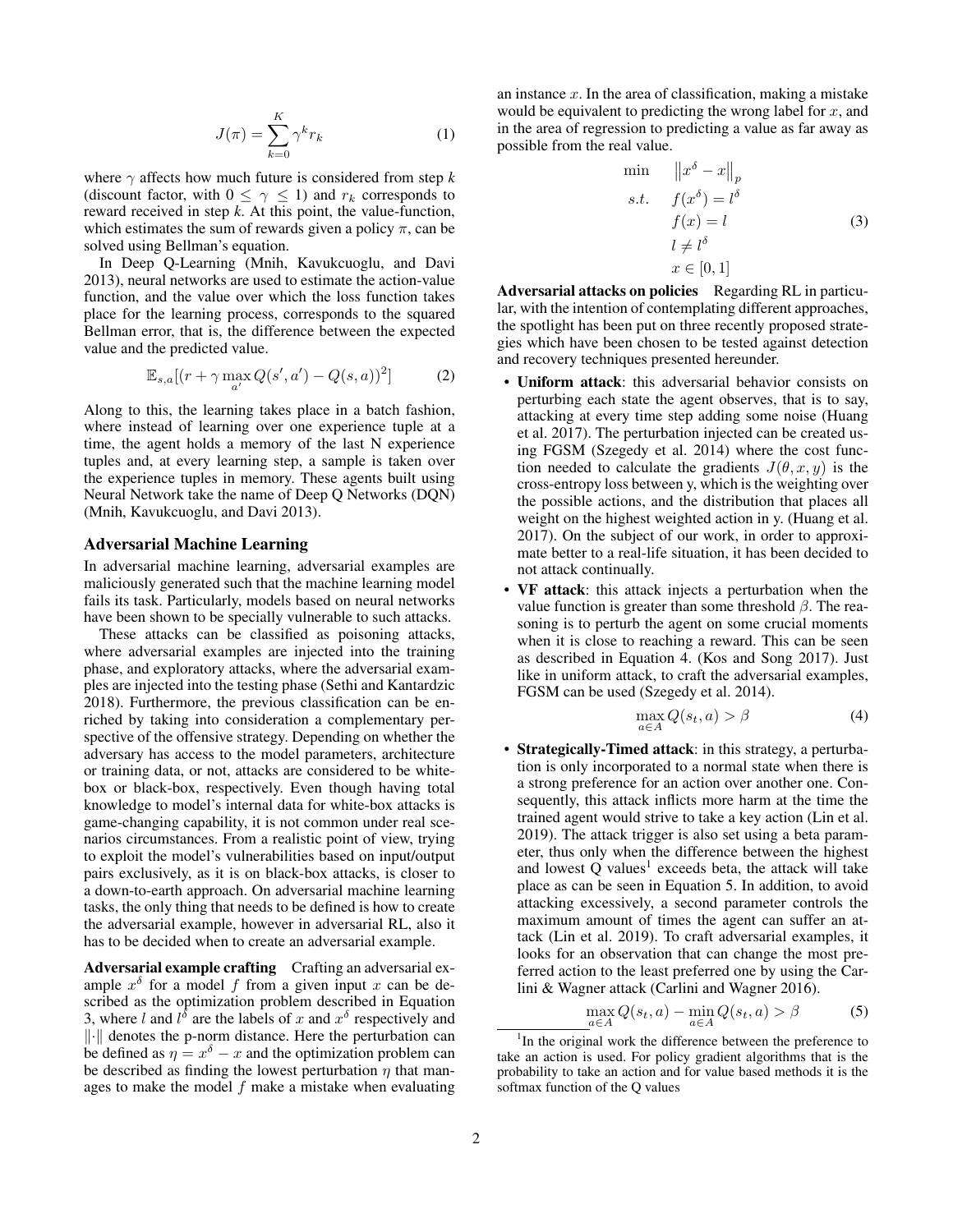$$J(\pi) = \sum_{k=0}^{K} \gamma^k r_k \tag{1}$$

where $\gamma$ affects how much future is considered from step $k$ (discount factor, with $0 \leq \gamma \leq 1$) and $r_k$ corresponds to reward received in step $k$. At this point, the value-function, which estimates the sum of rewards given a policy $\pi$, can be solved using Bellman's equation.

In Deep Q-Learning (Mnih, Kavukcuoglu, and Davi 2013), neural networks are used to estimate the action-value function, and the value over which the loss function takes place for the learning process, corresponds to the squared Bellman error, that is, the difference between the expected value and the predicted value.

$$\mathbb{E}_{s,a}[(r + \gamma \max_{a'} Q(s', a') - Q(s, a))^2] \tag{2}$$

Along to this, the learning takes place in a batch fashion, where instead of learning over one experience tuple at a time, the agent holds a memory of the last N experience tuples and, at every learning step, a sample is taken over the experience tuples in memory. These agents built using Neural Network take the name of Deep Q Networks (DQN) (Mnih, Kavukcuoglu, and Davi 2013).

## Adversarial Machine Learning

In adversarial machine learning, adversarial examples are maliciously generated such that the machine learning model fails its task. Particularly, models based on neural networks have been shown to be specially vulnerable to such attacks.

These attacks can be classified as poisoning attacks, where adversarial examples are injected into the training phase, and exploratory attacks, where the adversarial examples are injected into the testing phase (Sethi and Kantardzic 2018). Furthermore, the previous classification can be enriched by taking into consideration a complementary perspective of the offensive strategy. Depending on whether the adversary has access to the model parameters, architecture or training data, or not, attacks are considered to be white-box or black-box, respectively. Even though having total knowledge to model's internal data for white-box attacks is game-changing capability, it is not common under real scenarios circumstances. From a realistic point of view, trying to exploit the model's vulnerabilities based on input/output pairs exclusively, as it is on black-box attacks, is closer to a down-to-earth approach. On adversarial machine learning tasks, the only thing that needs to be defined is how to create the adversarial example, however in adversarial RL, also it has to be decided when to create an adversarial example.

**Adversarial example crafting** Crafting an adversarial example $x^\delta$ for a model $f$ from a given input $x$ can be described as the optimization problem described in Equation 3, where $l$ and $l^\delta$ are the labels of $x$ and $x^\delta$ respectively and $\|\cdot\|$ denotes the p-norm distance. Here the perturbation can be defined as $\eta = x^\delta - x$ and the optimization problem can be described as finding the lowest perturbation $\eta$ that manages to make the model $f$ make a mistake when evaluating an instance $x$. In the area of classification, making a mistake would be equivalent to predicting the wrong label for $x$, and in the area of regression to predicting a value as far away as possible from the real value.

$$\begin{aligned} \min \quad & \left\|x^\delta - x\right\|_p \\ s.t. \quad & f(x^\delta) = l^\delta \\ & f(x) = l \\ & l \neq l^\delta \\ & x \in [0, 1] \end{aligned} \tag{3}$$

**Adversarial attacks on policies** Regarding RL in particular, with the intention of contemplating different approaches, the spotlight has been put on three recently proposed strategies which have been chosen to be tested against detection and recovery techniques presented hereunder.

- **Uniform attack**: this adversarial behavior consists on perturbing each state the agent observes, that is to say, attacking at every time step adding some noise (Huang et al. 2017). The perturbation injected can be created using FGSM (Szegedy et al. 2014) where the cost function needed to calculate the gradients $J(\theta, x, y)$ is the cross-entropy loss between y, which is the weighting over the possible actions, and the distribution that places all weight on the highest weighted action in y. (Huang et al. 2017). On the subject of our work, in order to approximate better to a real-life situation, it has been decided to not attack continually.
- **VF attack**: this attack injects a perturbation when the value function is greater than some threshold $\beta$. The reasoning is to perturb the agent on some crucial moments when it is close to reaching a reward. This can be seen as described in Equation 4. (Kos and Song 2017). Just like in uniform attack, to craft the adversarial examples, FGSM can be used (Szegedy et al. 2014).

$$\max_{a \in A} Q(s_t, a) > \beta \tag{4}$$

- **Strategically-Timed attack**: in this strategy, a perturbation is only incorporated to a normal state when there is a strong preference for an action over another one. Consequently, this attack inflicts more harm at the time the trained agent would strive to take a key action (Lin et al. 2019). The attack trigger is also set using a beta parameter, thus only when the difference between the highest and lowest Q values[1] exceeds beta, the attack will take place as can be seen in Equation 5. In addition, to avoid attacking excessively, a second parameter controls the maximum amount of times the agent can suffer an attack (Lin et al. 2019). To craft adversarial examples, it looks for an observation that can change the most preferred action to the least preferred one by using the Carlini & Wagner attack (Carlini and Wagner 2016).

$$\max_{a \in A} Q(s_t, a) - \min_{a \in A} Q(s_t, a) > \beta \tag{5}$$

[1] In the original work the difference between the preference to take an action is used. For policy gradient algorithms that is the probability to take an action and for value based methods it is the softmax function of the Q values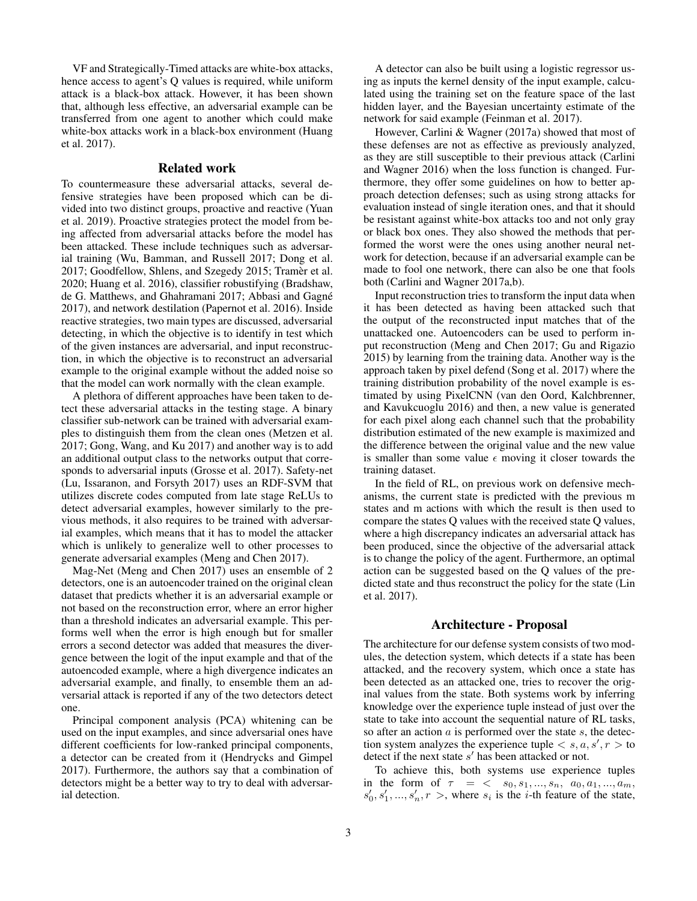VF and Strategically-Timed attacks are white-box attacks, hence access to agent's Q values is required, while uniform attack is a black-box attack. However, it has been shown that, although less effective, an adversarial example can be transferred from one agent to another which could make white-box attacks work in a black-box environment (Huang et al. 2017).

## Related work

To countermeasure these adversarial attacks, several defensive strategies have been proposed which can be divided into two distinct groups, proactive and reactive (Yuan et al. 2019). Proactive strategies protect the model from being affected from adversarial attacks before the model has been attacked. These include techniques such as adversarial training (Wu, Bamman, and Russell 2017; Dong et al. 2017; Goodfellow, Shlens, and Szegedy 2015; Tramèr et al. 2020; Huang et al. 2016), classifier robustifying (Bradshaw, de G. Matthews, and Ghahramani 2017; Abbasi and Gagné 2017), and network destilation (Papernot et al. 2016). Inside reactive strategies, two main types are discussed, adversarial detecting, in which the objective is to identify in test which of the given instances are adversarial, and input reconstruction, in which the objective is to reconstruct an adversarial example to the original example without the added noise so that the model can work normally with the clean example.

A plethora of different approaches have been taken to detect these adversarial attacks in the testing stage. A binary classifier sub-network can be trained with adversarial examples to distinguish them from the clean ones (Metzen et al. 2017; Gong, Wang, and Ku 2017) and another way is to add an additional output class to the networks output that corresponds to adversarial inputs (Grosse et al. 2017). Safety-net (Lu, Issaranon, and Forsyth 2017) uses an RDF-SVM that utilizes discrete codes computed from late stage ReLUs to detect adversarial examples, however similarly to the previous methods, it also requires to be trained with adversarial examples, which means that it has to model the attacker which is unlikely to generalize well to other processes to generate adversarial examples (Meng and Chen 2017).

Mag-Net (Meng and Chen 2017) uses an ensemble of 2 detectors, one is an autoencoder trained on the original clean dataset that predicts whether it is an adversarial example or not based on the reconstruction error, where an error higher than a threshold indicates an adversarial example. This performs well when the error is high enough but for smaller errors a second detector was added that measures the divergence between the logit of the input example and that of the autoencoded example, where a high divergence indicates an adversarial example, and finally, to ensemble them an adversarial attack is reported if any of the two detectors detect one.

Principal component analysis (PCA) whitening can be used on the input examples, and since adversarial ones have different coefficients for low-ranked principal components, a detector can be created from it (Hendrycks and Gimpel 2017). Furthermore, the authors say that a combination of detectors might be a better way to try to deal with adversarial detection.

A detector can also be built using a logistic regressor using as inputs the kernel density of the input example, calculated using the training set on the feature space of the last hidden layer, and the Bayesian uncertainty estimate of the network for said example (Feinman et al. 2017).

However, Carlini & Wagner (2017a) showed that most of these defenses are not as effective as previously analyzed, as they are still susceptible to their previous attack (Carlini and Wagner 2016) when the loss function is changed. Furthermore, they offer some guidelines on how to better approach detection defenses; such as using strong attacks for evaluation instead of single iteration ones, and that it should be resistant against white-box attacks too and not only gray or black box ones. They also showed the methods that performed the worst were the ones using another neural network for detection, because if an adversarial example can be made to fool one network, there can also be one that fools both (Carlini and Wagner 2017a,b).

Input reconstruction tries to transform the input data when it has been detected as having been attacked such that the output of the reconstructed input matches that of the unattacked one. Autoencoders can be used to perform input reconstruction (Meng and Chen 2017; Gu and Rigazio 2015) by learning from the training data. Another way is the approach taken by pixel defend (Song et al. 2017) where the training distribution probability of the novel example is estimated by using PixelCNN (van den Oord, Kalchbrenner, and Kavukcuoglu 2016) and then, a new value is generated for each pixel along each channel such that the probability distribution estimated of the new example is maximized and the difference between the original value and the new value is smaller than some value $\epsilon$ moving it closer towards the training dataset.

In the field of RL, on previous work on defensive mechanisms, the current state is predicted with the previous m states and m actions with which the result is then used to compare the states Q values with the received state Q values, where a high discrepancy indicates an adversarial attack has been produced, since the objective of the adversarial attack is to change the policy of the agent. Furthermore, an optimal action can be suggested based on the Q values of the predicted state and thus reconstruct the policy for the state (Lin et al. 2017).

## Architecture - Proposal

The architecture for our defense system consists of two modules, the detection system, which detects if a state has been attacked, and the recovery system, which once a state has been detected as an attacked one, tries to recover the original values from the state. Both systems work by inferring knowledge over the experience tuple instead of just over the state to take into account the sequential nature of RL tasks, so after an action $a$ is performed over the state $s$, the detection system analyzes the experience tuple $< s, a, s', r >$ to detect if the next state $s'$ has been attacked or not.

To achieve this, both systems use experience tuples in the form of $\tau = < s_0, s_1, ..., s_n, a_0, a_1, ..., a_m, s'_0, s'_1, ..., s'_n, r >$, where $s_i$ is the $i$-th feature of the state,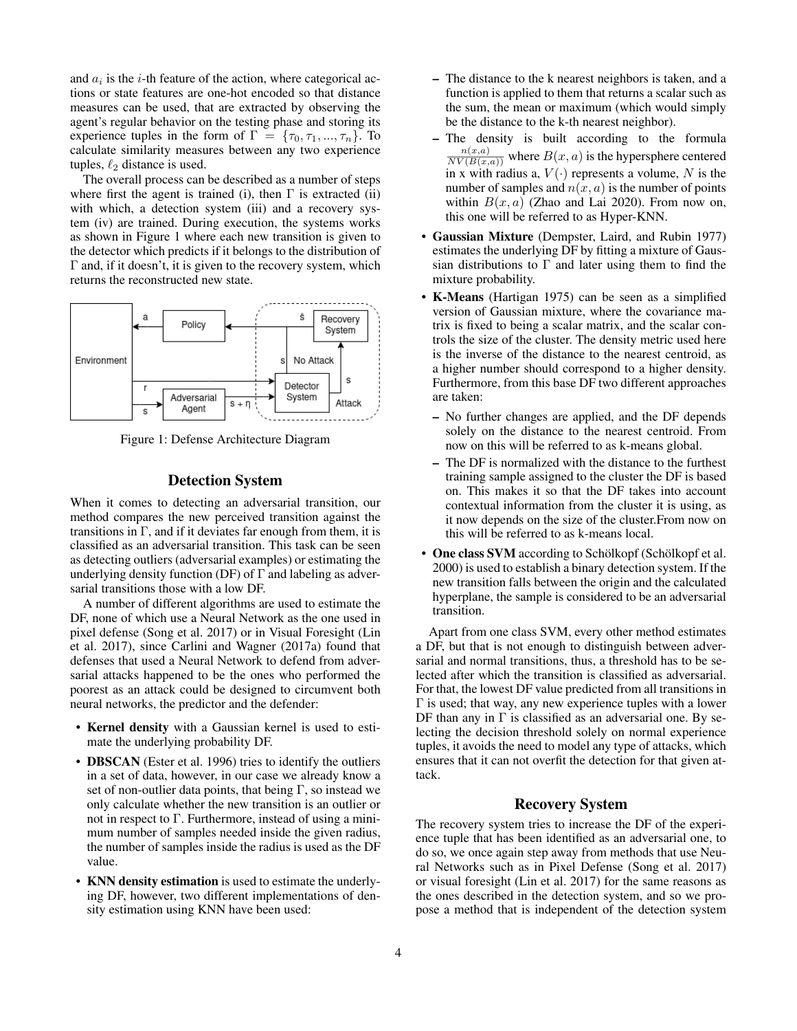and $a_i$ is the $i$-th feature of the action, where categorical actions or state features are one-hot encoded so that distance measures can be used, that are extracted by observing the agent's regular behavior on the testing phase and storing its experience tuples in the form of $\Gamma = \{\tau_0, \tau_1, ..., \tau_n\}$. To calculate similarity measures between any two experience tuples, $\ell_2$ distance is used.

The overall process can be described as a number of steps where first the agent is trained (i), then $\Gamma$ is extracted (ii) with which, a detection system (iii) and a recovery system (iv) are trained. During execution, the systems works as shown in Figure 1 where each new transition is given to the detector which predicts if it belongs to the distribution of $\Gamma$ and, if it doesn't, it is given to the recovery system, which returns the reconstructed new state.

Figure 1: Defense Architecture Diagram

## Detection System

When it comes to detecting an adversarial transition, our method compares the new perceived transition against the transitions in $\Gamma$, and if it deviates far enough from them, it is classified as an adversarial transition. This task can be seen as detecting outliers (adversarial examples) or estimating the underlying density function (DF) of $\Gamma$ and labeling as adversarial transitions those with a low DF.

A number of different algorithms are used to estimate the DF, none of which use a Neural Network as the one used in pixel defense (Song et al. 2017) or in Visual Foresight (Lin et al. 2017), since Carlini and Wagner (2017a) found that defenses that used a Neural Network to defend from adversarial attacks happened to be the ones who performed the poorest as an attack could be designed to circumvent both neural networks, the predictor and the defender:

- **Kernel density** with a Gaussian kernel is used to estimate the underlying probability DF.
- **DBSCAN** (Ester et al. 1996) tries to identify the outliers in a set of data, however, in our case we already know a set of non-outlier data points, that being $\Gamma$, so instead we only calculate whether the new transition is an outlier or not in respect to $\Gamma$. Furthermore, instead of using a minimum number of samples needed inside the given radius, the number of samples inside the radius is used as the DF value.
- **KNN density estimation** is used to estimate the underlying DF, however, two different implementations of density estimation using KNN have been used:
  - The distance to the k nearest neighbors is taken, and a function is applied to them that returns a scalar such as the sum, the mean or maximum (which would simply be the distance to the k-th nearest neighbor).
  - The density is built according to the formula $\frac{n(x,a)}{NV(B(x,a))}$ where $B(x, a)$ is the hypersphere centered in x with radius a, $V(\cdot)$ represents a volume, $N$ is the number of samples and $n(x, a)$ is the number of points within $B(x, a)$ (Zhao and Lai 2020). From now on, this one will be referred to as Hyper-KNN.
- **Gaussian Mixture** (Dempster, Laird, and Rubin 1977) estimates the underlying DF by fitting a mixture of Gaussian distributions to $\Gamma$ and later using them to find the mixture probability.
- **K-Means** (Hartigan 1975) can be seen as a simplified version of Gaussian mixture, where the covariance matrix is fixed to being a scalar matrix, and the scalar controls the size of the cluster. The density metric used here is the inverse of the distance to the nearest centroid, as a higher number should correspond to a higher density. Furthermore, from this base DF two different approaches are taken:
  - No further changes are applied, and the DF depends solely on the distance to the nearest centroid. From now on this will be referred to as k-means global.
  - The DF is normalized with the distance to the furthest training sample assigned to the cluster the DF is based on. This makes it so that the DF takes into account contextual information from the cluster it is using, as it now depends on the size of the cluster.From now on this will be referred to as k-means local.
- **One class SVM** according to Schölkopf (Schölkopf et al. 2000) is used to establish a binary detection system. If the new transition falls between the origin and the calculated hyperplane, the sample is considered to be an adversarial transition.

Apart from one class SVM, every other method estimates a DF, but that is not enough to distinguish between adversarial and normal transitions, thus, a threshold has to be selected after which the transition is classified as adversarial. For that, the lowest DF value predicted from all transitions in $\Gamma$ is used; that way, any new experience tuples with a lower DF than any in $\Gamma$ is classified as an adversarial one. By selecting the decision threshold solely on normal experience tuples, it avoids the need to model any type of attacks, which ensures that it can not overfit the detection for that given attack.

## Recovery System

The recovery system tries to increase the DF of the experience tuple that has been identified as an adversarial one, to do so, we once again step away from methods that use Neural Networks such as in Pixel Defense (Song et al. 2017) or visual foresight (Lin et al. 2017) for the same reasons as the ones described in the detection system, and so we propose a method that is independent of the detection system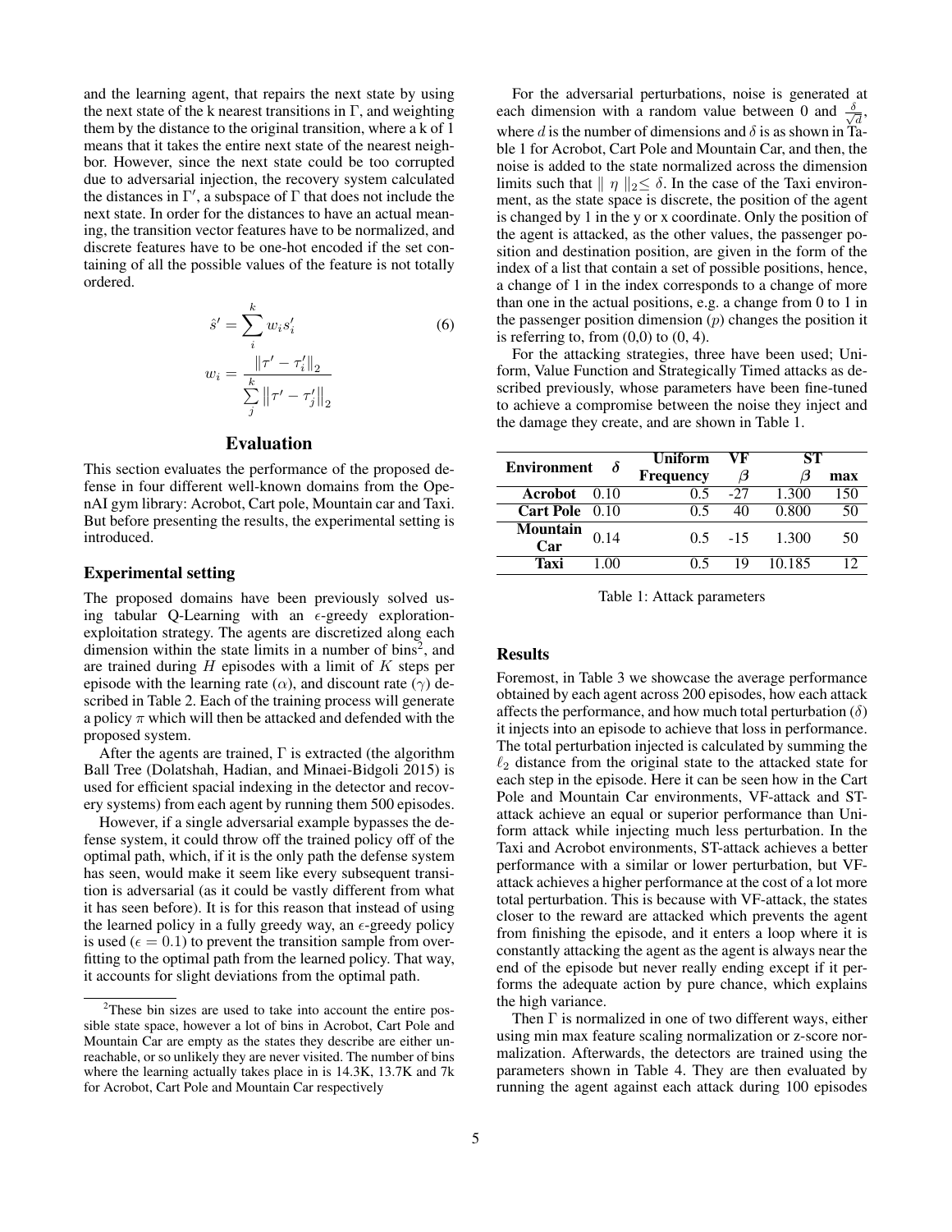and the learning agent, that repairs the next state by using the next state of the k nearest transitions in $\Gamma$, and weighting them by the distance to the original transition, where a k of 1 means that it takes the entire next state of the nearest neighbor. However, since the next state could be too corrupted due to adversarial injection, the recovery system calculated the distances in $\Gamma'$, a subspace of $\Gamma$ that does not include the next state. In order for the distances to have an actual meaning, the transition vector features have to be normalized, and discrete features have to be one-hot encoded if the set containing of all the possible values of the feature is not totally ordered.

$$\hat{s}' = \sum_{i}^{k} w_i s_i' \tag{6}$$

$$w_i = \frac{\|\tau' - \tau_i'\|_2}{\sum_{j}^{k} \|\tau' - \tau_j'\|_2}$$

## Evaluation

This section evaluates the performance of the proposed defense in four different well-known domains from the OpenAI gym library: Acrobot, Cart pole, Mountain car and Taxi. But before presenting the results, the experimental setting is introduced.

### Experimental setting

The proposed domains have been previously solved using tabular Q-Learning with an $\epsilon$-greedy exploration-exploitation strategy. The agents are discretized along each dimension within the state limits in a number of bins[2], and are trained during $H$ episodes with a limit of $K$ steps per episode with the learning rate ($\alpha$), and discount rate ($\gamma$) described in Table 2. Each of the training process will generate a policy $\pi$ which will then be attacked and defended with the proposed system.

After the agents are trained, $\Gamma$ is extracted (the algorithm Ball Tree (Dolatshah, Hadian, and Minaei-Bidgoli 2015) is used for efficient spacial indexing in the detector and recovery systems) from each agent by running them 500 episodes.

However, if a single adversarial example bypasses the defense system, it could throw off the trained policy off of the optimal path, which, if it is the only path the defense system has seen, would make it seem like every subsequent transition is adversarial (as it could be vastly different from what it has seen before). It is for this reason that instead of using the learned policy in a fully greedy way, an $\epsilon$-greedy policy is used ($\epsilon = 0.1$) to prevent the transition sample from overfitting to the optimal path from the learned policy. That way, it accounts for slight deviations from the optimal path.

[2] These bin sizes are used to take into account the entire possible state space, however a lot of bins in Acrobot, Cart Pole and Mountain Car are empty as the states they describe are either unreachable, or so unlikely they are never visited. The number of bins where the learning actually takes place in is 14.3K, 13.7K and 7k for Acrobot, Cart Pole and Mountain Car respectively

For the adversarial perturbations, noise is generated at each dimension with a random value between 0 and $\frac{\delta}{\sqrt{d}}$, where $d$ is the number of dimensions and $\delta$ is as shown in Table 1 for Acrobot, Cart Pole and Mountain Car, and then, the noise is added to the state normalized across the dimension limits such that $\| \eta \|_2 \leq \delta$. In the case of the Taxi environment, as the state space is discrete, the position of the agent is changed by 1 in the y or x coordinate. Only the position of the agent is attacked, as the other values, the passenger position and destination position, are given in the form of the index of a list that contain a set of possible positions, hence, a change of 1 in the index corresponds to a change of more than one in the actual positions, e.g. a change from 0 to 1 in the passenger position dimension ($p$) changes the position it is referring to, from (0,0) to (0, 4).

For the attacking strategies, three have been used; Uniform, Value Function and Strategically Timed attacks as described previously, whose parameters have been fine-tuned to achieve a compromise between the noise they inject and the damage they create, and are shown in Table 1.

| **Environment** | $\delta$ | **Uniform** | **VF** | **ST** | |
|---|---|---|---|---|---|
| | | **Frequency** | $\beta$ | $\beta$ | **max** |
| **Acrobot** | 0.10 | 0.5 | -27 | 1.300 | 150 |
| **Cart Pole** | 0.10 | 0.5 | 40 | 0.800 | 50 |
| **Mountain Car** | 0.14 | 0.5 | -15 | 1.300 | 50 |
| **Taxi** | 1.00 | 0.5 | 19 | 10.185 | 12 |

Table 1: Attack parameters

### Results

Foremost, in Table 3 we showcase the average performance obtained by each agent across 200 episodes, how each attack affects the performance, and how much total perturbation ($\delta$) it injects into an episode to achieve that loss in performance. The total perturbation injected is calculated by summing the $\ell_2$ distance from the original state to the attacked state for each step in the episode. Here it can be seen how in the Cart Pole and Mountain Car environments, VF-attack and ST-attack achieve an equal or superior performance than Uniform attack while injecting much less perturbation. In the Taxi and Acrobot environments, ST-attack achieves a better performance with a similar or lower perturbation, but VF-attack achieves a higher performance at the cost of a lot more total perturbation. This is because with VF-attack, the states closer to the reward are attacked which prevents the agent from finishing the episode, and it enters a loop where it is constantly attacking the agent as the agent is always near the end of the episode but never really ending except if it performs the adequate action by pure chance, which explains the high variance.

Then $\Gamma$ is normalized in one of two different ways, either using min max feature scaling normalization or z-score normalization. Afterwards, the detectors are trained using the parameters shown in Table 4. They are then evaluated by running the agent against each attack during 100 episodes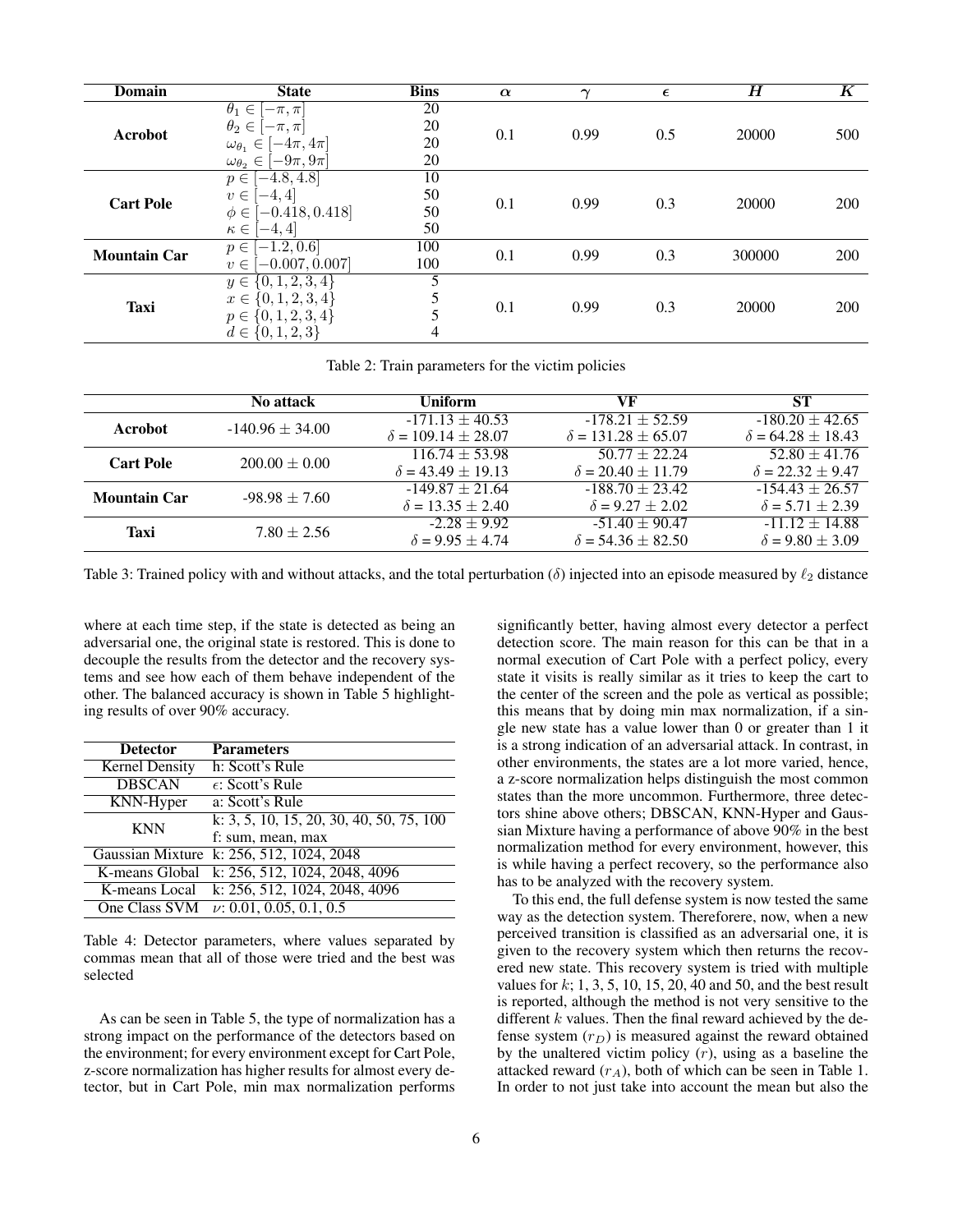| Domain | State | Bins | $\alpha$ | $\gamma$ | $\epsilon$ | $H$ | $K$ |
|---|---|---|---|---|---|---|---|
| **Acrobot** | $\theta_1 \in [-\pi, \pi]$ | 20 | 0.1 | 0.99 | 0.5 | 20000 | 500 |
| | $\theta_2 \in [-\pi, \pi]$ | 20 | | | | | |
| | $\omega_{\theta_1} \in [-4\pi, 4\pi]$ | 20 | | | | | |
| | $\omega_{\theta_2} \in [-9\pi, 9\pi]$ | 20 | | | | | |
| **Cart Pole** | $p \in [-4.8, 4.8]$ | 10 | 0.1 | 0.99 | 0.3 | 20000 | 200 |
| | $v \in [-4, 4]$ | 50 | | | | | |
| | $\phi \in [-0.418, 0.418]$ | 50 | | | | | |
| | $\kappa \in [-4, 4]$ | 50 | | | | | |
| **Mountain Car** | $p \in [-1.2, 0.6]$ | 100 | 0.1 | 0.99 | 0.3 | 300000 | 200 |
| | $v \in [-0.007, 0.007]$ | 100 | | | | | |
| **Taxi** | $y \in \{0, 1, 2, 3, 4\}$ | 5 | 0.1 | 0.99 | 0.3 | 20000 | 200 |
| | $x \in \{0, 1, 2, 3, 4\}$ | 5 | | | | | |
| | $p \in \{0, 1, 2, 3, 4\}$ | 5 | | | | | |
| | $d \in \{0, 1, 2, 3\}$ | 4 | | | | | |

Table 2: Train parameters for the victim policies

| | No attack | Uniform | VF | ST |
|---|---|---|---|---|
| **Acrobot** | -140.96 $\pm$ 34.00 | -171.13 $\pm$ 40.53 | -178.21 $\pm$ 52.59 | -180.20 $\pm$ 42.65 |
| | | $\delta$ = 109.14 $\pm$ 28.07 | $\delta$ = 131.28 $\pm$ 65.07 | $\delta$ = 64.28 $\pm$ 18.43 |
| **Cart Pole** | 200.00 $\pm$ 0.00 | 116.74 $\pm$ 53.98 | 50.77 $\pm$ 22.24 | 52.80 $\pm$ 41.76 |
| | | $\delta$ = 43.49 $\pm$ 19.13 | $\delta$ = 20.40 $\pm$ 11.79 | $\delta$ = 22.32 $\pm$ 9.47 |
| **Mountain Car** | -98.98 $\pm$ 7.60 | -149.87 $\pm$ 21.64 | -188.70 $\pm$ 23.42 | -154.43 $\pm$ 26.57 |
| | | $\delta$ = 13.35 $\pm$ 2.40 | $\delta$ = 9.27 $\pm$ 2.02 | $\delta$ = 5.71 $\pm$ 2.39 |
| **Taxi** | 7.80 $\pm$ 2.56 | -2.28 $\pm$ 9.92 | -51.40 $\pm$ 90.47 | -11.12 $\pm$ 14.88 |
| | | $\delta$ = 9.95 $\pm$ 4.74 | $\delta$ = 54.36 $\pm$ 82.50 | $\delta$ = 9.80 $\pm$ 3.09 |

Table 3: Trained policy with and without attacks, and the total perturbation ($\delta$) injected into an episode measured by $\ell_2$ distance

where at each time step, if the state is detected as being an adversarial one, the original state is restored. This is done to decouple the results from the detector and the recovery systems and see how each of them behave independent of the other. The balanced accuracy is shown in Table 5 highlighting results of over 90% accuracy.

| Detector | Parameters |
|---|---|
| Kernel Density | h: Scott's Rule |
| DBSCAN | $\epsilon$: Scott's Rule |
| KNN-Hyper | a: Scott's Rule |
| KNN | k: 3, 5, 10, 15, 20, 30, 40, 50, 75, 100 <br> f: sum, mean, max |
| Gaussian Mixture | k: 256, 512, 1024, 2048 |
| K-means Global | k: 256, 512, 1024, 2048, 4096 |
| K-means Local | k: 256, 512, 1024, 2048, 4096 |
| One Class SVM | $\nu$: 0.01, 0.05, 0.1, 0.5 |

Table 4: Detector parameters, where values separated by commas mean that all of those were tried and the best was selected

As can be seen in Table 5, the type of normalization has a strong impact on the performance of the detectors based on the environment; for every environment except for Cart Pole, z-score normalization has higher results for almost every detector, but in Cart Pole, min max normalization performs significantly better, having almost every detector a perfect detection score. The main reason for this can be that in a normal execution of Cart Pole with a perfect policy, every state it visits is really similar as it tries to keep the cart to the center of the screen and the pole as vertical as possible; this means that by doing min max normalization, if a single new state has a value lower than 0 or greater than 1 it is a strong indication of an adversarial attack. In contrast, in other environments, the states are a lot more varied, hence, a z-score normalization helps distinguish the most common states than the more uncommon. Furthermore, three detectors shine above others; DBSCAN, KNN-Hyper and Gaussian Mixture having a performance of above 90% in the best normalization method for every environment, however, this is while having a perfect recovery, so the performance also has to be analyzed with the recovery system.

To this end, the full defense system is now tested the same way as the detection system. Thereforere, now, when a new perceived transition is classified as an adversarial one, it is given to the recovery system which then returns the recovered new state. This recovery system is tried with multiple values for $k$; 1, 3, 5, 10, 15, 20, 40 and 50, and the best result is reported, although the method is not very sensitive to the different $k$ values. Then the final reward achieved by the defense system ($r_D$) is measured against the reward obtained by the unaltered victim policy ($r$), using as a baseline the attacked reward ($r_A$), both of which can be seen in Table 1. In order to not just take into account the mean but also the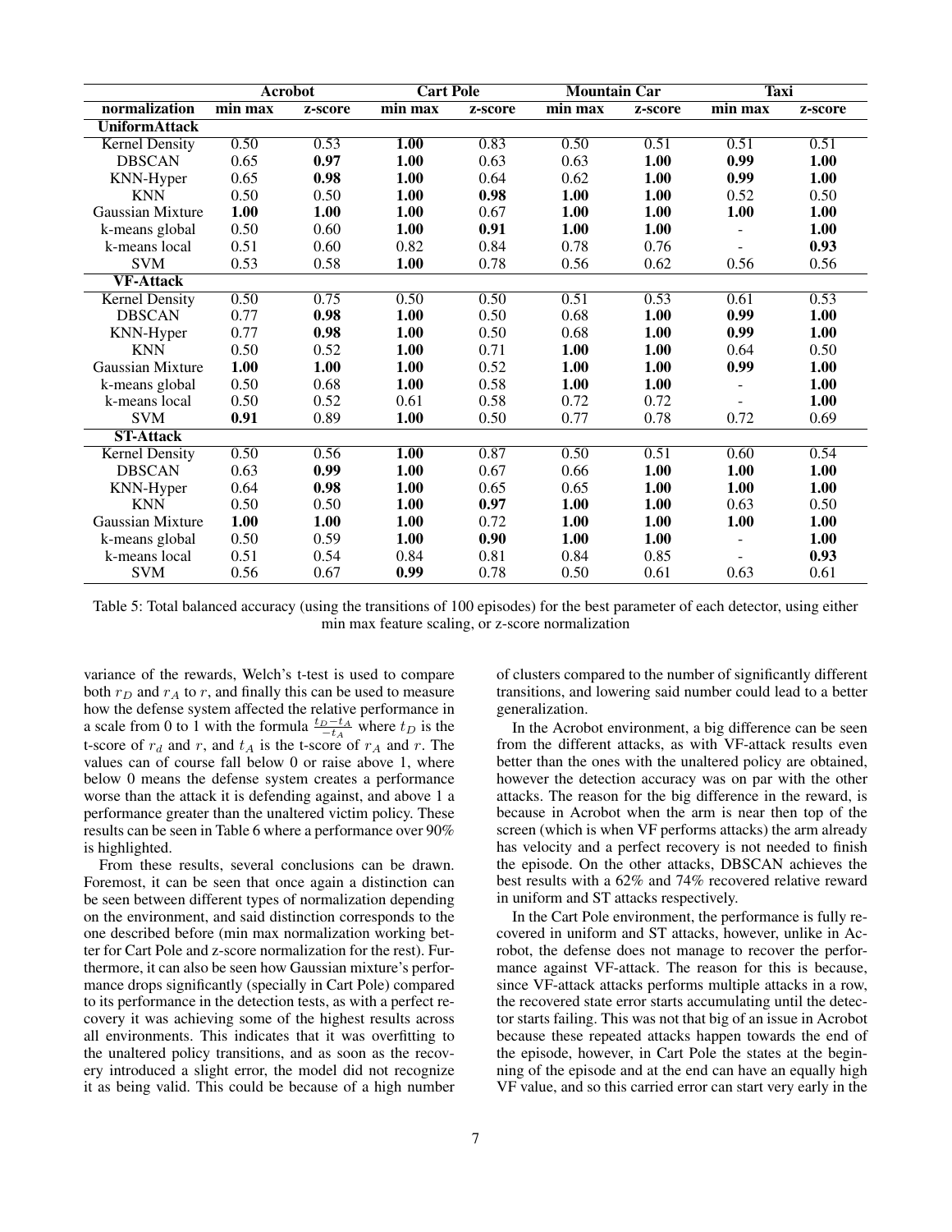| | Acrobot | | Cart Pole | | Mountain Car | | Taxi | |
|---|---|---|---|---|---|---|---|---|
| normalization | min max | z-score | min max | z-score | min max | z-score | min max | z-score |
| **UniformAttack** | | | | | | | | |
| Kernel Density | 0.50 | 0.53 | **1.00** | 0.83 | 0.50 | 0.51 | 0.51 | 0.51 |
| DBSCAN | 0.65 | **0.97** | **1.00** | 0.63 | 0.63 | **1.00** | **0.99** | **1.00** |
| KNN-Hyper | 0.65 | **0.98** | **1.00** | 0.64 | 0.62 | **1.00** | **0.99** | **1.00** |
| KNN | 0.50 | 0.50 | **1.00** | **0.98** | **1.00** | **1.00** | 0.52 | 0.50 |
| Gaussian Mixture | **1.00** | **1.00** | **1.00** | 0.67 | **1.00** | **1.00** | **1.00** | **1.00** |
| k-means global | 0.50 | 0.60 | **1.00** | **0.91** | **1.00** | **1.00** | - | **1.00** |
| k-means local | 0.51 | 0.60 | 0.82 | 0.84 | 0.78 | 0.76 | - | **0.93** |
| SVM | 0.53 | 0.58 | **1.00** | 0.78 | 0.56 | 0.62 | 0.56 | 0.56 |
| **VF-Attack** | | | | | | | | |
| Kernel Density | 0.50 | 0.75 | 0.50 | 0.50 | 0.51 | 0.53 | 0.61 | 0.53 |
| DBSCAN | 0.77 | **0.98** | **1.00** | 0.50 | 0.68 | **1.00** | **0.99** | **1.00** |
| KNN-Hyper | 0.77 | **0.98** | **1.00** | 0.50 | 0.68 | **1.00** | **0.99** | **1.00** |
| KNN | 0.50 | 0.52 | **1.00** | 0.71 | **1.00** | **1.00** | 0.64 | 0.50 |
| Gaussian Mixture | **1.00** | **1.00** | **1.00** | 0.52 | **1.00** | **1.00** | **0.99** | **1.00** |
| k-means global | 0.50 | 0.68 | **1.00** | 0.58 | **1.00** | **1.00** | - | **1.00** |
| k-means local | 0.50 | 0.52 | 0.61 | 0.58 | 0.72 | 0.72 | - | **1.00** |
| SVM | **0.91** | 0.89 | **1.00** | 0.50 | 0.77 | 0.78 | 0.72 | 0.69 |
| **ST-Attack** | | | | | | | | |
| Kernel Density | 0.50 | 0.56 | **1.00** | 0.87 | 0.50 | 0.51 | 0.60 | 0.54 |
| DBSCAN | 0.63 | **0.99** | **1.00** | 0.67 | 0.66 | **1.00** | **1.00** | **1.00** |
| KNN-Hyper | 0.64 | **0.98** | **1.00** | 0.65 | 0.65 | **1.00** | **1.00** | **1.00** |
| KNN | 0.50 | 0.50 | **1.00** | **0.97** | **1.00** | **1.00** | 0.63 | 0.50 |
| Gaussian Mixture | **1.00** | **1.00** | **1.00** | 0.72 | **1.00** | **1.00** | **1.00** | **1.00** |
| k-means global | 0.50 | 0.59 | **1.00** | **0.90** | **1.00** | **1.00** | - | **1.00** |
| k-means local | 0.51 | 0.54 | 0.84 | 0.81 | 0.84 | 0.85 | - | **0.93** |
| SVM | 0.56 | 0.67 | **0.99** | 0.78 | 0.50 | 0.61 | 0.63 | 0.61 |

Table 5: Total balanced accuracy (using the transitions of 100 episodes) for the best parameter of each detector, using either min max feature scaling, or z-score normalization

variance of the rewards, Welch's t-test is used to compare both $r_D$ and $r_A$ to $r$, and finally this can be used to measure how the defense system affected the relative performance in a scale from 0 to 1 with the formula $\frac{t_D - t_A}{-t_A}$ where $t_D$ is the t-score of $r_d$ and $r$, and $t_A$ is the t-score of $r_A$ and $r$. The values can of course fall below 0 or raise above 1, where below 0 means the defense system creates a performance worse than the attack it is defending against, and above 1 a performance greater than the unaltered victim policy. These results can be seen in Table 6 where a performance over 90% is highlighted.

From these results, several conclusions can be drawn. Foremost, it can be seen that once again a distinction can be seen between different types of normalization depending on the environment, and said distinction corresponds to the one described before (min max normalization working better for Cart Pole and z-score normalization for the rest). Furthermore, it can also be seen how Gaussian mixture's performance drops significantly (specially in Cart Pole) compared to its performance in the detection tests, as with a perfect recovery it was achieving some of the highest results across all environments. This indicates that it was overfitting to the unaltered policy transitions, and as soon as the recovery introduced a slight error, the model did not recognize it as being valid. This could be because of a high number of clusters compared to the number of significantly different transitions, and lowering said number could lead to a better generalization.

In the Acrobot environment, a big difference can be seen from the different attacks, as with VF-attack results even better than the ones with the unaltered policy are obtained, however the detection accuracy was on par with the other attacks. The reason for the big difference in the reward, is because in Acrobot when the arm is near then top of the screen (which is when VF performs attacks) the arm already has velocity and a perfect recovery is not needed to finish the episode. On the other attacks, DBSCAN achieves the best results with a 62% and 74% recovered relative reward in uniform and ST attacks respectively.

In the Cart Pole environment, the performance is fully recovered in uniform and ST attacks, however, unlike in Acrobot, the defense does not manage to recover the performance against VF-attack. The reason for this is because, since VF-attack attacks performs multiple attacks in a row, the recovered state error starts accumulating until the detector starts failing. This was not that big of an issue in Acrobot because these repeated attacks happen towards the end of the episode, however, in Cart Pole the states at the beginning of the episode and at the end can have an equally high VF value, and so this carried error can start very early in the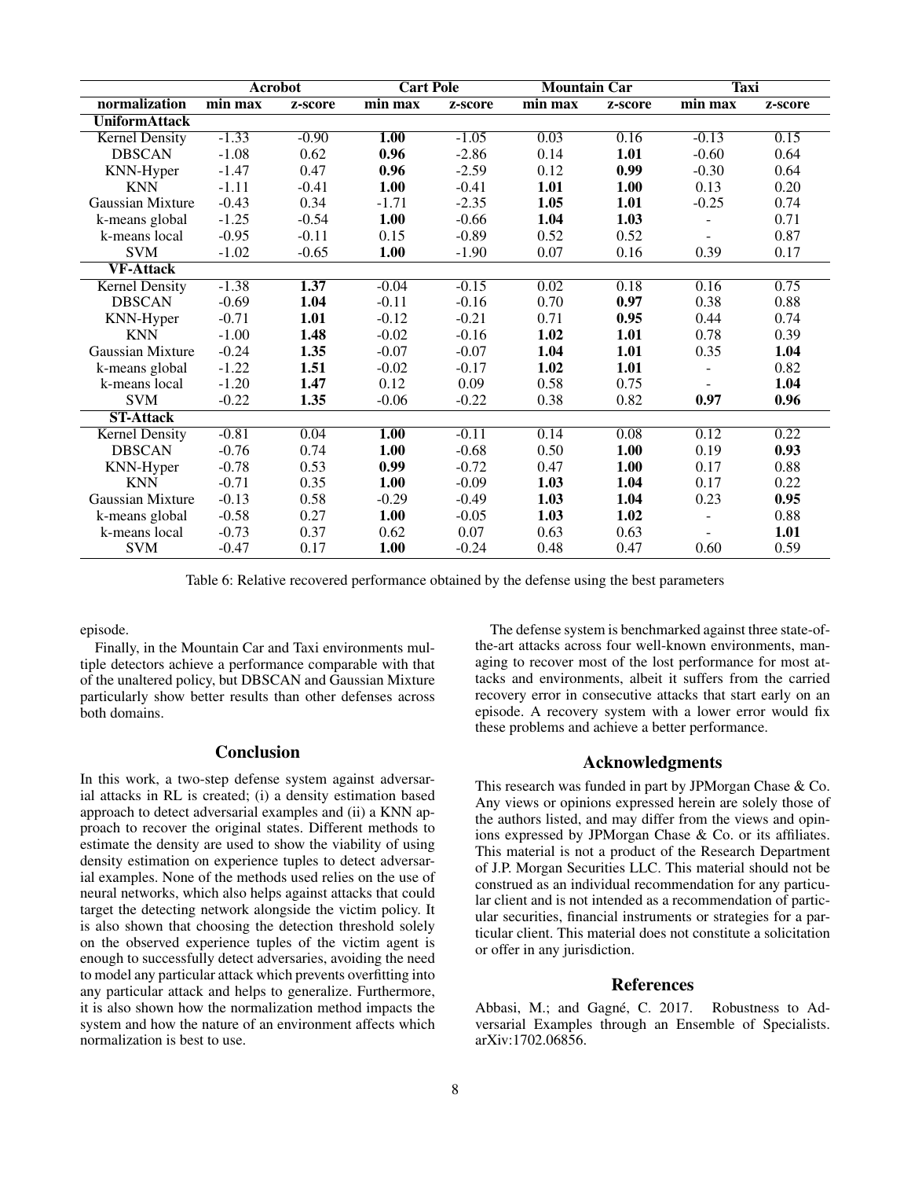| | Acrobot | | Cart Pole | | Mountain Car | | Taxi | |
|---|---|---|---|---|---|---|---|---|
| **normalization** | **min max** | **z-score** | **min max** | **z-score** | **min max** | **z-score** | **min max** | **z-score** |
| **UniformAttack** | | | | | | | | |
| Kernel Density | -1.33 | -0.90 | **1.00** | -1.05 | 0.03 | 0.16 | -0.13 | 0.15 |
| DBSCAN | -1.08 | 0.62 | **0.96** | -2.86 | 0.14 | **1.01** | -0.60 | 0.64 |
| KNN-Hyper | -1.47 | 0.47 | **0.96** | -2.59 | 0.12 | **0.99** | -0.30 | 0.64 |
| KNN | -1.11 | -0.41 | **1.00** | -0.41 | **1.01** | **1.00** | 0.13 | 0.20 |
| Gaussian Mixture | -0.43 | 0.34 | -1.71 | -2.35 | **1.05** | **1.01** | -0.25 | 0.74 |
| k-means global | -1.25 | -0.54 | **1.00** | -0.66 | **1.04** | **1.03** | - | 0.71 |
| k-means local | -0.95 | -0.11 | 0.15 | -0.89 | 0.52 | 0.52 | - | 0.87 |
| SVM | -1.02 | -0.65 | **1.00** | -1.90 | 0.07 | 0.16 | 0.39 | 0.17 |
| **VF-Attack** | | | | | | | | |
| Kernel Density | -1.38 | **1.37** | -0.04 | -0.15 | 0.02 | 0.18 | 0.16 | 0.75 |
| DBSCAN | -0.69 | **1.04** | -0.11 | -0.16 | 0.70 | **0.97** | 0.38 | 0.88 |
| KNN-Hyper | -0.71 | **1.01** | -0.12 | -0.21 | 0.71 | **0.95** | 0.44 | 0.74 |
| KNN | -1.00 | **1.48** | -0.02 | -0.16 | **1.02** | **1.01** | 0.78 | 0.39 |
| Gaussian Mixture | -0.24 | **1.35** | -0.07 | -0.07 | **1.04** | **1.01** | 0.35 | **1.04** |
| k-means global | -1.22 | **1.51** | -0.02 | -0.17 | **1.02** | **1.01** | - | 0.82 |
| k-means local | -1.20 | **1.47** | 0.12 | 0.09 | 0.58 | 0.75 | - | **1.04** |
| SVM | -0.22 | **1.35** | -0.06 | -0.22 | 0.38 | 0.82 | **0.97** | **0.96** |
| **ST-Attack** | | | | | | | | |
| Kernel Density | -0.81 | 0.04 | **1.00** | -0.11 | 0.14 | 0.08 | 0.12 | 0.22 |
| DBSCAN | -0.76 | 0.74 | **1.00** | -0.68 | 0.50 | **1.00** | 0.19 | **0.93** |
| KNN-Hyper | -0.78 | 0.53 | **0.99** | -0.72 | 0.47 | **1.00** | 0.17 | 0.88 |
| KNN | -0.71 | 0.35 | **1.00** | -0.09 | **1.03** | **1.04** | 0.17 | 0.22 |
| Gaussian Mixture | -0.13 | 0.58 | -0.29 | -0.49 | **1.03** | **1.04** | 0.23 | **0.95** |
| k-means global | -0.58 | 0.27 | **1.00** | -0.05 | **1.03** | **1.02** | - | 0.88 |
| k-means local | -0.73 | 0.37 | 0.62 | 0.07 | 0.63 | 0.63 | - | **1.01** |
| SVM | -0.47 | 0.17 | **1.00** | -0.24 | 0.48 | 0.47 | 0.60 | 0.59 |

Table 6: Relative recovered performance obtained by the defense using the best parameters

episode.

Finally, in the Mountain Car and Taxi environments multiple detectors achieve a performance comparable with that of the unaltered policy, but DBSCAN and Gaussian Mixture particularly show better results than other defenses across both domains.

## Conclusion

In this work, a two-step defense system against adversarial attacks in RL is created; (i) a density estimation based approach to detect adversarial examples and (ii) a KNN approach to recover the original states. Different methods to estimate the density are used to show the viability of using density estimation on experience tuples to detect adversarial examples. None of the methods used relies on the use of neural networks, which also helps against attacks that could target the detecting network alongside the victim policy. It is also shown that choosing the detection threshold solely on the observed experience tuples of the victim agent is enough to successfully detect adversaries, avoiding the need to model any particular attack which prevents overfitting into any particular attack and helps to generalize. Furthermore, it is also shown how the normalization method impacts the system and how the nature of an environment affects which normalization is best to use.

The defense system is benchmarked against three state-of-the-art attacks across four well-known environments, managing to recover most of the lost performance for most attacks and environments, albeit it suffers from the carried recovery error in consecutive attacks that start early on an episode. A recovery system with a lower error would fix these problems and achieve a better performance.

## Acknowledgments

This research was funded in part by JPMorgan Chase & Co. Any views or opinions expressed herein are solely those of the authors listed, and may differ from the views and opinions expressed by JPMorgan Chase & Co. or its affiliates. This material is not a product of the Research Department of J.P. Morgan Securities LLC. This material should not be construed as an individual recommendation for any particular client and is not intended as a recommendation of particular securities, financial instruments or strategies for a particular client. This material does not constitute a solicitation or offer in any jurisdiction.

## References

Abbasi, M.; and Gagné, C. 2017. Robustness to Adversarial Examples through an Ensemble of Specialists. arXiv:1702.06856.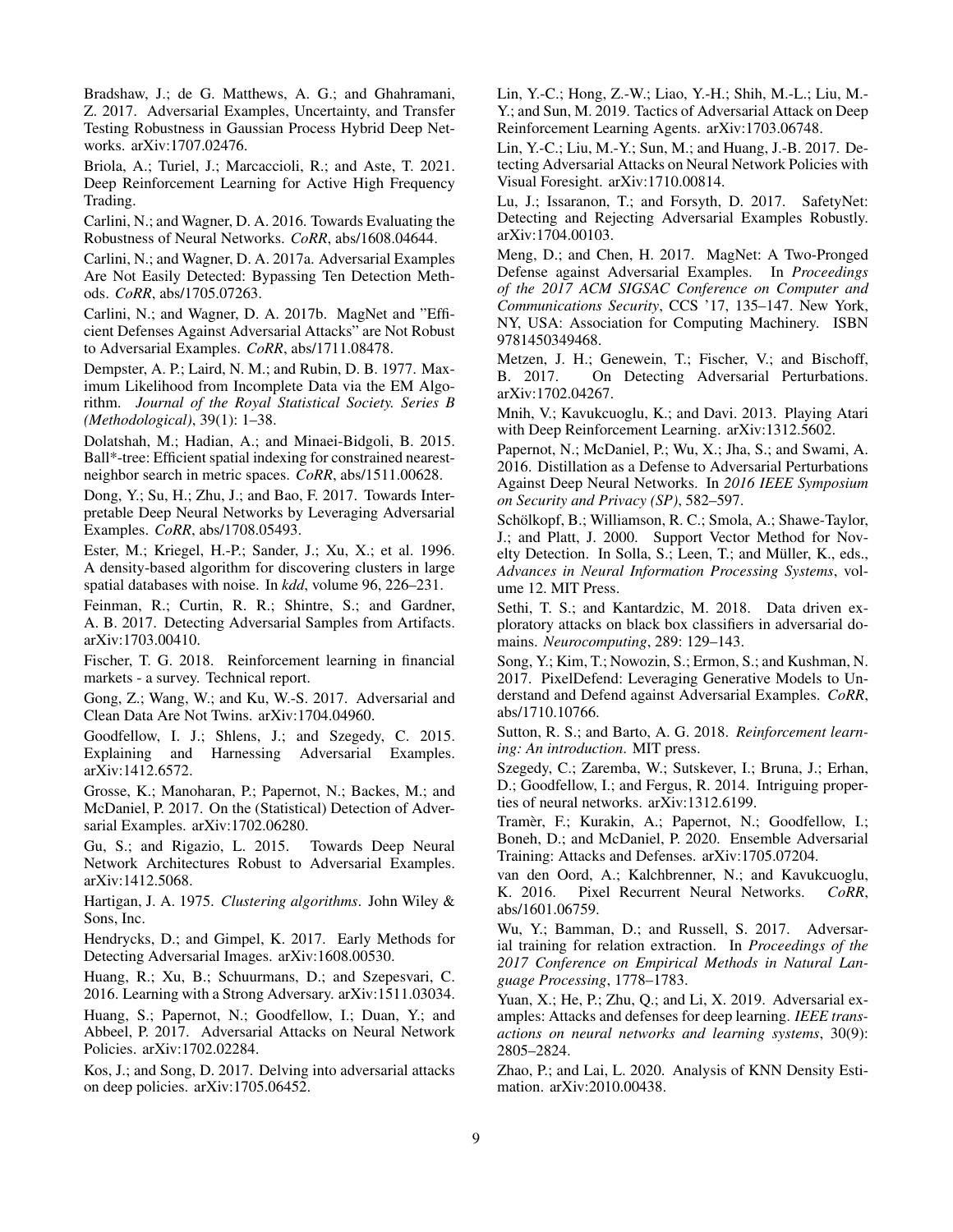Bradshaw, J.; de G. Matthews, A. G.; and Ghahramani, Z. 2017. Adversarial Examples, Uncertainty, and Transfer Testing Robustness in Gaussian Process Hybrid Deep Networks. arXiv:1707.02476.

Briola, A.; Turiel, J.; Marcaccioli, R.; and Aste, T. 2021. Deep Reinforcement Learning for Active High Frequency Trading.

Carlini, N.; and Wagner, D. A. 2016. Towards Evaluating the Robustness of Neural Networks. *CoRR*, abs/1608.04644.

Carlini, N.; and Wagner, D. A. 2017a. Adversarial Examples Are Not Easily Detected: Bypassing Ten Detection Methods. *CoRR*, abs/1705.07263.

Carlini, N.; and Wagner, D. A. 2017b. MagNet and "Efficient Defenses Against Adversarial Attacks" are Not Robust to Adversarial Examples. *CoRR*, abs/1711.08478.

Dempster, A. P.; Laird, N. M.; and Rubin, D. B. 1977. Maximum Likelihood from Incomplete Data via the EM Algorithm. *Journal of the Royal Statistical Society. Series B (Methodological)*, 39(1): 1–38.

Dolatshah, M.; Hadian, A.; and Minaei-Bidgoli, B. 2015. Ball*-tree: Efficient spatial indexing for constrained nearest-neighbor search in metric spaces. *CoRR*, abs/1511.00628.

Dong, Y.; Su, H.; Zhu, J.; and Bao, F. 2017. Towards Interpretable Deep Neural Networks by Leveraging Adversarial Examples. *CoRR*, abs/1708.05493.

Ester, M.; Kriegel, H.-P.; Sander, J.; Xu, X.; et al. 1996. A density-based algorithm for discovering clusters in large spatial databases with noise. In *kdd*, volume 96, 226–231.

Feinman, R.; Curtin, R. R.; Shintre, S.; and Gardner, A. B. 2017. Detecting Adversarial Samples from Artifacts. arXiv:1703.00410.

Fischer, T. G. 2018. Reinforcement learning in financial markets - a survey. Technical report.

Gong, Z.; Wang, W.; and Ku, W.-S. 2017. Adversarial and Clean Data Are Not Twins. arXiv:1704.04960.

Goodfellow, I. J.; Shlens, J.; and Szegedy, C. 2015. Explaining and Harnessing Adversarial Examples. arXiv:1412.6572.

Grosse, K.; Manoharan, P.; Papernot, N.; Backes, M.; and McDaniel, P. 2017. On the (Statistical) Detection of Adversarial Examples. arXiv:1702.06280.

Gu, S.; and Rigazio, L. 2015. Towards Deep Neural Network Architectures Robust to Adversarial Examples. arXiv:1412.5068.

Hartigan, J. A. 1975. *Clustering algorithms*. John Wiley & Sons, Inc.

Hendrycks, D.; and Gimpel, K. 2017. Early Methods for Detecting Adversarial Images. arXiv:1608.00530.

Huang, R.; Xu, B.; Schuurmans, D.; and Szepesvari, C. 2016. Learning with a Strong Adversary. arXiv:1511.03034.

Huang, S.; Papernot, N.; Goodfellow, I.; Duan, Y.; and Abbeel, P. 2017. Adversarial Attacks on Neural Network Policies. arXiv:1702.02284.

Kos, J.; and Song, D. 2017. Delving into adversarial attacks on deep policies. arXiv:1705.06452.

Lin, Y.-C.; Hong, Z.-W.; Liao, Y.-H.; Shih, M.-L.; Liu, M.-Y.; and Sun, M. 2019. Tactics of Adversarial Attack on Deep Reinforcement Learning Agents. arXiv:1703.06748.

Lin, Y.-C.; Liu, M.-Y.; Sun, M.; and Huang, J.-B. 2017. Detecting Adversarial Attacks on Neural Network Policies with Visual Foresight. arXiv:1710.00814.

Lu, J.; Issaranon, T.; and Forsyth, D. 2017. SafetyNet: Detecting and Rejecting Adversarial Examples Robustly. arXiv:1704.00103.

Meng, D.; and Chen, H. 2017. MagNet: A Two-Pronged Defense against Adversarial Examples. In *Proceedings of the 2017 ACM SIGSAC Conference on Computer and Communications Security*, CCS '17, 135–147. New York, NY, USA: Association for Computing Machinery. ISBN 9781450349468.

Metzen, J. H.; Genewein, T.; Fischer, V.; and Bischoff, B. 2017. On Detecting Adversarial Perturbations. arXiv:1702.04267.

Mnih, V.; Kavukcuoglu, K.; and Davi. 2013. Playing Atari with Deep Reinforcement Learning. arXiv:1312.5602.

Papernot, N.; McDaniel, P.; Wu, X.; Jha, S.; and Swami, A. 2016. Distillation as a Defense to Adversarial Perturbations Against Deep Neural Networks. In *2016 IEEE Symposium on Security and Privacy (SP)*, 582–597.

Schölkopf, B.; Williamson, R. C.; Smola, A.; Shawe-Taylor, J.; and Platt, J. 2000. Support Vector Method for Novelty Detection. In Solla, S.; Leen, T.; and Müller, K., eds., *Advances in Neural Information Processing Systems*, volume 12. MIT Press.

Sethi, T. S.; and Kantardzic, M. 2018. Data driven exploratory attacks on black box classifiers in adversarial domains. *Neurocomputing*, 289: 129–143.

Song, Y.; Kim, T.; Nowozin, S.; Ermon, S.; and Kushman, N. 2017. PixelDefend: Leveraging Generative Models to Understand and Defend against Adversarial Examples. *CoRR*, abs/1710.10766.

Sutton, R. S.; and Barto, A. G. 2018. *Reinforcement learning: An introduction*. MIT press.

Szegedy, C.; Zaremba, W.; Sutskever, I.; Bruna, J.; Erhan, D.; Goodfellow, I.; and Fergus, R. 2014. Intriguing properties of neural networks. arXiv:1312.6199.

Tramèr, F.; Kurakin, A.; Papernot, N.; Goodfellow, I.; Boneh, D.; and McDaniel, P. 2020. Ensemble Adversarial Training: Attacks and Defenses. arXiv:1705.07204.

van den Oord, A.; Kalchbrenner, N.; and Kavukcuoglu, K. 2016. Pixel Recurrent Neural Networks. *CoRR*, abs/1601.06759.

Wu, Y.; Bamman, D.; and Russell, S. 2017. Adversarial training for relation extraction. In *Proceedings of the 2017 Conference on Empirical Methods in Natural Language Processing*, 1778–1783.

Yuan, X.; He, P.; Zhu, Q.; and Li, X. 2019. Adversarial examples: Attacks and defenses for deep learning. *IEEE transactions on neural networks and learning systems*, 30(9): 2805–2824.

Zhao, P.; and Lai, L. 2020. Analysis of KNN Density Estimation. arXiv:2010.00438.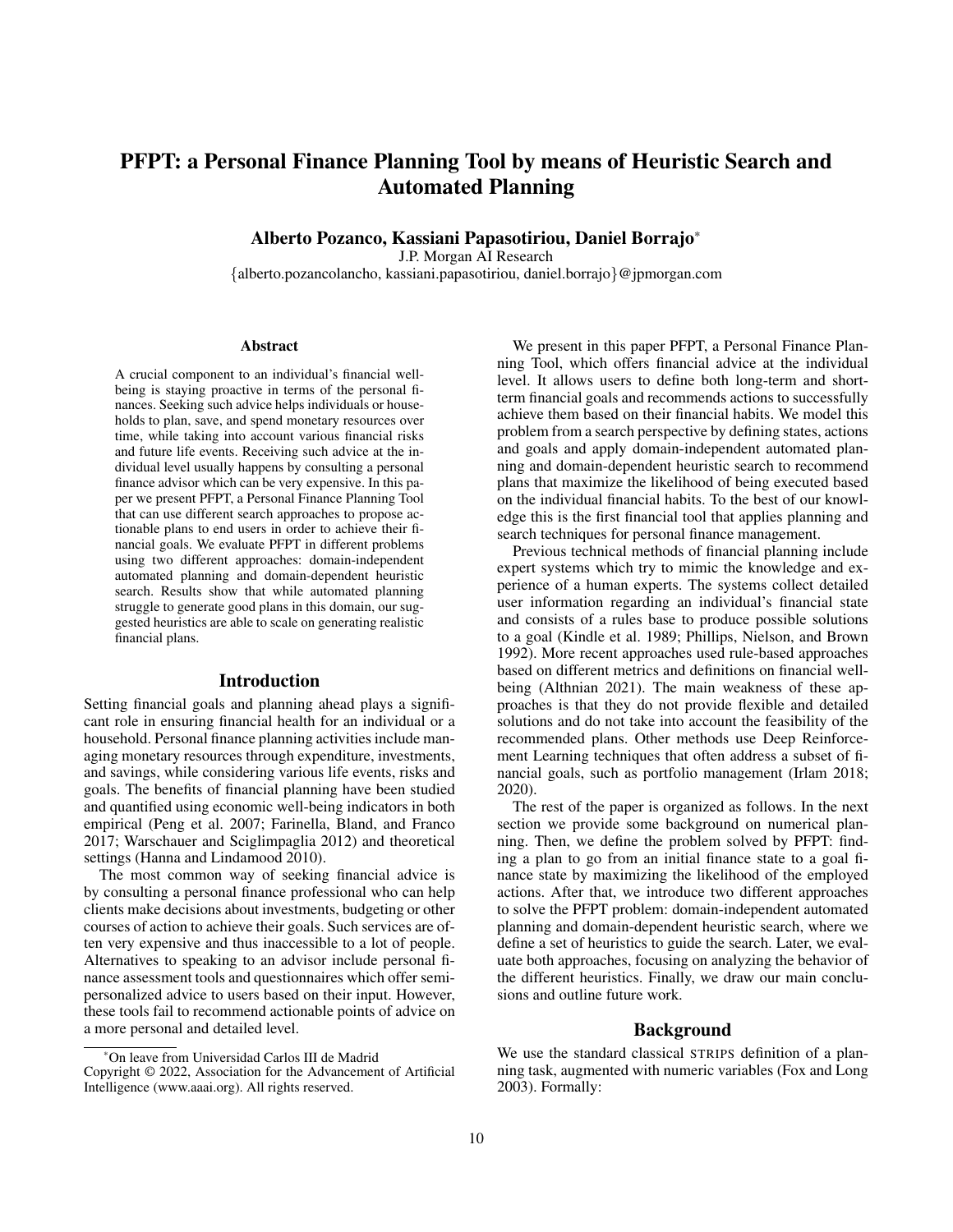# PFPT: a Personal Finance Planning Tool by means of Heuristic Search and Automated Planning

**Alberto Pozanco, Kassiani Papasotiriou, Daniel Borrajo***

J.P. Morgan AI Research

{alberto.pozancolancho, kassiani.papasotiriou, daniel.borrajo}@jpmorgan.com

### Abstract

A crucial component to an individual's financial wellbeing is staying proactive in terms of the personal finances. Seeking such advice helps individuals or households to plan, save, and spend monetary resources over time, while taking into account various financial risks and future life events. Receiving such advice at the individual level usually happens by consulting a personal finance advisor which can be very expensive. In this paper we present PFPT, a Personal Finance Planning Tool that can use different search approaches to propose actionable plans to end users in order to achieve their financial goals. We evaluate PFPT in different problems using two different approaches: domain-independent automated planning and domain-dependent heuristic search. Results show that while automated planning struggle to generate good plans in this domain, our suggested heuristics are able to scale on generating realistic financial plans.

## Introduction

Setting financial goals and planning ahead plays a significant role in ensuring financial health for an individual or a household. Personal finance planning activities include managing monetary resources through expenditure, investments, and savings, while considering various life events, risks and goals. The benefits of financial planning have been studied and quantified using economic well-being indicators in both empirical (Peng et al. 2007; Farinella, Bland, and Franco 2017; Warschauer and Sciglimpaglia 2012) and theoretical settings (Hanna and Lindamood 2010).

The most common way of seeking financial advice is by consulting a personal finance professional who can help clients make decisions about investments, budgeting or other courses of action to achieve their goals. Such services are often very expensive and thus inaccessible to a lot of people. Alternatives to speaking to an advisor include personal finance assessment tools and questionnaires which offer semi-personalized advice to users based on their input. However, these tools fail to recommend actionable points of advice on a more personal and detailed level.

*On leave from Universidad Carlos III de Madrid

Copyright © 2022, Association for the Advancement of Artificial Intelligence (www.aaai.org). All rights reserved.

We present in this paper PFPT, a Personal Finance Planning Tool, which offers financial advice at the individual level. It allows users to define both long-term and short-term financial goals and recommends actions to successfully achieve them based on their financial habits. We model this problem from a search perspective by defining states, actions and goals and apply domain-independent automated planning and domain-dependent heuristic search to recommend plans that maximize the likelihood of being executed based on the individual financial habits. To the best of our knowledge this is the first financial tool that applies planning and search techniques for personal finance management.

Previous technical methods of financial planning include expert systems which try to mimic the knowledge and experience of a human experts. The systems collect detailed user information regarding an individual's financial state and consists of a rules base to produce possible solutions to a goal (Kindle et al. 1989; Phillips, Nielson, and Brown 1992). More recent approaches used rule-based approaches based on different metrics and definitions on financial wellbeing (Althnian 2021). The main weakness of these approaches is that they do not provide flexible and detailed solutions and do not take into account the feasibility of the recommended plans. Other methods use Deep Reinforcement Learning techniques that often address a subset of financial goals, such as portfolio management (Irlam 2018; 2020).

The rest of the paper is organized as follows. In the next section we provide some background on numerical planning. Then, we define the problem solved by PFPT: finding a plan to go from an initial finance state to a goal finance state by maximizing the likelihood of the employed actions. After that, we introduce two different approaches to solve the PFPT problem: domain-independent automated planning and domain-dependent heuristic search, where we define a set of heuristics to guide the search. Later, we evaluate both approaches, focusing on analyzing the behavior of the different heuristics. Finally, we draw our main conclusions and outline future work.

## Background

We use the standard classical STRIPS definition of a planning task, augmented with numeric variables (Fox and Long 2003). Formally: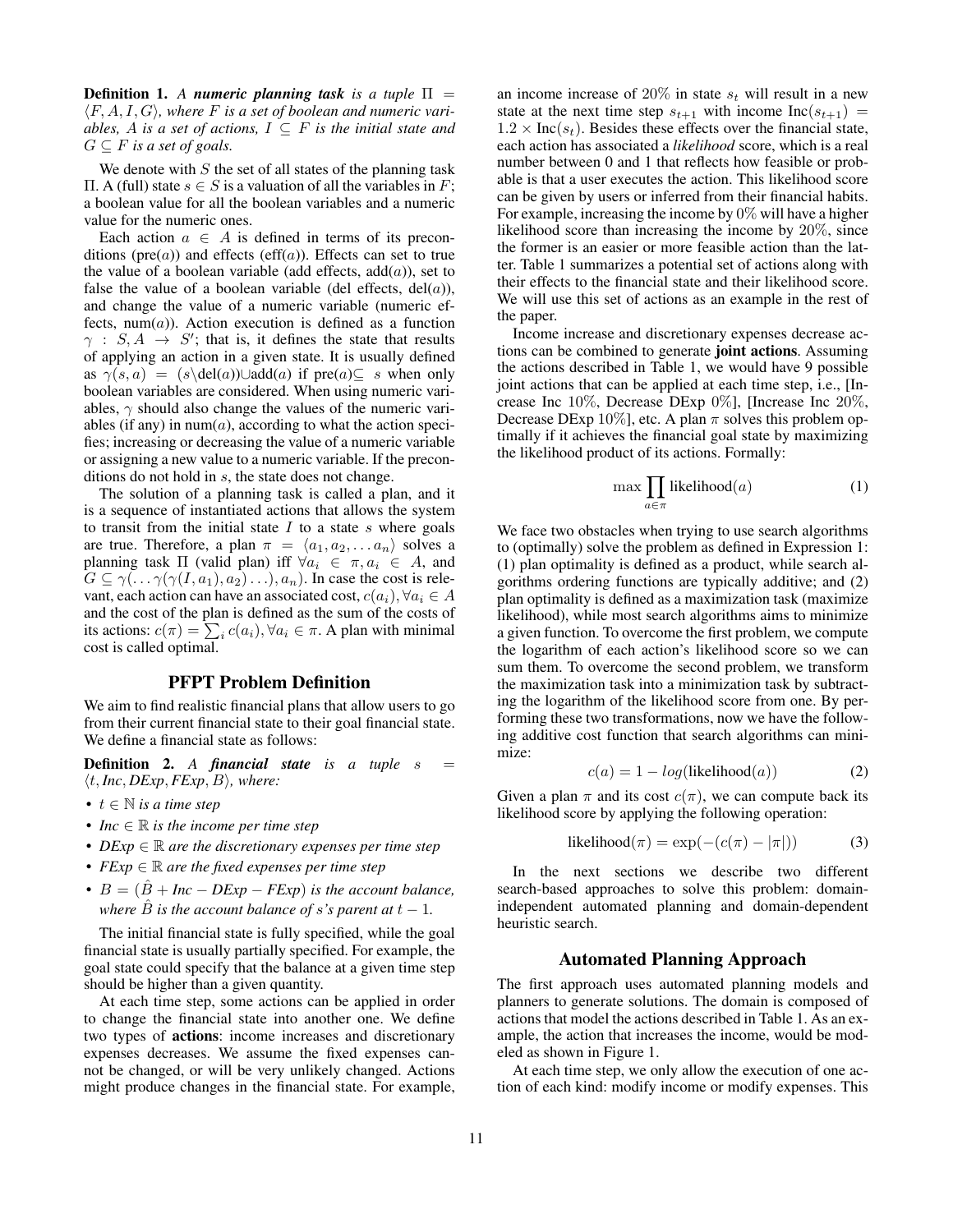**Definition 1.** *A **numeric planning task** is a tuple $\Pi = \langle F, A, I, G \rangle$, where $F$ is a set of boolean and numeric variables, $A$ is a set of actions, $I \subseteq F$ is the initial state and $G \subseteq F$ is a set of goals.*

We denote with $S$ the set of all states of the planning task $\Pi$. A (full) state $s \in S$ is a valuation of all the variables in $F$; a boolean value for all the boolean variables and a numeric value for the numeric ones.

Each action $a \in A$ is defined in terms of its preconditions (pre($a$)) and effects (eff($a$)). Effects can set to true the value of a boolean variable (add effects, add($a$)), set to false the value of a boolean variable (del effects, del($a$)), and change the value of a numeric variable (numeric effects, num($a$)). Action execution is defined as a function $\gamma : S, A \rightarrow S'$; that is, it defines the state that results of applying an action in a given state. It is usually defined as $\gamma(s, a) = (s \backslash \text{del}(a)) \cup \text{add}(a)$ if pre($a$)$\subseteq s$ when only boolean variables are considered. When using numeric variables, $\gamma$ should also change the values of the numeric variables (if any) in num($a$), according to what the action specifies; increasing or decreasing the value of a numeric variable or assigning a new value to a numeric variable. If the preconditions do not hold in $s$, the state does not change.

The solution of a planning task is called a plan, and it is a sequence of instantiated actions that allows the system to transit from the initial state $I$ to a state $s$ where goals are true. Therefore, a plan $\pi = \langle a_1, a_2, \ldots a_n \rangle$ solves a planning task $\Pi$ (valid plan) iff $\forall a_i \in \pi, a_i \in A$, and $G \subseteq \gamma(\ldots\gamma(\gamma(I, a_1), a_2)\ldots), a_n)$. In case the cost is relevant, each action can have an associated cost, $c(a_i), \forall a_i \in A$ and the cost of the plan is defined as the sum of the costs of its actions: $c(\pi) = \sum_i c(a_i), \forall a_i \in \pi$. A plan with minimal cost is called optimal.

## PFPT Problem Definition

We aim to find realistic financial plans that allow users to go from their current financial state to their goal financial state. We define a financial state as follows:

**Definition 2.** *A **financial state** is a tuple $s = \langle t, Inc, DExp, FExp, B \rangle$, where:*

- *$t \in \mathbb{N}$ is a time step*
- *$Inc \in \mathbb{R}$ is the income per time step*
- *$DExp \in \mathbb{R}$ are the discretionary expenses per time step*
- *$FExp \in \mathbb{R}$ are the fixed expenses per time step*
- *$B = (\hat{B} + Inc - DExp - FExp)$ is the account balance, where $\hat{B}$ is the account balance of $s$'s parent at $t-1$.*

The initial financial state is fully specified, while the goal financial state is usually partially specified. For example, the goal state could specify that the balance at a given time step should be higher than a given quantity.

At each time step, some actions can be applied in order to change the financial state into another one. We define two types of **actions**: income increases and discretionary expenses decreases. We assume the fixed expenses cannot be changed, or will be very unlikely changed. Actions might produce changes in the financial state. For example, an income increase of 20% in state $s_t$ will result in a new state at the next time step $s_{t+1}$ with income $\text{Inc}(s_{t+1}) = 1.2 \times \text{Inc}(s_t)$. Besides these effects over the financial state, each action has associated a *likelihood* score, which is a real number between 0 and 1 that reflects how feasible or probable is that a user executes the action. This likelihood score can be given by users or inferred from their financial habits. For example, increasing the income by 0% will have a higher likelihood score than increasing the income by 20%, since the former is an easier or more feasible action than the latter. Table 1 summarizes a potential set of actions along with their effects to the financial state and their likelihood score. We will use this set of actions as an example in the rest of the paper.

Income increase and discretionary expenses decrease actions can be combined to generate **joint actions**. Assuming the actions described in Table 1, we would have 9 possible joint actions that can be applied at each time step, i.e., [Increase Inc 10%, Decrease DExp 0%], [Increase Inc 20%, Decrease DExp 10%], etc. A plan $\pi$ solves this problem optimally if it achieves the financial goal state by maximizing the likelihood product of its actions. Formally:

$$\max \prod_{a \in \pi} \text{likelihood}(a) \tag{1}$$

We face two obstacles when trying to use search algorithms to (optimally) solve the problem as defined in Expression 1: (1) plan optimality is defined as a product, while search algorithms ordering functions are typically additive; and (2) plan optimality is defined as a maximization task (maximize likelihood), while most search algorithms aims to minimize a given function. To overcome the first problem, we compute the logarithm of each action's likelihood score so we can sum them. To overcome the second problem, we transform the maximization task into a minimization task by subtracting the logarithm of the likelihood score from one. By performing these two transformations, now we have the following additive cost function that search algorithms can minimize:

$$c(a) = 1 - log(\text{likelihood}(a)) \tag{2}$$

Given a plan $\pi$ and its cost $c(\pi)$, we can compute back its likelihood score by applying the following operation:

$$\text{likelihood}(\pi) = \exp(-(c(\pi) - |\pi|)) \tag{3}$$

In the next sections we describe two different search-based approaches to solve this problem: domain-independent automated planning and domain-dependent heuristic search.

## Automated Planning Approach

The first approach uses automated planning models and planners to generate solutions. The domain is composed of actions that model the actions described in Table 1. As an example, the action that increases the income, would be modeled as shown in Figure 1.

At each time step, we only allow the execution of one action of each kind: modify income or modify expenses. This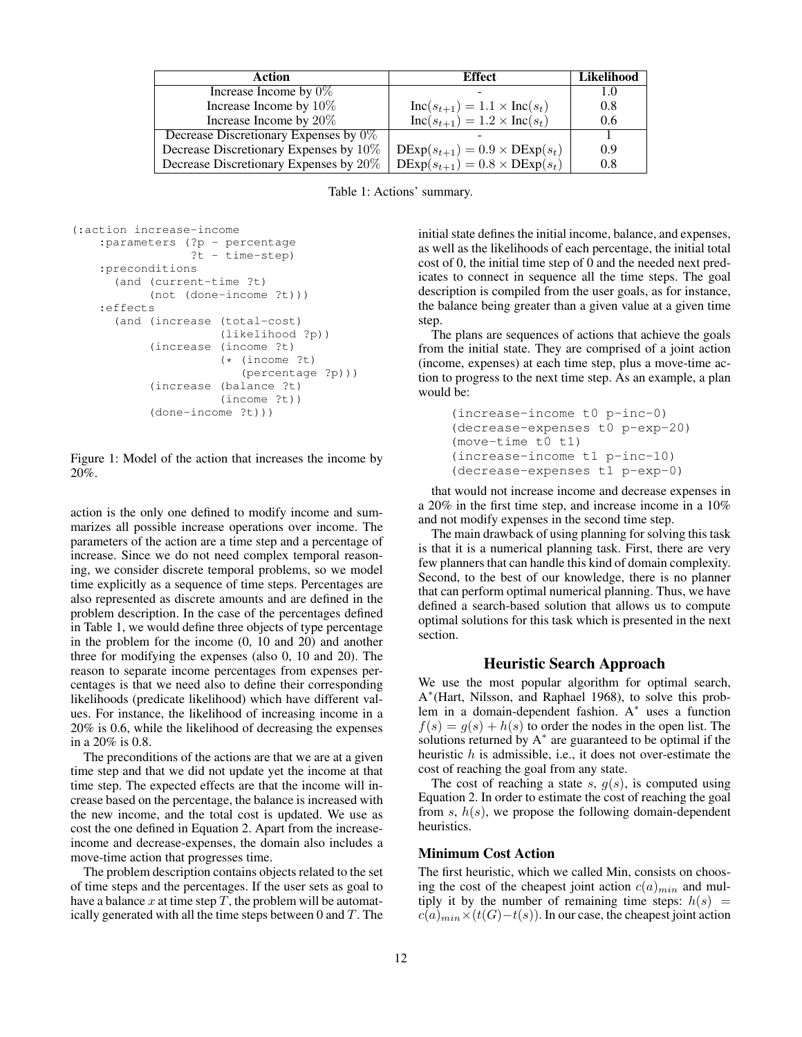| Action | Effect | Likelihood |
| --- | --- | --- |
| Increase Income by $0\%$ | - | 1.0 |
| Increase Income by $10\%$ | $\text{Inc}(s_{t+1}) = 1.1 \times \text{Inc}(s_t)$ | 0.8 |
| Increase Income by $20\%$ | $\text{Inc}(s_{t+1}) = 1.2 \times \text{Inc}(s_t)$ | 0.6 |
| Decrease Discretionary Expenses by $0\%$ | - | 1 |
| Decrease Discretionary Expenses by $10\%$ | $\text{DExp}(s_{t+1}) = 0.9 \times \text{DExp}(s_t)$ | 0.9 |
| Decrease Discretionary Expenses by $20\%$ | $\text{DExp}(s_{t+1}) = 0.8 \times \text{DExp}(s_t)$ | 0.8 |

Table 1: Actions' summary.

```
(:action increase-income
    :parameters (?p - percentage
                 ?t - time-step)
    :preconditions
      (and (current-time ?t)
           (not (done-income ?t)))
    :effects
      (and (increase (total-cost)
                     (likelihood ?p))
           (increase (income ?t)
                     (* (income ?t)
                        (percentage ?p)))
           (increase (balance ?t)
                     (income ?t))
           (done-income ?t)))
```

Figure 1: Model of the action that increases the income by 20%.

action is the only one defined to modify income and summarizes all possible increase operations over income. The parameters of the action are a time step and a percentage of increase. Since we do not need complex temporal reasoning, we consider discrete temporal problems, so we model time explicitly as a sequence of time steps. Percentages are also represented as discrete amounts and are defined in the problem description. In the case of the percentages defined in Table 1, we would define three objects of type percentage in the problem for the income (0, 10 and 20) and another three for modifying the expenses (also 0, 10 and 20). The reason to separate income percentages from expenses percentages is that we need also to define their corresponding likelihoods (predicate likelihood) which have different values. For instance, the likelihood of increasing income in a 20% is 0.6, while the likelihood of decreasing the expenses in a 20% is 0.8.

The preconditions of the actions are that we are at a given time step and that we did not update yet the income at that time step. The expected effects are that the income will increase based on the percentage, the balance is increased with the new income, and the total cost is updated. We use as cost the one defined in Equation 2. Apart from the increase-income and decrease-expenses, the domain also includes a move-time action that progresses time.

The problem description contains objects related to the set of time steps and the percentages. If the user sets as goal to have a balance $x$ at time step $T$, the problem will be automatically generated with all the time steps between 0 and $T$. The initial state defines the initial income, balance, and expenses, as well as the likelihoods of each percentage, the initial total cost of 0, the initial time step of 0 and the needed next predicates to connect in sequence all the time steps. The goal description is compiled from the user goals, as for instance, the balance being greater than a given value at a given time step.

The plans are sequences of actions that achieve the goals from the initial state. They are comprised of a joint action (income, expenses) at each time step, plus a move-time action to progress to the next time step. As an example, a plan would be:

```
(increase-income t0 p-inc-0)
(decrease-expenses t0 p-exp-20)
(move-time t0 t1)
(increase-income t1 p-inc-10)
(decrease-expenses t1 p-exp-0)
```

that would not increase income and decrease expenses in a 20% in the first time step, and increase income in a 10% and not modify expenses in the second time step.

The main drawback of using planning for solving this task is that it is a numerical planning task. First, there are very few planners that can handle this kind of domain complexity. Second, to the best of our knowledge, there is no planner that can perform optimal numerical planning. Thus, we have defined a search-based solution that allows us to compute optimal solutions for this task which is presented in the next section.

## Heuristic Search Approach

We use the most popular algorithm for optimal search, A*(Hart, Nilsson, and Raphael 1968), to solve this problem in a domain-dependent fashion. A* uses a function $f(s) = g(s) + h(s)$ to order the nodes in the open list. The solutions returned by A* are guaranteed to be optimal if the heuristic $h$ is admissible, i.e., it does not over-estimate the cost of reaching the goal from any state.

The cost of reaching a state $s$, $g(s)$, is computed using Equation 2. In order to estimate the cost of reaching the goal from $s$, $h(s)$, we propose the following domain-dependent heuristics.

### Minimum Cost Action

The first heuristic, which we called Min, consists on choosing the cost of the cheapest joint action $c(a)_{min}$ and multiply it by the number of remaining time steps: $h(s) = c(a)_{min} \times (t(G) - t(s))$. In our case, the cheapest joint action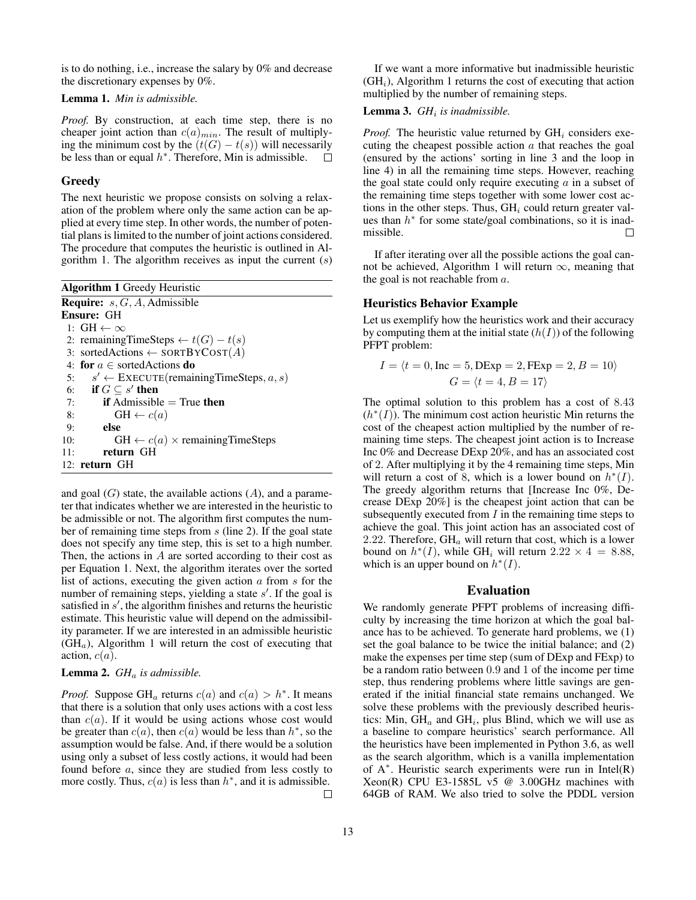is to do nothing, i.e., increase the salary by 0% and decrease the discretionary expenses by 0%.

**Lemma 1.** *Min is admissible.*

*Proof.* By construction, at each time step, there is no cheaper joint action than $c(a)_{min}$. The result of multiplying the minimum cost by the $(t(G) - t(s))$ will necessarily be less than or equal $h^*$. Therefore, Min is admissible. □

## Greedy

The next heuristic we propose consists on solving a relaxation of the problem where only the same action can be applied at every time step. In other words, the number of potential plans is limited to the number of joint actions considered. The procedure that computes the heuristic is outlined in Algorithm 1. The algorithm receives as input the current $(s)$ and goal $(G)$ state, the available actions $(A)$, and a parameter that indicates whether we are interested in the heuristic to be admissible or not. The algorithm first computes the number of remaining time steps from $s$ (line 2). If the goal state does not specify any time step, this is set to a high number. Then, the actions in $A$ are sorted according to their cost as per Equation 1. Next, the algorithm iterates over the sorted list of actions, executing the given action $a$ from $s$ for the number of remaining steps, yielding a state $s'$. If the goal is satisfied in $s'$, the algorithm finishes and returns the heuristic estimate. This heuristic value will depend on the admissibility parameter. If we are interested in an admissible heuristic (GH$_a$), Algorithm 1 will return the cost of executing that action, $c(a)$.

**Algorithm 1** Greedy Heuristic

```
Require: s, G, A, Admissible
Ensure: GH
 1: GH ← ∞
 2: remainingTimeSteps ← t(G) − t(s)
 3: sortedActions ← SORTBYCOST(A)
 4: for a ∈ sortedActions do
 5:     s' ← EXECUTE(remainingTimeSteps, a, s)
 6:     if G ⊆ s' then
 7:         if Admissible = True then
 8:             GH ← c(a)
 9:         else
10:             GH ← c(a) × remainingTimeSteps
11:         return GH
12: return GH
```

**Lemma 2.** *GH$_a$ is admissible.*

*Proof.* Suppose GH$_a$ returns $c(a)$ and $c(a) > h^*$. It means that there is a solution that only uses actions with a cost less than $c(a)$. If it would be using actions whose cost would be greater than $c(a)$, then $c(a)$ would be less than $h^*$, so the assumption would be false. And, if there would be a solution using only a subset of less costly actions, it would had been found before $a$, since they are studied from less costly to more costly. Thus, $c(a)$ is less than $h^*$, and it is admissible. □

If we want a more informative but inadmissible heuristic (GH$_i$), Algorithm 1 returns the cost of executing that action multiplied by the number of remaining steps.

**Lemma 3.** *GH$_i$ is inadmissible.*

*Proof.* The heuristic value returned by GH$_i$ considers executing the cheapest possible action $a$ that reaches the goal (ensured by the actions' sorting in line 3 and the loop in line 4) in all the remaining time steps. However, reaching the goal state could only require executing $a$ in a subset of the remaining time steps together with some lower cost actions in the other steps. Thus, GH$_i$ could return greater values than $h^*$ for some state/goal combinations, so it is inadmissible. □

If after iterating over all the possible actions the goal cannot be achieved, Algorithm 1 will return $\infty$, meaning that the goal is not reachable from $a$.

## Heuristics Behavior Example

Let us exemplify how the heuristics work and their accuracy by computing them at the initial state $(h(I))$ of the following PFPT problem:

$$I = \langle t = 0, \text{Inc} = 5, \text{DExp} = 2, \text{FExp} = 2, B = 10\rangle$$
$$G = \langle t = 4, B = 17\rangle$$

The optimal solution to this problem has a cost of 8.43 $(h^*(I))$. The minimum cost action heuristic Min returns the cost of the cheapest action multiplied by the number of remaining time steps. The cheapest joint action is to Increase Inc 0% and Decrease DExp 20%, and has an associated cost of 2. After multiplying it by the 4 remaining time steps, Min will return a cost of 8, which is a lower bound on $h^*(I)$. The greedy algorithm returns that [Increase Inc 0%, Decrease DExp 20%] is the cheapest joint action that can be subsequently executed from $I$ in the remaining time steps to achieve the goal. This joint action has an associated cost of 2.22. Therefore, GH$_a$ will return that cost, which is a lower bound on $h^*(I)$, while GH$_i$ will return $2.22 \times 4 = 8.88$, which is an upper bound on $h^*(I)$.

# Evaluation

We randomly generate PFPT problems of increasing difficulty by increasing the time horizon at which the goal balance has to be achieved. To generate hard problems, we (1) set the goal balance to be twice the initial balance; and (2) make the expenses per time step (sum of DExp and FExp) to be a random ratio between 0.9 and 1 of the income per time step, thus rendering problems where little savings are generated if the initial financial state remains unchanged. We solve these problems with the previously described heuristics: Min, GH$_a$ and GH$_i$, plus Blind, which we will use as a baseline to compare heuristics' search performance. All the heuristics have been implemented in Python 3.6, as well as the search algorithm, which is a vanilla implementation of A$^*$. Heuristic search experiments were run in Intel(R) Xeon(R) CPU E3-1585L v5 @ 3.00GHz machines with 64GB of RAM. We also tried to solve the PDDL version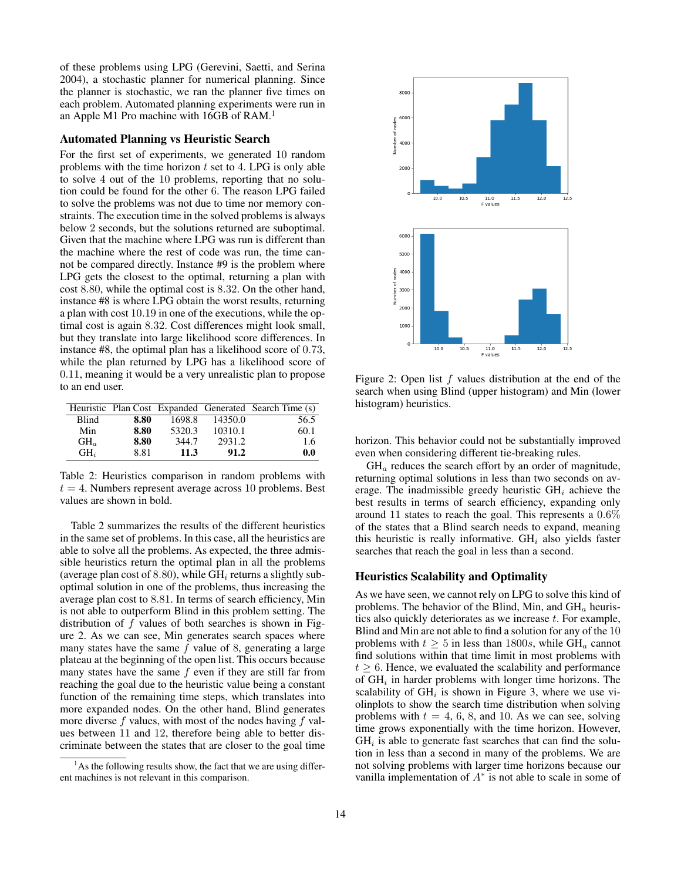of these problems using LPG (Gerevini, Saetti, and Serina 2004), a stochastic planner for numerical planning. Since the planner is stochastic, we ran the planner five times on each problem. Automated planning experiments were run in an Apple M1 Pro machine with 16GB of RAM.[1]

### Automated Planning vs Heuristic Search

For the first set of experiments, we generated 10 random problems with the time horizon $t$ set to 4. LPG is only able to solve 4 out of the 10 problems, reporting that no solution could be found for the other 6. The reason LPG failed to solve the problems was not due to time nor memory constraints. The execution time in the solved problems is always below 2 seconds, but the solutions returned are suboptimal. Given that the machine where LPG was run is different than the machine where the rest of code was run, the time cannot be compared directly. Instance #9 is the problem where LPG gets the closest to the optimal, returning a plan with cost 8.80, while the optimal cost is 8.32. On the other hand, instance #8 is where LPG obtain the worst results, returning a plan with cost 10.19 in one of the executions, while the optimal cost is again 8.32. Cost differences might look small, but they translate into large likelihood score differences. In instance #8, the optimal plan has a likelihood score of 0.73, while the plan returned by LPG has a likelihood score of 0.11, meaning it would be a very unrealistic plan to propose to an end user.

| Heuristic | Plan Cost | Expanded | Generated | Search Time (s) |
|---|---|---|---|---|
| Blind | **8.80** | 1698.8 | 14350.0 | 56.5 |
| Min | **8.80** | 5320.3 | 10310.1 | 60.1 |
| $GH_a$ | **8.80** | 344.7 | 2931.2 | 1.6 |
| $GH_i$ | 8.81 | **11.3** | **91.2** | **0.0** |

Table 2: Heuristics comparison in random problems with $t = 4$. Numbers represent average across 10 problems. Best values are shown in bold.

Table 2 summarizes the results of the different heuristics in the same set of problems. In this case, all the heuristics are able to solve all the problems. As expected, the three admissible heuristics return the optimal plan in all the problems (average plan cost of 8.80), while $GH_i$ returns a slightly suboptimal solution in one of the problems, thus increasing the average plan cost to 8.81. In terms of search efficiency, Min is not able to outperform Blind in this problem setting. The distribution of $f$ values of both searches is shown in Figure 2. As we can see, Min generates search spaces where many states have the same $f$ value of 8, generating a large plateau at the beginning of the open list. This occurs because many states have the same $f$ even if they are still far from reaching the goal due to the heuristic value being a constant function of the remaining time steps, which translates into more expanded nodes. On the other hand, Blind generates more diverse $f$ values, with most of the nodes having $f$ values between 11 and 12, therefore being able to better discriminate between the states that are closer to the goal time horizon. This behavior could not be substantially improved even when considering different tie-breaking rules.

Figure 2: Open list $f$ values distribution at the end of the search when using Blind (upper histogram) and Min (lower histogram) heuristics.

$GH_a$ reduces the search effort by an order of magnitude, returning optimal solutions in less than two seconds on average. The inadmissible greedy heuristic $GH_i$ achieve the best results in terms of search efficiency, expanding only around 11 states to reach the goal. This represents a 0.6% of the states that a Blind search needs to expand, meaning this heuristic is really informative. $GH_i$ also yields faster searches that reach the goal in less than a second.

### Heuristics Scalability and Optimality

As we have seen, we cannot rely on LPG to solve this kind of problems. The behavior of the Blind, Min, and $GH_a$ heuristics also quickly deteriorates as we increase $t$. For example, Blind and Min are not able to find a solution for any of the 10 problems with $t \geq 5$ in less than $1800s$, while $GH_a$ cannot find solutions within that time limit in most problems with $t \geq 6$. Hence, we evaluated the scalability and performance of $GH_i$ in harder problems with longer time horizons. The scalability of $GH_i$ is shown in Figure 3, where we use violinplots to show the search time distribution when solving problems with $t = 4$, 6, 8, and 10. As we can see, solving time grows exponentially with the time horizon. However, $GH_i$ is able to generate fast searches that can find the solution in less than a second in many of the problems. We are not solving problems with larger time horizons because our vanilla implementation of $A^*$ is not able to scale in some of

[1] As the following results show, the fact that we are using different machines is not relevant in this comparison.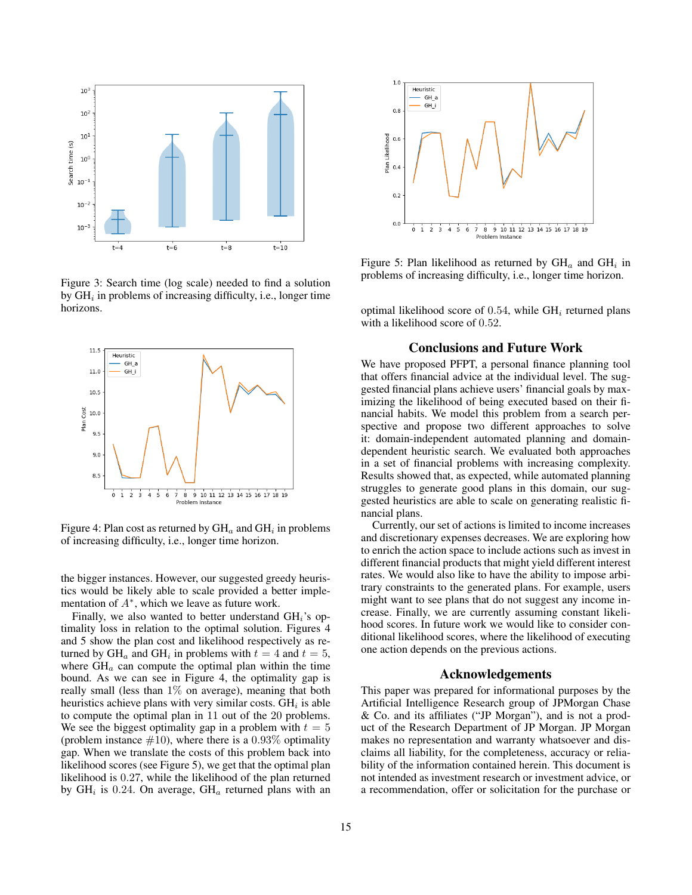Figure 3: Search time (log scale) needed to find a solution by $GH_i$ in problems of increasing difficulty, i.e., longer time horizons.

Figure 4: Plan cost as returned by $GH_a$ and $GH_i$ in problems of increasing difficulty, i.e., longer time horizon.

the bigger instances. However, our suggested greedy heuristics would be likely able to scale provided a better implementation of $A^*$, which we leave as future work.

Finally, we also wanted to better understand $GH_i$'s optimality loss in relation to the optimal solution. Figures 4 and 5 show the plan cost and likelihood respectively as returned by $GH_a$ and $GH_i$ in problems with $t = 4$ and $t = 5$, where $GH_a$ can compute the optimal plan within the time bound. As we can see in Figure 4, the optimality gap is really small (less than 1% on average), meaning that both heuristics achieve plans with very similar costs. $GH_i$ is able to compute the optimal plan in 11 out of the 20 problems. We see the biggest optimality gap in a problem with $t = 5$ (problem instance #10), where there is a 0.93% optimality gap. When we translate the costs of this problem back into likelihood scores (see Figure 5), we get that the optimal plan likelihood is 0.27, while the likelihood of the plan returned by $GH_i$ is 0.24. On average, $GH_a$ returned plans with an optimal likelihood score of 0.54, while $GH_i$ returned plans with a likelihood score of 0.52.

Figure 5: Plan likelihood as returned by $GH_a$ and $GH_i$ in problems of increasing difficulty, i.e., longer time horizon.

## Conclusions and Future Work

We have proposed PFPT, a personal finance planning tool that offers financial advice at the individual level. The suggested financial plans achieve users' financial goals by maximizing the likelihood of being executed based on their financial habits. We model this problem from a search perspective and propose two different approaches to solve it: domain-independent automated planning and domain-dependent heuristic search. We evaluated both approaches in a set of financial problems with increasing complexity. Results showed that, as expected, while automated planning struggles to generate good plans in this domain, our suggested heuristics are able to scale on generating realistic financial plans.

Currently, our set of actions is limited to income increases and discretionary expenses decreases. We are exploring how to enrich the action space to include actions such as invest in different financial products that might yield different interest rates. We would also like to have the ability to impose arbitrary constraints to the generated plans. For example, users might want to see plans that do not suggest any income increase. Finally, we are currently assuming constant likelihood scores. In future work we would like to consider conditional likelihood scores, where the likelihood of executing one action depends on the previous actions.

## Acknowledgements

This paper was prepared for informational purposes by the Artificial Intelligence Research group of JPMorgan Chase & Co. and its affiliates ("JP Morgan"), and is not a product of the Research Department of JP Morgan. JP Morgan makes no representation and warranty whatsoever and disclaims all liability, for the completeness, accuracy or reliability of the information contained herein. This document is not intended as investment research or investment advice, or a recommendation, offer or solicitation for the purchase or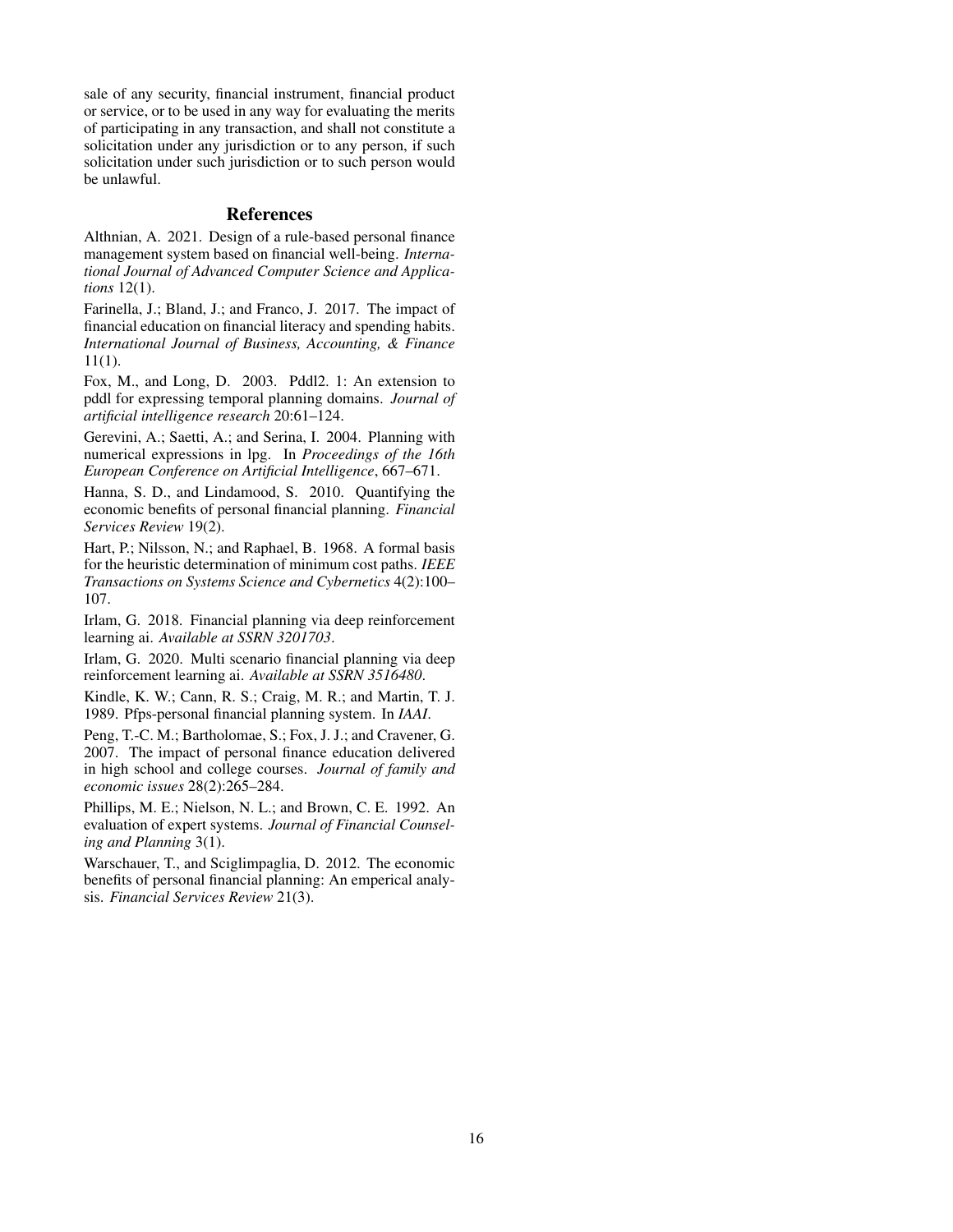sale of any security, financial instrument, financial product or service, or to be used in any way for evaluating the merits of participating in any transaction, and shall not constitute a solicitation under any jurisdiction or to any person, if such solicitation under such jurisdiction or to such person would be unlawful.

## References

Althnian, A. 2021. Design of a rule-based personal finance management system based on financial well-being. *International Journal of Advanced Computer Science and Applications* 12(1).

Farinella, J.; Bland, J.; and Franco, J. 2017. The impact of financial education on financial literacy and spending habits. *International Journal of Business, Accounting, & Finance* 11(1).

Fox, M., and Long, D. 2003. Pddl2. 1: An extension to pddl for expressing temporal planning domains. *Journal of artificial intelligence research* 20:61–124.

Gerevini, A.; Saetti, A.; and Serina, I. 2004. Planning with numerical expressions in lpg. In *Proceedings of the 16th European Conference on Artificial Intelligence*, 667–671.

Hanna, S. D., and Lindamood, S. 2010. Quantifying the economic benefits of personal financial planning. *Financial Services Review* 19(2).

Hart, P.; Nilsson, N.; and Raphael, B. 1968. A formal basis for the heuristic determination of minimum cost paths. *IEEE Transactions on Systems Science and Cybernetics* 4(2):100–107.

Irlam, G. 2018. Financial planning via deep reinforcement learning ai. *Available at SSRN 3201703*.

Irlam, G. 2020. Multi scenario financial planning via deep reinforcement learning ai. *Available at SSRN 3516480*.

Kindle, K. W.; Cann, R. S.; Craig, M. R.; and Martin, T. J. 1989. Pfps-personal financial planning system. In *IAAI*.

Peng, T.-C. M.; Bartholomae, S.; Fox, J. J.; and Cravener, G. 2007. The impact of personal finance education delivered in high school and college courses. *Journal of family and economic issues* 28(2):265–284.

Phillips, M. E.; Nielson, N. L.; and Brown, C. E. 1992. An evaluation of expert systems. *Journal of Financial Counseling and Planning* 3(1).

Warschauer, T., and Sciglimpaglia, D. 2012. The economic benefits of personal financial planning: An emperical analysis. *Financial Services Review* 21(3).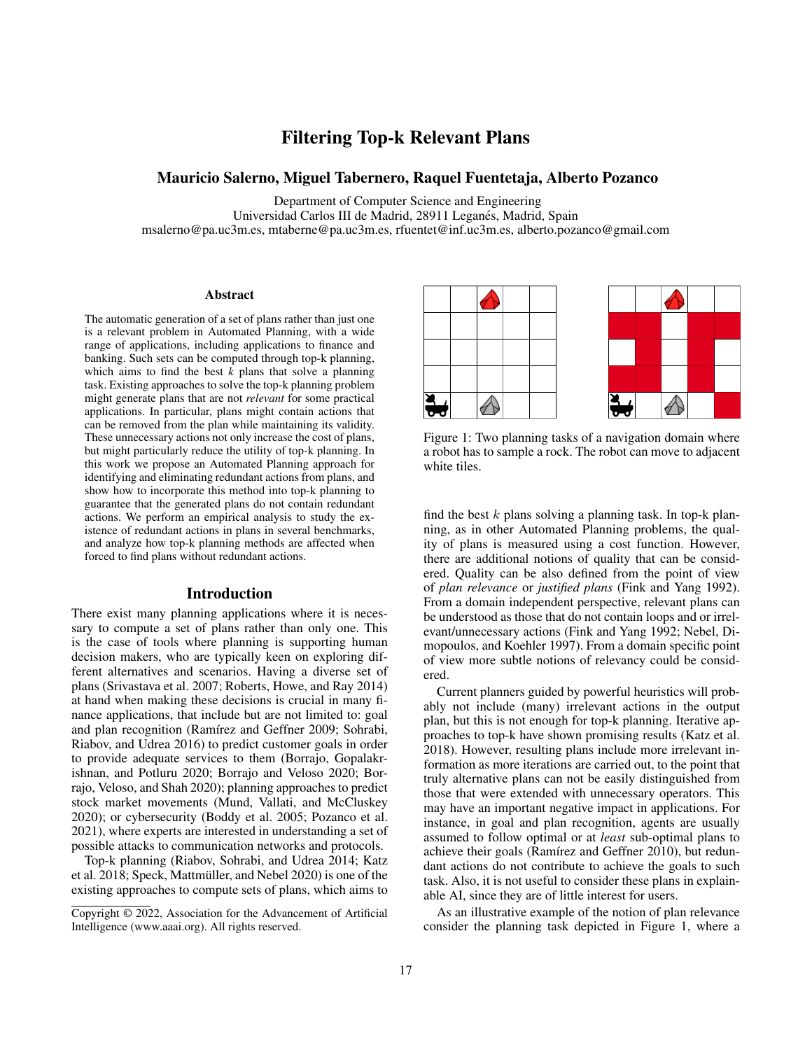# Filtering Top-k Relevant Plans

**Mauricio Salerno, Miguel Tabernero, Raquel Fuentetaja, Alberto Pozanco**

Department of Computer Science and Engineering
Universidad Carlos III de Madrid, 28911 Leganés, Madrid, Spain
msalerno@pa.uc3m.es, mtaberne@pa.uc3m.es, rfuentet@inf.uc3m.es, alberto.pozanco@gmail.com

## Abstract

The automatic generation of a set of plans rather than just one is a relevant problem in Automated Planning, with a wide range of applications, including applications to finance and banking. Such sets can be computed through top-k planning, which aims to find the best $k$ plans that solve a planning task. Existing approaches to solve the top-k planning problem might generate plans that are not *relevant* for some practical applications. In particular, plans might contain actions that can be removed from the plan while maintaining its validity. These unnecessary actions not only increase the cost of plans, but might particularly reduce the utility of top-k planning. In this work we propose an Automated Planning approach for identifying and eliminating redundant actions from plans, and show how to incorporate this method into top-k planning to guarantee that the generated plans do not contain redundant actions. We perform an empirical analysis to study the existence of redundant actions in plans in several benchmarks, and analyze how top-k planning methods are affected when forced to find plans without redundant actions.

## Introduction

There exist many planning applications where it is necessary to compute a set of plans rather than only one. This is the case of tools where planning is supporting human decision makers, who are typically keen on exploring different alternatives and scenarios. Having a diverse set of plans (Srivastava et al. 2007; Roberts, Howe, and Ray 2014) at hand when making these decisions is crucial in many finance applications, that include but are not limited to: goal and plan recognition (Ramírez and Geffner 2009; Sohrabi, Riabov, and Udrea 2016) to predict customer goals in order to provide adequate services to them (Borrajo, Gopalakrishnan, and Potluru 2020; Borrajo and Veloso 2020; Borrajo, Veloso, and Shah 2020); planning approaches to predict stock market movements (Mund, Vallati, and McCluskey 2020); or cybersecurity (Boddy et al. 2005; Pozanco et al. 2021), where experts are interested in understanding a set of possible attacks to communication networks and protocols.

Top-k planning (Riabov, Sohrabi, and Udrea 2014; Katz et al. 2018; Speck, Mattmüller, and Nebel 2020) is one of the existing approaches to compute sets of plans, which aims to find the best $k$ plans solving a planning task. In top-k planning, as in other Automated Planning problems, the quality of plans is measured using a cost function. However, there are additional notions of quality that can be considered. Quality can be also defined from the point of view of *plan relevance* or *justified plans* (Fink and Yang 1992). From a domain independent perspective, relevant plans can be understood as those that do not contain loops and or irrelevant/unnecessary actions (Fink and Yang 1992; Nebel, Dimopoulos, and Koehler 1997). From a domain specific point of view more subtle notions of relevancy could be considered.

Figure 1: Two planning tasks of a navigation domain where a robot has to sample a rock. The robot can move to adjacent white tiles.

Current planners guided by powerful heuristics will probably not include (many) irrelevant actions in the output plan, but this is not enough for top-k planning. Iterative approaches to top-k have shown promising results (Katz et al. 2018). However, resulting plans include more irrelevant information as more iterations are carried out, to the point that truly alternative plans can not be easily distinguished from those that were extended with unnecessary operators. This may have an important negative impact in applications. For instance, in goal and plan recognition, agents are usually assumed to follow optimal or at *least* sub-optimal plans to achieve their goals (Ramírez and Geffner 2010), but redundant actions do not contribute to achieve the goals to such task. Also, it is not useful to consider these plans in explainable AI, since they are of little interest for users.

As an illustrative example of the notion of plan relevance consider the planning task depicted in Figure 1, where a

Copyright © 2022, Association for the Advancement of Artificial Intelligence (www.aaai.org). All rights reserved.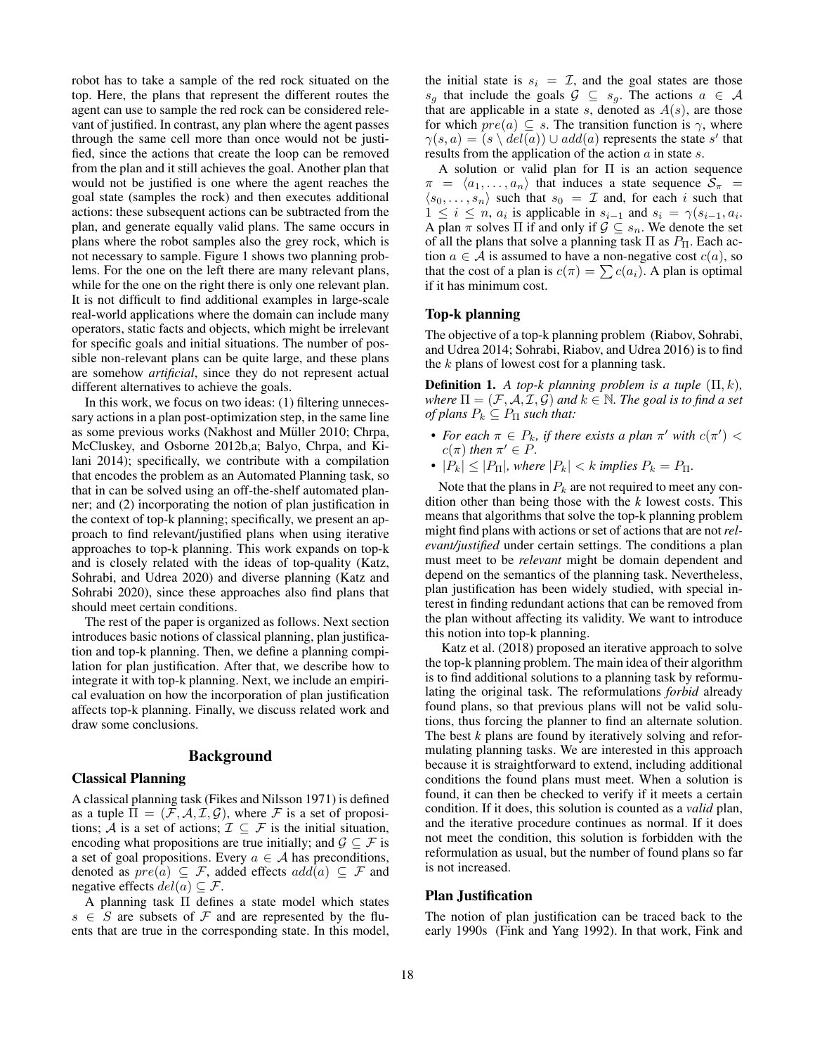robot has to take a sample of the red rock situated on the top. Here, the plans that represent the different routes the agent can use to sample the red rock can be considered relevant of justified. In contrast, any plan where the agent passes through the same cell more than once would not be justified, since the actions that create the loop can be removed from the plan and it still achieves the goal. Another plan that would not be justified is one where the agent reaches the goal state (samples the rock) and then executes additional actions: these subsequent actions can be subtracted from the plan, and generate equally valid plans. The same occurs in plans where the robot samples also the grey rock, which is not necessary to sample. Figure 1 shows two planning problems. For the one on the left there are many relevant plans, while for the one on the right there is only one relevant plan. It is not difficult to find additional examples in large-scale real-world applications where the domain can include many operators, static facts and objects, which might be irrelevant for specific goals and initial situations. The number of possible non-relevant plans can be quite large, and these plans are somehow *artificial*, since they do not represent actual different alternatives to achieve the goals.

In this work, we focus on two ideas: (1) filtering unnecessary actions in a plan post-optimization step, in the same line as some previous works (Nakhost and Müller 2010; Chrpa, McCluskey, and Osborne 2012b,a; Balyo, Chrpa, and Kilani 2014); specifically, we contribute with a compilation that encodes the problem as an Automated Planning task, so that in can be solved using an off-the-shelf automated planner; and (2) incorporating the notion of plan justification in the context of top-k planning; specifically, we present an approach to find relevant/justified plans when using iterative approaches to top-k planning. This work expands on top-k and is closely related with the ideas of top-quality (Katz, Sohrabi, and Udrea 2020) and diverse planning (Katz and Sohrabi 2020), since these approaches also find plans that should meet certain conditions.

The rest of the paper is organized as follows. Next section introduces basic notions of classical planning, plan justification and top-k planning. Then, we define a planning compilation for plan justification. After that, we describe how to integrate it with top-k planning. Next, we include an empirical evaluation on how the incorporation of plan justification affects top-k planning. Finally, we discuss related work and draw some conclusions.

## Background

### Classical Planning

A classical planning task (Fikes and Nilsson 1971) is defined as a tuple $\Pi = (\mathcal{F}, \mathcal{A}, \mathcal{I}, \mathcal{G})$, where $\mathcal{F}$ is a set of propositions; $\mathcal{A}$ is a set of actions; $\mathcal{I} \subseteq \mathcal{F}$ is the initial situation, encoding what propositions are true initially; and $\mathcal{G} \subseteq \mathcal{F}$ is a set of goal propositions. Every $a \in \mathcal{A}$ has preconditions, denoted as $pre(a) \subseteq \mathcal{F}$, added effects $add(a) \subseteq \mathcal{F}$ and negative effects $del(a) \subseteq \mathcal{F}$.

A planning task $\Pi$ defines a state model which states $s \in S$ are subsets of $\mathcal{F}$ and are represented by the fluents that are true in the corresponding state. In this model, the initial state is $s_i = \mathcal{I}$, and the goal states are those $s_g$ that include the goals $\mathcal{G} \subseteq s_g$. The actions $a \in \mathcal{A}$ that are applicable in a state $s$, denoted as $A(s)$, are those for which $pre(a) \subseteq s$. The transition function is $\gamma$, where $\gamma(s, a) = (s \setminus del(a)) \cup add(a)$ represents the state $s'$ that results from the application of the action $a$ in state $s$.

A solution or valid plan for $\Pi$ is an action sequence $\pi = \langle a_1, \ldots, a_n \rangle$ that induces a state sequence $\mathcal{S}_\pi = \langle s_0, \ldots, s_n \rangle$ such that $s_0 = \mathcal{I}$ and, for each $i$ such that $1 \leq i \leq n$, $a_i$ is applicable in $s_{i-1}$ and $s_i = \gamma(s_{i-1}, a_i)$. A plan $\pi$ solves $\Pi$ if and only if $\mathcal{G} \subseteq s_n$. We denote the set of all the plans that solve a planning task $\Pi$ as $P_\Pi$. Each action $a \in \mathcal{A}$ is assumed to have a non-negative cost $c(a)$, so that the cost of a plan is $c(\pi) = \sum c(a_i)$. A plan is optimal if it has minimum cost.

### Top-k planning

The objective of a top-k planning problem (Riabov, Sohrabi, and Udrea 2014; Sohrabi, Riabov, and Udrea 2016) is to find the $k$ plans of lowest cost for a planning task.

**Definition 1.** *A top-k planning problem is a tuple* $(\Pi, k)$*, where* $\Pi = (\mathcal{F}, \mathcal{A}, \mathcal{I}, \mathcal{G})$ *and* $k \in \mathbb{N}$*. The goal is to find a set of plans* $P_k \subseteq P_\Pi$ *such that:*

- *For each* $\pi \in P_k$*, if there exists a plan* $\pi'$ *with* $c(\pi') < c(\pi)$ *then* $\pi' \in P$*.*
- $|P_k| \leq |P_\Pi|$*, where* $|P_k| < k$ *implies* $P_k = P_\Pi$*.*

Note that the plans in $P_k$ are not required to meet any condition other than being those with the *k* lowest costs. This means that algorithms that solve the top-k planning problem might find plans with actions or set of actions that are not *relevant/justified* under certain settings. The conditions a plan must meet to be *relevant* might be domain dependent and depend on the semantics of the planning task. Nevertheless, plan justification has been widely studied, with special interest in finding redundant actions that can be removed from the plan without affecting its validity. We want to introduce this notion into top-k planning.

Katz et al. (2018) proposed an iterative approach to solve the top-k planning problem. The main idea of their algorithm is to find additional solutions to a planning task by reformulating the original task. The reformulations *forbid* already found plans, so that previous plans will not be valid solutions, thus forcing the planner to find an alternate solution. The best *k* plans are found by iteratively solving and reformulating planning tasks. We are interested in this approach because it is straightforward to extend, including additional conditions the found plans must meet. When a solution is found, it can then be checked to verify if it meets a certain condition. If it does, this solution is counted as a *valid* plan, and the iterative procedure continues as normal. If it does not meet the condition, this solution is forbidden with the reformulation as usual, but the number of found plans so far is not increased.

### Plan Justification

The notion of plan justification can be traced back to the early 1990s (Fink and Yang 1992). In that work, Fink and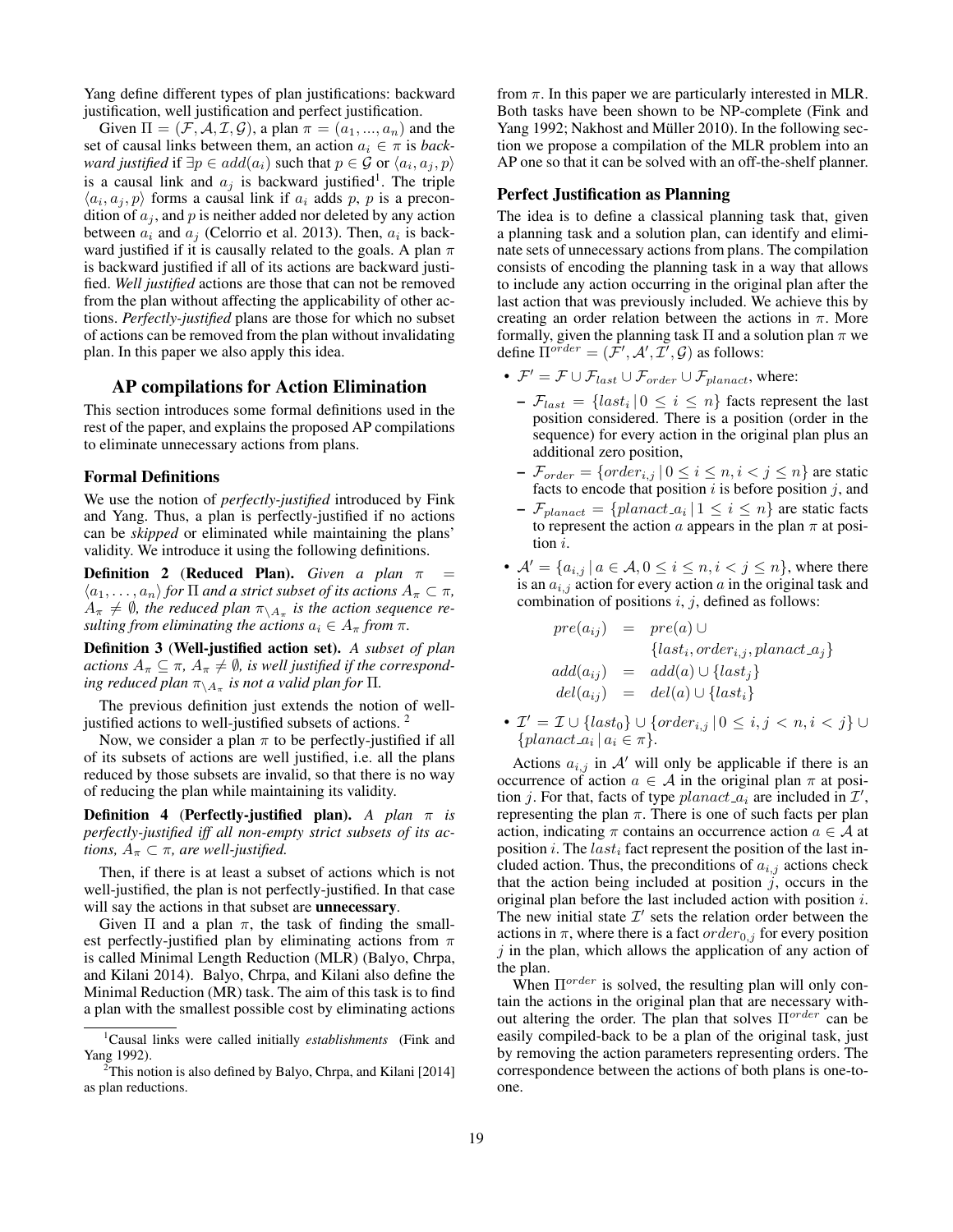Yang define different types of plan justifications: backward justification, well justification and perfect justification.

Given $\Pi = (\mathcal{F}, \mathcal{A}, \mathcal{I}, \mathcal{G})$, a plan $\pi = (a_1, ..., a_n)$ and the set of causal links between them, an action $a_i \in \pi$ is *backward justified* if $\exists p \in add(a_i)$ such that $p \in \mathcal{G}$ or $\langle a_i, a_j, p \rangle$ is a causal link and $a_j$ is backward justified[1]. The triple $\langle a_i, a_j, p \rangle$ forms a causal link if $a_i$ adds $p$, $p$ is a precondition of $a_j$, and $p$ is neither added nor deleted by any action between $a_i$ and $a_j$ (Celorrio et al. 2013). Then, $a_i$ is backward justified if it is causally related to the goals. A plan $\pi$ is backward justified if all of its actions are backward justified. *Well justified* actions are those that can not be removed from the plan without affecting the applicability of other actions. *Perfectly-justified* plans are those for which no subset of actions can be removed from the plan without invalidating plan. In this paper we also apply this idea.

## AP compilations for Action Elimination

This section introduces some formal definitions used in the rest of the paper, and explains the proposed AP compilations to eliminate unnecessary actions from plans.

### Formal Definitions

We use the notion of *perfectly-justified* introduced by Fink and Yang. Thus, a plan is perfectly-justified if no actions can be *skipped* or eliminated while maintaining the plans' validity. We introduce it using the following definitions.

**Definition 2** (**Reduced Plan).** *Given a plan $\pi = \langle a_1, \ldots, a_n \rangle$ for $\Pi$ and a strict subset of its actions $A_\pi \subset \pi$, $A_\pi \neq \emptyset$, the reduced plan $\pi_{\setminus A_\pi}$ is the action sequence resulting from eliminating the actions $a_i \in A_\pi$ from $\pi$.*

**Definition 3** (**Well-justified action set).** *A subset of plan actions $A_\pi \subseteq \pi$, $A_\pi \neq \emptyset$, is well justified if the corresponding reduced plan $\pi_{\setminus A_\pi}$ is not a valid plan for $\Pi$.*

The previous definition just extends the notion of well-justified actions to well-justified subsets of actions. [2]

Now, we consider a plan $\pi$ to be perfectly-justified if all of its subsets of actions are well justified, i.e. all the plans reduced by those subsets are invalid, so that there is no way of reducing the plan while maintaining its validity.

**Definition 4** (**Perfectly-justified plan).** *A plan $\pi$ is perfectly-justified iff all non-empty strict subsets of its actions, $A_\pi \subset \pi$, are well-justified.*

Then, if there is at least a subset of actions which is not well-justified, the plan is not perfectly-justified. In that case will say the actions in that subset are **unnecessary**.

Given $\Pi$ and a plan $\pi$, the task of finding the smallest perfectly-justified plan by eliminating actions from $\pi$ is called Minimal Length Reduction (MLR) (Balyo, Chrpa, and Kilani 2014). Balyo, Chrpa, and Kilani also define the Minimal Reduction (MR) task. The aim of this task is to find a plan with the smallest possible cost by eliminating actions from $\pi$. In this paper we are particularly interested in MLR. Both tasks have been shown to be NP-complete (Fink and Yang 1992; Nakhost and Müller 2010). In the following section we propose a compilation of the MLR problem into an AP one so that it can be solved with an off-the-shelf planner.

### Perfect Justification as Planning

The idea is to define a classical planning task that, given a planning task and a solution plan, can identify and eliminate sets of unnecessary actions from plans. The compilation consists of encoding the planning task in a way that allows to include any action occurring in the original plan after the last action that was previously included. We achieve this by creating an order relation between the actions in $\pi$. More formally, given the planning task $\Pi$ and a solution plan $\pi$ we define $\Pi^{order} = (\mathcal{F}', \mathcal{A}', \mathcal{I}', \mathcal{G})$ as follows:

- $\mathcal{F}' = \mathcal{F} \cup \mathcal{F}_{last} \cup \mathcal{F}_{order} \cup \mathcal{F}_{planact}$, where:
  - $\mathcal{F}_{last} = \{last_i \,|\, 0 \leq i \leq n\}$ facts represent the last position considered. There is a position (order in the sequence) for every action in the original plan plus an additional zero position,
  - $\mathcal{F}_{order} = \{order_{i,j} \,|\, 0 \leq i \leq n, i < j \leq n\}$ are static facts to encode that position $i$ is before position $j$, and
  - $\mathcal{F}_{planact} = \{planact\_a_i \,|\, 1 \leq i \leq n\}$ are static facts to represent the action $a$ appears in the plan $\pi$ at position $i$.
- $\mathcal{A}' = \{a_{i,j} \,|\, a \in \mathcal{A}, 0 \leq i \leq n, i < j \leq n\}$, where there is an $a_{i,j}$ action for every action $a$ in the original task and combination of positions $i$, $j$, defined as follows:

$$
\begin{aligned}
pre(a_{ij}) &= pre(a) \cup \\
&\quad \{last_i, order_{i,j}, planact\_a_j\} \\
add(a_{ij}) &= add(a) \cup \{last_j\} \\
del(a_{ij}) &= del(a) \cup \{last_i\}
\end{aligned}
$$

- $\mathcal{I}' = \mathcal{I} \cup \{last_0\} \cup \{order_{i,j} \,|\, 0 \leq i, j < n, i < j\} \cup \{planact\_a_i \,|\, a_i \in \pi\}$.

Actions $a_{i,j}$ in $\mathcal{A}'$ will only be applicable if there is an occurrence of action $a \in \mathcal{A}$ in the original plan $\pi$ at position $j$. For that, facts of type $planact\_a_i$ are included in $\mathcal{I}'$, representing the plan $\pi$. There is one of such facts per plan action, indicating $\pi$ contains an occurrence action $a \in \mathcal{A}$ at position $i$. The $last_i$ fact represent the position of the last included action. Thus, the preconditions of $a_{i,j}$ actions check that the action being included at position $j$, occurs in the original plan before the last included action with position $i$. The new initial state $\mathcal{I}'$ sets the relation order between the actions in $\pi$, where there is a fact $order_{0,j}$ for every position $j$ in the plan, which allows the application of any action of the plan.

When $\Pi^{order}$ is solved, the resulting plan will only contain the actions in the original plan that are necessary without altering the order. The plan that solves $\Pi^{order}$ can be easily compiled-back to be a plan of the original task, just by removing the action parameters representing orders. The correspondence between the actions of both plans is one-to-one.

---

[1] Causal links were called initially *establishments* (Fink and Yang 1992).

[2] This notion is also defined by Balyo, Chrpa, and Kilani [2014] as plan reductions.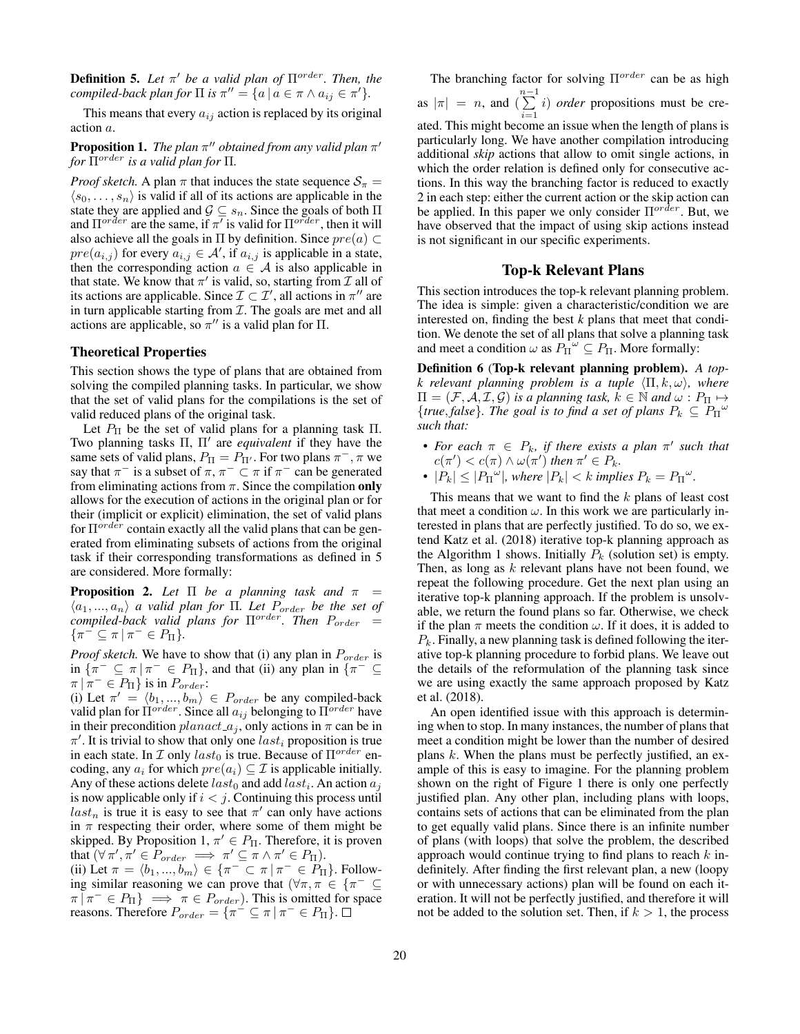**Definition 5.** *Let $\pi'$ be a valid plan of $\Pi^{order}$. Then, the compiled-back plan for $\Pi$ is $\pi'' = \{a \mid a \in \pi \wedge a_{ij} \in \pi'\}$.*

This means that every $a_{ij}$ action is replaced by its original action $a$.

**Proposition 1.** *The plan $\pi''$ obtained from any valid plan $\pi'$ for $\Pi^{order}$ is a valid plan for $\Pi$.*

*Proof sketch.* A plan $\pi$ that induces the state sequence $\mathcal{S}_\pi = \langle s_0, \ldots, s_n \rangle$ is valid if all of its actions are applicable in the state they are applied and $\mathcal{G} \subseteq s_n$. Since the goals of both $\Pi$ and $\Pi^{order}$ are the same, if $\pi'$ is valid for $\Pi^{order}$, then it will also achieve all the goals in $\Pi$ by definition. Since $pre(a) \subset pre(a_{i,j})$ for every $a_{i,j} \in \mathcal{A}'$, if $a_{i,j}$ is applicable in a state, then the corresponding action $a \in \mathcal{A}$ is also applicable in that state. We know that $\pi'$ is valid, so, starting from $\mathcal{I}$ all of its actions are applicable. Since $\mathcal{I} \subset \mathcal{I}'$, all actions in $\pi''$ are in turn applicable starting from $\mathcal{I}$. The goals are met and all actions are applicable, so $\pi''$ is a valid plan for $\Pi$.

## Theoretical Properties

This section shows the type of plans that are obtained from solving the compiled planning tasks. In particular, we show that the set of valid plans for the compilations is the set of valid reduced plans of the original task.

Let $P_\Pi$ be the set of valid plans for a planning task $\Pi$. Two planning tasks $\Pi$, $\Pi'$ are *equivalent* if they have the same sets of valid plans, $P_\Pi = P_{\Pi'}$. For two plans $\pi^-, \pi$ we say that $\pi^-$ is a subset of $\pi$, $\pi^- \subset \pi$ if $\pi^-$ can be generated from eliminating actions from $\pi$. Since the compilation **only** allows for the execution of actions in the original plan or for their (implicit or explicit) elimination, the set of valid plans for $\Pi^{order}$ contain exactly all the valid plans that can be generated from eliminating subsets of actions from the original task if their corresponding transformations as defined in 5 are considered. More formally:

**Proposition 2.** *Let $\Pi$ be a planning task and $\pi = \langle a_1, ..., a_n \rangle$ a valid plan for $\Pi$. Let $P_{order}$ be the set of compiled-back valid plans for $\Pi^{order}$. Then $P_{order} = \{\pi^- \subseteq \pi \mid \pi^- \in P_\Pi\}$.*

*Proof sketch.* We have to show that (i) any plan in $P_{order}$ is in $\{\pi^- \subseteq \pi \mid \pi^- \in P_\Pi\}$, and that (ii) any plan in $\{\pi^- \subseteq \pi \mid \pi^- \in P_\Pi\}$ is in $P_{order}$:

(i) Let $\pi' = \langle b_1, ..., b_m \rangle \in P_{order}$ be any compiled-back valid plan for $\Pi^{order}$. Since all $a_{ij}$ belonging to $\Pi^{order}$ have in their precondition $planact\_a_j$, only actions in $\pi$ can be in $\pi'$. It is trivial to show that only one $last_i$ proposition is true in each state. In $\mathcal{I}$ only $last_0$ is true. Because of $\Pi^{order}$ encoding, any $a_i$ for which $pre(a_i) \subseteq \mathcal{I}$ is applicable initially. Any of these actions delete $last_0$ and add $last_i$. An action $a_j$ is now applicable only if $i < j$. Continuing this process until $last_n$ is true it is easy to see that $\pi'$ can only have actions in $\pi$ respecting their order, where some of them might be skipped. By Proposition 1, $\pi' \in P_\Pi$. Therefore, it is proven that $(\forall \pi', \pi' \in P_{order} \implies \pi' \subseteq \pi \wedge \pi' \in P_\Pi)$.

(ii) Let $\pi = \langle b_1, ..., b_m \rangle \in \{\pi^- \subset \pi \mid \pi^- \in P_\Pi\}$. Following similar reasoning we can prove that $(\forall \pi, \pi \in \{\pi^- \subseteq \pi \mid \pi^- \in P_\Pi\} \implies \pi \in P_{order})$. This is omitted for space reasons. Therefore $P_{order} = \{\pi^- \subseteq \pi \mid \pi^- \in P_\Pi\}$. □

The branching factor for solving $\Pi^{order}$ can be as high as $|\pi| = n$, and $(\sum_{i=1}^{n-1} i)$ *order* propositions must be created. This might become an issue when the length of plans is particularly long. We have another compilation introducing additional *skip* actions that allow to omit single actions, in which the order relation is defined only for consecutive actions. In this way the branching factor is reduced to exactly 2 in each step: either the current action or the skip action can be applied. In this paper we only consider $\Pi^{order}$. But, we have observed that the impact of using skip actions instead is not significant in our specific experiments.

## Top-k Relevant Plans

This section introduces the top-k relevant planning problem. The idea is simple: given a characteristic/condition we are interested on, finding the best *k* plans that meet that condition. We denote the set of all plans that solve a planning task and meet a condition $\omega$ as $P_\Pi{}^\omega \subseteq P_\Pi$. More formally:

**Definition 6 (Top-k relevant planning problem).** *A top-k relevant planning problem is a tuple $\langle \Pi, k, \omega \rangle$, where $\Pi = (\mathcal{F}, \mathcal{A}, \mathcal{I}, \mathcal{G})$ is a planning task, $k \in \mathbb{N}$ and $\omega : P_\Pi \mapsto \{true, false\}$. The goal is to find a set of plans $P_k \subseteq P_\Pi{}^\omega$ such that:*

- *For each $\pi \in P_k$, if there exists a plan $\pi'$ such that $c(\pi') < c(\pi) \wedge \omega(\pi')$ then $\pi' \in P_k$.*
- *$|P_k| \leq |P_\Pi{}^\omega|$, where $|P_k| < k$ implies $P_k = P_\Pi{}^\omega$.*

This means that we want to find the $k$ plans of least cost that meet a condition $\omega$. In this work we are particularly interested in plans that are perfectly justified. To do so, we extend Katz et al. (2018) iterative top-k planning approach as the Algorithm 1 shows. Initially $P_k$ (solution set) is empty. Then, as long as $k$ relevant plans have not been found, we repeat the following procedure. Get the next plan using an iterative top-k planning approach. If the problem is unsolvable, we return the found plans so far. Otherwise, we check if the plan $\pi$ meets the condition $\omega$. If it does, it is added to $P_k$. Finally, a new planning task is defined following the iterative top-k planning procedure to forbid plans. We leave out the details of the reformulation of the planning task since we are using exactly the same approach proposed by Katz et al. (2018).

An open identified issue with this approach is determining when to stop. In many instances, the number of plans that meet a condition might be lower than the number of desired plans $k$. When the plans must be perfectly justified, an example of this is easy to imagine. For the planning problem shown on the right of Figure 1 there is only one perfectly justified plan. Any other plan, including plans with loops, contains sets of actions that can be eliminated from the plan to get equally valid plans. Since there is an infinite number of plans (with loops) that solve the problem, the described approach would continue trying to find plans to reach $k$ indefinitely. After finding the first relevant plan, a new (loopy or with unnecessary actions) plan will be found on each iteration. It will not be perfectly justified, and therefore it will not be added to the solution set. Then, if $k > 1$, the process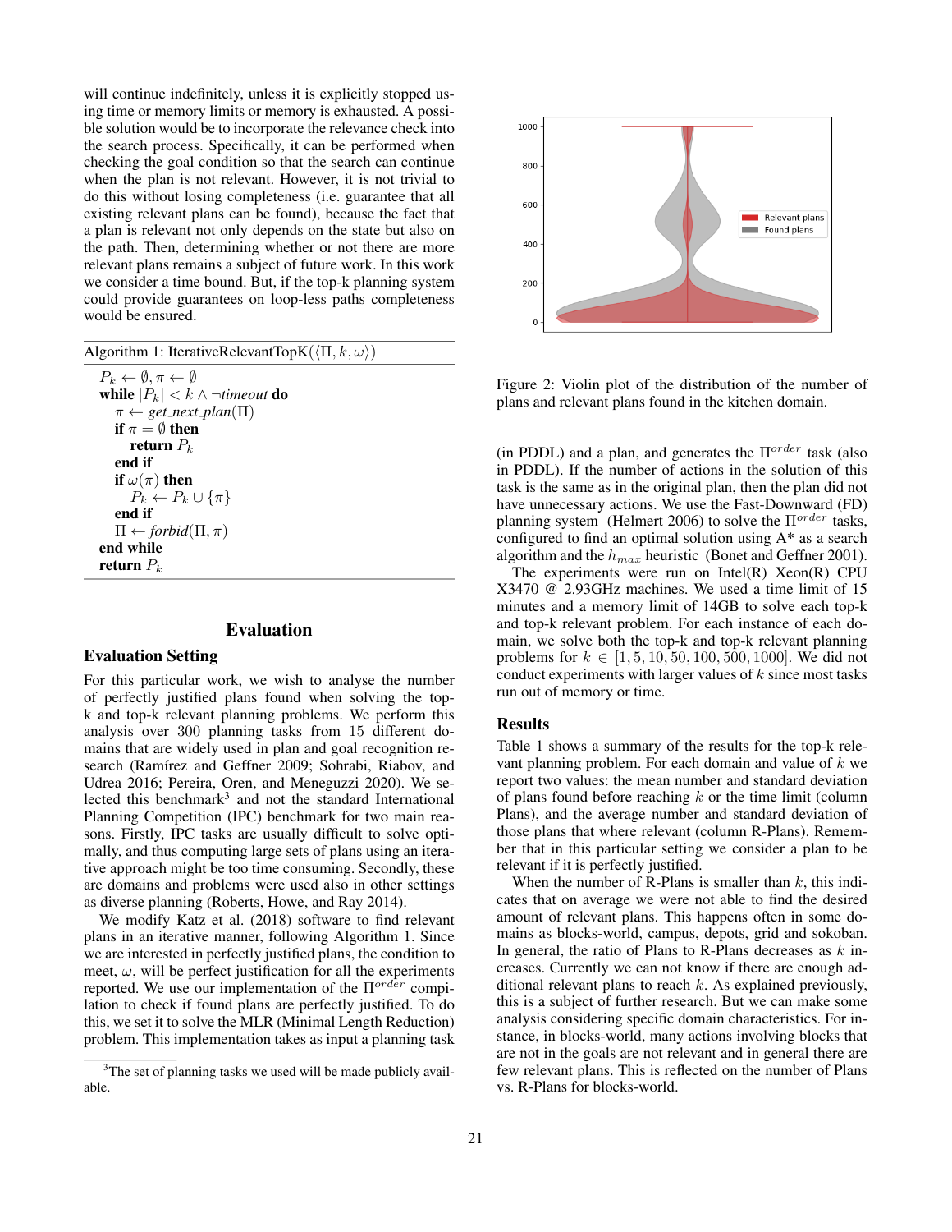will continue indefinitely, unless it is explicitly stopped using time or memory limits or memory is exhausted. A possible solution would be to incorporate the relevance check into the search process. Specifically, it can be performed when checking the goal condition so that the search can continue when the plan is not relevant. However, it is not trivial to do this without losing completeness (i.e. guarantee that all existing relevant plans can be found), because the fact that a plan is relevant not only depends on the state but also on the path. Then, determining whether or not there are more relevant plans remains a subject of future work. In this work we consider a time bound. But, if the top-k planning system could provide guarantees on loop-less paths completeness would be ensured.

**Algorithm 1:** IterativeRelevantTopK($\langle \Pi, k, \omega \rangle$)

```
P_k ← ∅, π ← ∅
while |P_k| < k ∧ ¬timeout do
    π ← get_next_plan(Π)
    if π = ∅ then
        return P_k
    end if
    if ω(π) then
        P_k ← P_k ∪ {π}
    end if
    Π ← forbid(Π, π)
end while
return P_k
```

## Evaluation

### Evaluation Setting

For this particular work, we wish to analyse the number of perfectly justified plans found when solving the top-k and top-k relevant planning problems. We perform this analysis over 300 planning tasks from 15 different domains that are widely used in plan and goal recognition research (Ramírez and Geffner 2009; Sohrabi, Riabov, and Udrea 2016; Pereira, Oren, and Meneguzzi 2020). We selected this benchmark[3] and not the standard International Planning Competition (IPC) benchmark for two main reasons. Firstly, IPC tasks are usually difficult to solve optimally, and thus computing large sets of plans using an iterative approach might be too time consuming. Secondly, these are domains and problems were used also in other settings as diverse planning (Roberts, Howe, and Ray 2014).

We modify Katz et al. (2018) software to find relevant plans in an iterative manner, following Algorithm 1. Since we are interested in perfectly justified plans, the condition to meet, $\omega$, will be perfect justification for all the experiments reported. We use our implementation of the $\Pi^{order}$ compilation to check if found plans are perfectly justified. To do this, we set it to solve the MLR (Minimal Length Reduction) problem. This implementation takes as input a planning task (in PDDL) and a plan, and generates the $\Pi^{order}$ task (also in PDDL). If the number of actions in the solution of this task is the same as in the original plan, then the plan did not have unnecessary actions. We use the Fast-Downward (FD) planning system (Helmert 2006) to solve the $\Pi^{order}$ tasks, configured to find an optimal solution using A* as a search algorithm and the $h_{max}$ heuristic (Bonet and Geffner 2001).

[3]The set of planning tasks we used will be made publicly available.

The experiments were run on Intel(R) Xeon(R) CPU X3470 @ 2.93GHz machines. We used a time limit of 15 minutes and a memory limit of 14GB to solve each top-k and top-k relevant problem. For each instance of each domain, we solve both the top-k and top-k relevant planning problems for $k \in [1, 5, 10, 50, 100, 500, 1000]$. We did not conduct experiments with larger values of $k$ since most tasks run out of memory or time.

Figure 2: Violin plot of the distribution of the number of plans and relevant plans found in the kitchen domain.

### Results

Table 1 shows a summary of the results for the top-k relevant planning problem. For each domain and value of $k$ we report two values: the mean number and standard deviation of plans found before reaching $k$ or the time limit (column Plans), and the average number and standard deviation of those plans that where relevant (column R-Plans). Remember that in this particular setting we consider a plan to be relevant if it is perfectly justified.

When the number of R-Plans is smaller than $k$, this indicates that on average we were not able to find the desired amount of relevant plans. This happens often in some domains as blocks-world, campus, depots, grid and sokoban. In general, the ratio of Plans to R-Plans decreases as $k$ increases. Currently we can not know if there are enough additional relevant plans to reach $k$. As explained previously, this is a subject of further research. But we can make some analysis considering specific domain characteristics. For instance, in blocks-world, many actions involving blocks that are not in the goals are not relevant and in general there are few relevant plans. This is reflected on the number of Plans vs. R-Plans for blocks-world.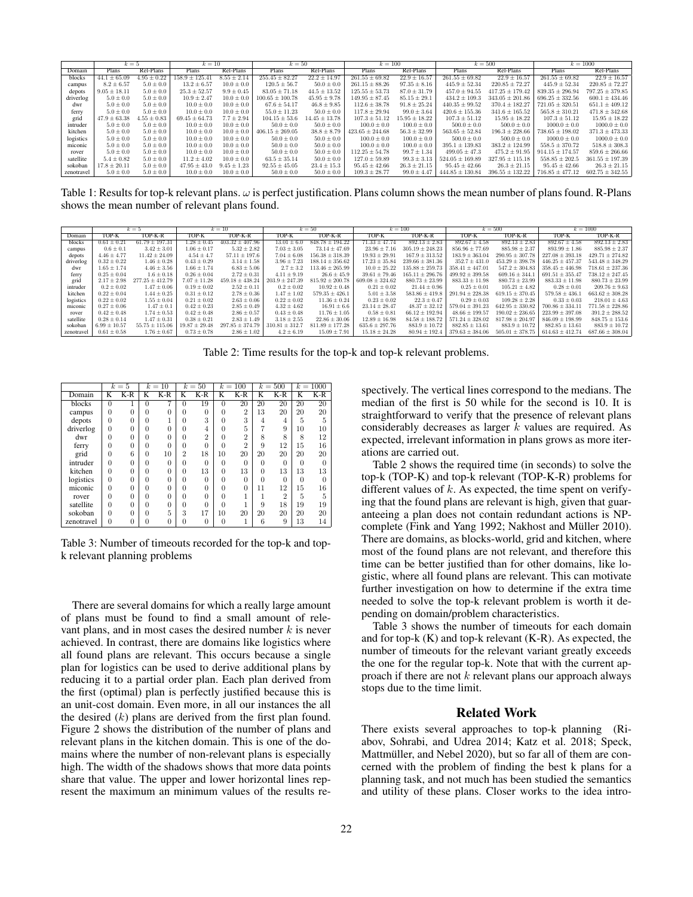| | $k=5$ | | $k=10$ | | $k=50$ | | $k=100$ | | $k=500$ | | $k=1000$ | |
|---|---|---|---|---|---|---|---|---|---|---|---|---|
| Domain | Plans | Rel-Plans | Plans | Rel-Plans | Plans | Rel-Plans | Plans | Rel-Plans | Plans | Rel-Plans | Plans | Rel-Plans |
| blocks | $44.1 \pm 65.09$ | $4.95 \pm 0.22$ | $158.9 \pm 125.41$ | $8.55 \pm 2.14$ | $255.45 \pm 82.27$ | $22.2 \pm 14.97$ | $261.55 \pm 69.82$ | $22.9 \pm 16.57$ | $261.55 \pm 69.82$ | $22.9 \pm 16.57$ | $261.55 \pm 69.82$ | $22.9 \pm 16.57$ |
| campus | $8.2 \pm 6.57$ | $5.0 \pm 0.0$ | $13.2 \pm 6.57$ | $10.0 \pm 0.0$ | $120.5 \pm 56.7$ | $50.0 \pm 0.0$ | $261.15 \pm 88.26$ | $97.35 \pm 8.16$ | $445.9 \pm 52.34$ | $220.85 \pm 72.27$ | $445.9 \pm 52.34$ | $220.85 \pm 72.27$ |
| depots | $9.05 \pm 18.11$ | $5.0 \pm 0.0$ | $25.3 \pm 52.57$ | $9.9 \pm 0.45$ | $83.05 \pm 71.18$ | $44.5 \pm 13.52$ | $125.55 \pm 53.73$ | $87.0 \pm 31.79$ | $457.0 \pm 94.55$ | $417.25 \pm 179.42$ | $839.35 \pm 296.94$ | $797.25 \pm 379.85$ |
| driverlog | $5.0 \pm 0.0$ | $5.0 \pm 0.0$ | $10.9 \pm 2.47$ | $10.0 \pm 0.0$ | $100.65 \pm 100.78$ | $45.95 \pm 9.78$ | $149.95 \pm 87.45$ | $85.15 \pm 29.1$ | $434.2 \pm 109.3$ | $343.05 \pm 201.86$ | $696.25 \pm 332.56$ | $600.1 \pm 434.46$ |
| dwr | $5.0 \pm 0.0$ | $5.0 \pm 0.0$ | $10.0 \pm 0.0$ | $10.0 \pm 0.0$ | $67.6 \pm 54.17$ | $46.8 \pm 9.85$ | $112.6 \pm 38.78$ | $91.8 \pm 25.24$ | $440.35 \pm 99.52$ | $370.4 \pm 182.27$ | $721.05 \pm 320.51$ | $651.1 \pm 409.12$ |
| ferry | $5.0 \pm 0.0$ | $5.0 \pm 0.0$ | $10.0 \pm 0.0$ | $10.0 \pm 0.0$ | $55.0 \pm 11.23$ | $50.0 \pm 0.0$ | $117.8 \pm 29.94$ | $99.0 \pm 3.64$ | $420.6 \pm 155.36$ | $341.6 \pm 165.52$ | $565.8 \pm 310.21$ | $471.8 \pm 342.68$ |
| grid | $47.9 \pm 63.38$ | $4.55 \pm 0.83$ | $69.45 \pm 64.73$ | $7.7 \pm 2.94$ | $104.15 \pm 53.6$ | $14.45 \pm 13.78$ | $107.3 \pm 51.12$ | $15.95 \pm 18.22$ | $107.3 \pm 51.12$ | $15.95 \pm 18.22$ | $107.3 \pm 51.12$ | $15.95 \pm 18.22$ |
| intruder | $5.0 \pm 0.0$ | $5.0 \pm 0.0$ | $10.0 \pm 0.0$ | $10.0 \pm 0.0$ | $50.0 \pm 0.0$ | $50.0 \pm 0.0$ | $100.0 \pm 0.0$ | $100.0 \pm 0.0$ | $500.0 \pm 0.0$ | $500.0 \pm 0.0$ | $1000.0 \pm 0.0$ | $1000.0 \pm 0.0$ |
| kitchen | $5.0 \pm 0.0$ | $5.0 \pm 0.0$ | $10.0 \pm 0.0$ | $10.0 \pm 0.0$ | $406.15 \pm 269.05$ | $38.8 \pm 8.79$ | $423.65 \pm 244.68$ | $56.3 \pm 32.99$ | $563.65 \pm 52.84$ | $196.3 \pm 228.66$ | $738.65 \pm 198.02$ | $371.3 \pm 473.33$ |
| logistics | $5.0 \pm 0.0$ | $5.0 \pm 0.0$ | $10.0 \pm 0.0$ | $10.0 \pm 0.0$ | $50.0 \pm 0.0$ | $50.0 \pm 0.0$ | $100.0 \pm 0.0$ | $100.0 \pm 0.0$ | $500.0 \pm 0.0$ | $500.0 \pm 0.0$ | $1000.0 \pm 0.0$ | $1000.0 \pm 0.0$ |
| miconic | $5.0 \pm 0.0$ | $5.0 \pm 0.0$ | $10.0 \pm 0.0$ | $10.0 \pm 0.0$ | $50.0 \pm 0.0$ | $50.0 \pm 0.0$ | $100.0 \pm 0.0$ | $100.0 \pm 0.0$ | $395.1 \pm 139.83$ | $383.2 \pm 124.99$ | $558.5 \pm 370.72$ | $518.8 \pm 308.3$ |
| rover | $5.0 \pm 0.0$ | $5.0 \pm 0.0$ | $10.0 \pm 0.0$ | $10.0 \pm 0.0$ | $50.0 \pm 0.0$ | $50.0 \pm 0.0$ | $112.25 \pm 54.78$ | $99.7 \pm 1.34$ | $499.05 \pm 47.3$ | $475.2 \pm 91.95$ | $914.15 \pm 174.57$ | $859.6 \pm 266.66$ |
| satellite | $5.4 \pm 0.82$ | $5.0 \pm 0.0$ | $11.2 \pm 4.02$ | $10.0 \pm 0.0$ | $63.5 \pm 35.14$ | $50.0 \pm 0.0$ | $127.0 \pm 59.89$ | $99.3 \pm 3.13$ | $524.05 \pm 169.89$ | $327.95 \pm 115.18$ | $558.85 \pm 202.5$ | $361.55 \pm 197.39$ |
| sokoban | $17.8 \pm 20.11$ | $5.0 \pm 0.0$ | $47.95 \pm 43.0$ | $9.45 \pm 1.23$ | $92.55 \pm 45.05$ | $23.4 \pm 15.3$ | $95.45 \pm 42.66$ | $26.3 \pm 21.15$ | $95.45 \pm 42.66$ | $26.3 \pm 21.15$ | $95.45 \pm 42.66$ | $26.3 \pm 21.15$ |
| zenotravel | $5.0 \pm 0.0$ | $5.0 \pm 0.0$ | $10.0 \pm 0.0$ | $10.0 \pm 0.0$ | $50.0 \pm 0.0$ | $50.0 \pm 0.0$ | $109.3 \pm 28.77$ | $99.0 \pm 4.47$ | $444.85 \pm 130.84$ | $396.55 \pm 132.22$ | $716.85 \pm 477.12$ | $602.75 \pm 342.55$ |

Table 1: Results for top-k relevant plans. $\omega$ is perfect justification. Plans column shows the mean number of plans found. R-Plans shows the mean number of relevant plans found.

| | $k=5$ | | $k=10$ | | $k=50$ | | $k=100$ | | $k=500$ | | $k=1000$ | |
|---|---|---|---|---|---|---|---|---|---|---|---|---|
| Domain | TOP-K | TOP-K-R | TOP-K | TOP-K-R | TOP-K | TOP-K-R | TOP-K | TOP-K-R | TOP-K | TOP-K-R | TOP-K | TOP-K-R |
| blocks | $0.61 \pm 0.21$ | $61.79 \pm 197.31$ | $1.28 \pm 0.45$ | $403.32 \pm 407.96$ | $13.01 \pm 6.0$ | $848.78 \pm 194.22$ | $71.33 \pm 47.74$ | $892.13 \pm 2.83$ | $892.67 \pm 4.58$ | $892.13 \pm 2.83$ | $892.67 \pm 4.58$ | $892.13 \pm 2.83$ |
| campus | $0.6 \pm 0.1$ | $3.42 \pm 3.01$ | $1.06 \pm 0.17$ | $5.32 \pm 2.82$ | $7.03 \pm 3.05$ | $73.14 \pm 47.69$ | $23.96 \pm 7.16$ | $305.19 \pm 248.23$ | $856.96 \pm 77.69$ | $885.98 \pm 2.37$ | $893.99 \pm 1.86$ | $885.98 \pm 2.37$ |
| depots | $4.46 \pm 4.77$ | $11.42 \pm 24.09$ | $4.54 \pm 4.7$ | $57.11 \pm 197.6$ | $7.04 \pm 6.08$ | $156.38 \pm 318.39$ | $19.93 \pm 29.91$ | $167.9 \pm 313.52$ | $183.9 \pm 363.04$ | $290.95 \pm 307.78$ | $227.08 \pm 393.18$ | $429.71 \pm 274.82$ |
| driverlog | $0.32 \pm 0.22$ | $1.46 \pm 0.28$ | $0.43 \pm 0.29$ | $3.14 \pm 1.58$ | $3.96 \pm 7.23$ | $188.14 \pm 356.62$ | $17.23 \pm 35.84$ | $239.66 \pm 381.36$ | $352.7 \pm 431.0$ | $453.29 \pm 398.78$ | $446.25 \pm 457.37$ | $543.48 \pm 348.29$ |
| dwr | $1.65 \pm 1.74$ | $4.46 \pm 3.56$ | $1.66 \pm 1.74$ | $6.83 \pm 5.06$ | $2.7 \pm 3.2$ | $113.46 \pm 265.99$ | $10.0 \pm 25.22$ | $135.88 \pm 259.73$ | $358.41 \pm 447.01$ | $547.2 \pm 304.83$ | $358.45 \pm 446.98$ | $718.61 \pm 237.36$ |
| ferry | $0.25 \pm 0.04$ | $1.6 \pm 0.18$ | $0.26 \pm 0.04$ | $2.72 \pm 0.31$ | $4.11 \pm 9.19$ | $26.6 \pm 45.9$ | $39.61 \pm 79.46$ | $165.11 \pm 296.76$ | $499.92 \pm 399.58$ | $609.16 \pm 344.1$ | $691.51 \pm 355.47$ | $738.12 \pm 247.45$ |
| grid | $2.17 \pm 2.98$ | $277.25 \pm 412.79$ | $7.07 \pm 11.28$ | $459.18 \pm 438.24$ | $203.9 \pm 247.39$ | $815.92 \pm 200.78$ | $609.08 \pm 324.62$ | $880.73 \pm 23.99$ | $883.33 \pm 11.98$ | $880.73 \pm 23.99$ | $883.33 \pm 11.98$ | $880.73 \pm 23.99$ |
| intruder | $0.2 \pm 0.02$ | $1.47 \pm 0.06$ | $0.19 \pm 0.02$ | $2.52 \pm 0.11$ | $0.2 \pm 0.02$ | $10.92 \pm 0.48$ | $0.21 \pm 0.02$ | $21.44 \pm 0.96$ | $0.25 \pm 0.01$ | $105.21 \pm 4.82$ | $0.28 \pm 0.01$ | $209.76 \pm 9.63$ |
| kitchen | $0.22 \pm 0.04$ | $1.44 \pm 0.25$ | $0.31 \pm 0.12$ | $2.78 \pm 0.36$ | $1.47 \pm 1.02$ | $579.35 \pm 426.1$ | $5.01 \pm 3.58$ | $583.86 \pm 419.8$ | $291.94 \pm 228.38$ | $619.15 \pm 370.45$ | $579.58 \pm 436.1$ | $663.62 \pm 308.28$ |
| logistics | $0.22 \pm 0.02$ | $1.55 \pm 0.04$ | $0.21 \pm 0.02$ | $2.63 \pm 0.06$ | $0.22 \pm 0.02$ | $11.36 \pm 0.24$ | $0.23 \pm 0.02$ | $22.3 \pm 0.47$ | $0.29 \pm 0.03$ | $109.28 \pm 2.28$ | $0.33 \pm 0.03$ | $218.01 \pm 4.63$ |
| miconic | $0.27 \pm 0.06$ | $1.47 \pm 0.1$ | $0.42 \pm 0.23$ | $2.85 \pm 0.49$ | $4.32 \pm 4.62$ | $16.91 \pm 6.6$ | $23.14 \pm 28.47$ | $48.37 \pm 32.12$ | $579.04 \pm 391.23$ | $642.95 \pm 330.82$ | $700.86 \pm 334.11$ | $771.58 \pm 228.86$ |
| rover | $0.42 \pm 0.48$ | $1.74 \pm 0.53$ | $0.42 \pm 0.48$ | $2.86 \pm 0.57$ | $0.43 \pm 0.48$ | $11.76 \pm 1.05$ | $0.58 \pm 0.81$ | $66.12 \pm 192.94$ | $48.66 \pm 199.57$ | $190.02 \pm 236.65$ | $223.99 \pm 397.08$ | $391.2 \pm 288.52$ |
| satellite | $0.28 \pm 0.14$ | $1.47 \pm 0.31$ | $0.38 \pm 0.21$ | $2.83 \pm 1.49$ | $3.18 \pm 2.55$ | $22.86 \pm 30.06$ | $12.89 \pm 16.98$ | $84.58 \pm 188.72$ | $571.24 \pm 328.02$ | $817.98 \pm 204.97$ | $846.09 \pm 198.99$ | $848.75 \pm 153.6$ |
| sokoban | $6.99 \pm 10.57$ | $55.75 \pm 115.06$ | $19.87 \pm 29.48$ | $297.85 \pm 374.79$ | $310.81 \pm 312.7$ | $811.89 \pm 177.28$ | $635.6 \pm 297.76$ | $883.9 \pm 10.72$ | $882.85 \pm 13.61$ | $883.9 \pm 10.72$ | $882.85 \pm 13.61$ | $883.9 \pm 10.72$ |
| zenotravel | $0.61 \pm 0.58$ | $1.76 \pm 0.67$ | $0.73 \pm 0.78$ | $2.86 \pm 1.02$ | $4.2 \pm 6.19$ | $15.09 \pm 7.91$ | $15.18 \pm 24.28$ | $80.94 \pm 192.4$ | $379.63 \pm 384.06$ | $505.01 \pm 378.75$ | $614.63 \pm 412.74$ | $687.66 \pm 308.04$ |

Table 2: Time results for the top-k and top-k relevant problems.

| | $k=5$ | | $k=10$ | | $k=50$ | | $k=100$ | | $k=500$ | | $k=1000$ | |
|---|---|---|---|---|---|---|---|---|---|---|---|---|
| Domain | K | K-R | K | K-R | K | K-R | K | K-R | K | K-R | K | K-R |
| blocks | 0 | 1 | 0 | 7 | 0 | 19 | 0 | 20 | 20 | 20 | 20 | 20 |
| campus | 0 | 0 | 0 | 0 | 0 | 0 | 0 | 2 | 13 | 20 | 20 | 20 |
| depots | 0 | 0 | 0 | 1 | 0 | 3 | 0 | 3 | 4 | 4 | 5 | 5 |
| driverlog | 0 | 0 | 0 | 0 | 0 | 4 | 0 | 5 | 7 | 9 | 10 | 10 |
| dwr | 0 | 0 | 0 | 0 | 0 | 2 | 0 | 2 | 8 | 8 | 8 | 12 |
| ferry | 0 | 0 | 0 | 0 | 0 | 0 | 0 | 2 | 9 | 12 | 15 | 16 |
| grid | 0 | 6 | 0 | 10 | 2 | 18 | 10 | 20 | 20 | 20 | 20 | 20 |
| intruder | 0 | 0 | 0 | 0 | 0 | 0 | 0 | 0 | 0 | 0 | 0 | 0 |
| kitchen | 0 | 0 | 0 | 0 | 0 | 13 | 0 | 13 | 0 | 13 | 13 | 13 |
| logistics | 0 | 0 | 0 | 0 | 0 | 0 | 0 | 0 | 0 | 0 | 0 | 0 |
| miconic | 0 | 0 | 0 | 0 | 0 | 0 | 0 | 0 | 11 | 12 | 15 | 16 |
| rover | 0 | 0 | 0 | 0 | 0 | 0 | 0 | 1 | 1 | 2 | 5 | 5 |
| satellite | 0 | 0 | 0 | 0 | 0 | 0 | 0 | 1 | 9 | 18 | 19 | 19 |
| sokoban | 0 | 0 | 0 | 5 | 3 | 17 | 10 | 20 | 20 | 20 | 20 | 20 |
| zenotravel | 0 | 0 | 0 | 0 | 0 | 0 | 0 | 1 | 6 | 9 | 13 | 14 |

Table 3: Number of timeouts recorded for the top-k and top-k relevant planning problems

There are several domains for which a really large amount of plans must be found to find a small amount of relevant plans, and in most cases the desired number $k$ is never achieved. In contrast, there are domains like logistics where all found plans are relevant. This occurs because a single plan for logistics can be used to derive additional plans by reducing it to a partial order plan. Each plan derived from the first (optimal) plan is perfectly justified because this is an unit-cost domain. Even more, in all our instances the all the desired ($k$) plans are derived from the first plan found. Figure 2 shows the distribution of the number of plans and relevant plans in the kitchen domain. This is one of the domains where the number of non-relevant plans is especially high. The width of the shadows shows that more data points share that value. The upper and lower horizontal lines represent the maximum an minimum values of the results respectively. The vertical lines correspond to the medians. The median of the first is 50 while for the second is 10. It is straightforward to verify that the presence of relevant plans considerably decreases as larger $k$ values are required. As expected, irrelevant information in plans grows as more iterations are carried out.

Table 2 shows the required time (in seconds) to solve the top-k (TOP-K) and top-k relevant (TOP-K-R) problems for different values of $k$. As expected, the time spent on verifying that the found plans are relevant is high, given that guaranteeing a plan does not contain redundant actions is NP-complete (Fink and Yang 1992; Nakhost and Müller 2010). There are domains, as blocks-world, grid and kitchen, where most of the found plans are not relevant, and therefore this time can be better justified than for other domains, like logistic, where all found plans are relevant. This can motivate further investigation on how to determine if the extra time needed to solve the top-k relevant problem is worth it depending on domain/problem characteristics.

Table 3 shows the number of timeouts for each domain and for top-k (K) and top-k relevant (K-R). As expected, the number of timeouts for the relevant variant greatly exceeds the one for the regular top-k. Note that with the current approach if there are not $k$ relevant plans our approach always stops due to the time limit.

## Related Work

There exists several approaches to top-k planning (Riabov, Sohrabi, and Udrea 2014; Katz et al. 2018; Speck, Mattmüller, and Nebel 2020), but so far all of them are concerned with the problem of finding the best k plans for a planning task, and not much has been studied the semantics and utility of these plans. Closer works to the idea intro-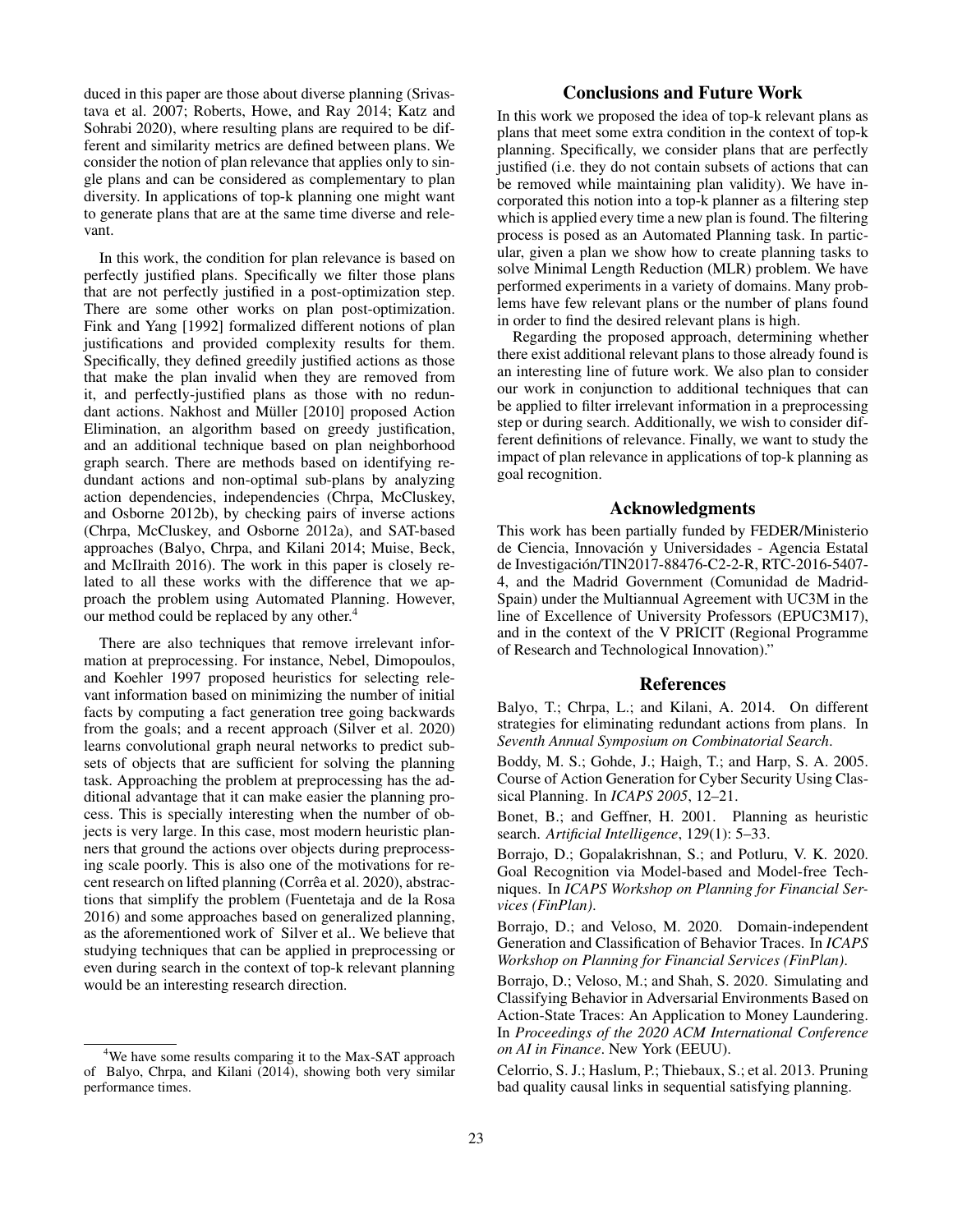duced in this paper are those about diverse planning (Srivastava et al. 2007; Roberts, Howe, and Ray 2014; Katz and Sohrabi 2020), where resulting plans are required to be different and similarity metrics are defined between plans. We consider the notion of plan relevance that applies only to single plans and can be considered as complementary to plan diversity. In applications of top-k planning one might want to generate plans that are at the same time diverse and relevant.

In this work, the condition for plan relevance is based on perfectly justified plans. Specifically we filter those plans that are not perfectly justified in a post-optimization step. There are some other works on plan post-optimization. Fink and Yang [1992] formalized different notions of plan justifications and provided complexity results for them. Specifically, they defined greedily justified actions as those that make the plan invalid when they are removed from it, and perfectly-justified plans as those with no redundant actions. Nakhost and Müller [2010] proposed Action Elimination, an algorithm based on greedy justification, and an additional technique based on plan neighborhood graph search. There are methods based on identifying redundant actions and non-optimal sub-plans by analyzing action dependencies, independencies (Chrpa, McCluskey, and Osborne 2012b), by checking pairs of inverse actions (Chrpa, McCluskey, and Osborne 2012a), and SAT-based approaches (Balyo, Chrpa, and Kilani 2014; Muise, Beck, and McIlraith 2016). The work in this paper is closely related to all these works with the difference that we approach the problem using Automated Planning. However, our method could be replaced by any other.[4]

There are also techniques that remove irrelevant information at preprocessing. For instance, Nebel, Dimopoulos, and Koehler 1997 proposed heuristics for selecting relevant information based on minimizing the number of initial facts by computing a fact generation tree going backwards from the goals; and a recent approach (Silver et al. 2020) learns convolutional graph neural networks to predict subsets of objects that are sufficient for solving the planning task. Approaching the problem at preprocessing has the additional advantage that it can make easier the planning process. This is specially interesting when the number of objects is very large. In this case, most modern heuristic planners that ground the actions over objects during preprocessing scale poorly. This is also one of the motivations for recent research on lifted planning (Corrêa et al. 2020), abstractions that simplify the problem (Fuentetaja and de la Rosa 2016) and some approaches based on generalized planning, as the aforementioned work of Silver et al.. We believe that studying techniques that can be applied in preprocessing or even during search in the context of top-k relevant planning would be an interesting research direction.

[4] We have some results comparing it to the Max-SAT approach of Balyo, Chrpa, and Kilani (2014), showing both very similar performance times.

## Conclusions and Future Work

In this work we proposed the idea of top-k relevant plans as plans that meet some extra condition in the context of top-k planning. Specifically, we consider plans that are perfectly justified (i.e. they do not contain subsets of actions that can be removed while maintaining plan validity). We have incorporated this notion into a top-k planner as a filtering step which is applied every time a new plan is found. The filtering process is posed as an Automated Planning task. In particular, given a plan we show how to create planning tasks to solve Minimal Length Reduction (MLR) problem. We have performed experiments in a variety of domains. Many problems have few relevant plans or the number of plans found in order to find the desired relevant plans is high.

Regarding the proposed approach, determining whether there exist additional relevant plans to those already found is an interesting line of future work. We also plan to consider our work in conjunction to additional techniques that can be applied to filter irrelevant information in a preprocessing step or during search. Additionally, we wish to consider different definitions of relevance. Finally, we want to study the impact of plan relevance in applications of top-k planning as goal recognition.

## Acknowledgments

This work has been partially funded by FEDER/Ministerio de Ciencia, Innovación y Universidades - Agencia Estatal de Investigación/TIN2017-88476-C2-2-R, RTC-2016-5407-4, and the Madrid Government (Comunidad de Madrid-Spain) under the Multiannual Agreement with UC3M in the line of Excellence of University Professors (EPUC3M17), and in the context of the V PRICIT (Regional Programme of Research and Technological Innovation)."

## References

Balyo, T.; Chrpa, L.; and Kilani, A. 2014. On different strategies for eliminating redundant actions from plans. In *Seventh Annual Symposium on Combinatorial Search*.

Boddy, M. S.; Gohde, J.; Haigh, T.; and Harp, S. A. 2005. Course of Action Generation for Cyber Security Using Classical Planning. In *ICAPS 2005*, 12–21.

Bonet, B.; and Geffner, H. 2001. Planning as heuristic search. *Artificial Intelligence*, 129(1): 5–33.

Borrajo, D.; Gopalakrishnan, S.; and Potluru, V. K. 2020. Goal Recognition via Model-based and Model-free Techniques. In *ICAPS Workshop on Planning for Financial Services (FinPlan)*.

Borrajo, D.; and Veloso, M. 2020. Domain-independent Generation and Classification of Behavior Traces. In *ICAPS Workshop on Planning for Financial Services (FinPlan)*.

Borrajo, D.; Veloso, M.; and Shah, S. 2020. Simulating and Classifying Behavior in Adversarial Environments Based on Action-State Traces: An Application to Money Laundering. In *Proceedings of the 2020 ACM International Conference on AI in Finance*. New York (EEUU).

Celorrio, S. J.; Haslum, P.; Thiebaux, S.; et al. 2013. Pruning bad quality causal links in sequential satisfying planning.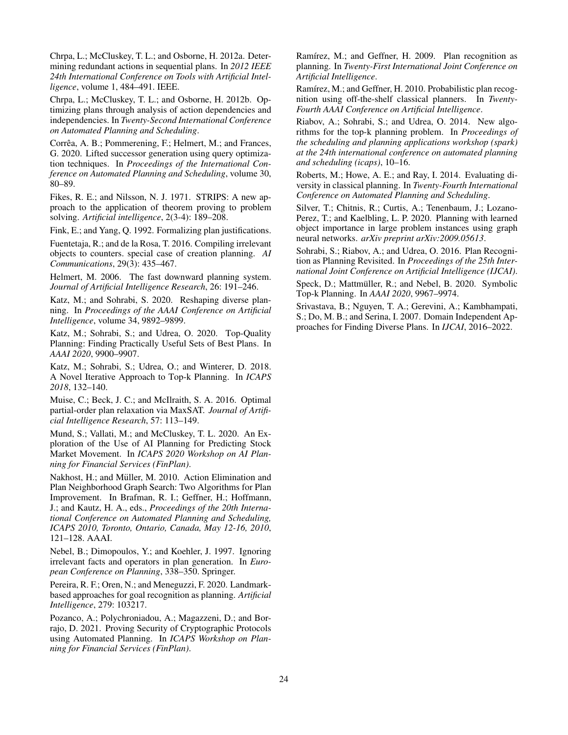Chrpa, L.; McCluskey, T. L.; and Osborne, H. 2012a. Determining redundant actions in sequential plans. In *2012 IEEE 24th International Conference on Tools with Artificial Intelligence*, volume 1, 484–491. IEEE.

Chrpa, L.; McCluskey, T. L.; and Osborne, H. 2012b. Optimizing plans through analysis of action dependencies and independencies. In *Twenty-Second International Conference on Automated Planning and Scheduling*.

Corrêa, A. B.; Pommerening, F.; Helmert, M.; and Frances, G. 2020. Lifted successor generation using query optimization techniques. In *Proceedings of the International Conference on Automated Planning and Scheduling*, volume 30, 80–89.

Fikes, R. E.; and Nilsson, N. J. 1971. STRIPS: A new approach to the application of theorem proving to problem solving. *Artificial intelligence*, 2(3-4): 189–208.

Fink, E.; and Yang, Q. 1992. Formalizing plan justifications.

Fuentetaja, R.; and de la Rosa, T. 2016. Compiling irrelevant objects to counters. special case of creation planning. *AI Communications*, 29(3): 435–467.

Helmert, M. 2006. The fast downward planning system. *Journal of Artificial Intelligence Research*, 26: 191–246.

Katz, M.; and Sohrabi, S. 2020. Reshaping diverse planning. In *Proceedings of the AAAI Conference on Artificial Intelligence*, volume 34, 9892–9899.

Katz, M.; Sohrabi, S.; and Udrea, O. 2020. Top-Quality Planning: Finding Practically Useful Sets of Best Plans. In *AAAI 2020*, 9900–9907.

Katz, M.; Sohrabi, S.; Udrea, O.; and Winterer, D. 2018. A Novel Iterative Approach to Top-k Planning. In *ICAPS 2018*, 132–140.

Muise, C.; Beck, J. C.; and McIlraith, S. A. 2016. Optimal partial-order plan relaxation via MaxSAT. *Journal of Artificial Intelligence Research*, 57: 113–149.

Mund, S.; Vallati, M.; and McCluskey, T. L. 2020. An Exploration of the Use of AI Planning for Predicting Stock Market Movement. In *ICAPS 2020 Workshop on AI Planning for Financial Services (FinPlan)*.

Nakhost, H.; and Müller, M. 2010. Action Elimination and Plan Neighborhood Graph Search: Two Algorithms for Plan Improvement. In Brafman, R. I.; Geffner, H.; Hoffmann, J.; and Kautz, H. A., eds., *Proceedings of the 20th International Conference on Automated Planning and Scheduling, ICAPS 2010, Toronto, Ontario, Canada, May 12-16, 2010*, 121–128. AAAI.

Nebel, B.; Dimopoulos, Y.; and Koehler, J. 1997. Ignoring irrelevant facts and operators in plan generation. In *European Conference on Planning*, 338–350. Springer.

Pereira, R. F.; Oren, N.; and Meneguzzi, F. 2020. Landmark-based approaches for goal recognition as planning. *Artificial Intelligence*, 279: 103217.

Pozanco, A.; Polychroniadou, A.; Magazzeni, D.; and Borrajo, D. 2021. Proving Security of Cryptographic Protocols using Automated Planning. In *ICAPS Workshop on Planning for Financial Services (FinPlan)*.

Ramírez, M.; and Geffner, H. 2009. Plan recognition as planning. In *Twenty-First International Joint Conference on Artificial Intelligence*.

Ramírez, M.; and Geffner, H. 2010. Probabilistic plan recognition using off-the-shelf classical planners. In *Twenty-Fourth AAAI Conference on Artificial Intelligence*.

Riabov, A.; Sohrabi, S.; and Udrea, O. 2014. New algorithms for the top-k planning problem. In *Proceedings of the scheduling and planning applications workshop (spark) at the 24th international conference on automated planning and scheduling (icaps)*, 10–16.

Roberts, M.; Howe, A. E.; and Ray, I. 2014. Evaluating diversity in classical planning. In *Twenty-Fourth International Conference on Automated Planning and Scheduling*.

Silver, T.; Chitnis, R.; Curtis, A.; Tenenbaum, J.; Lozano-Perez, T.; and Kaelbling, L. P. 2020. Planning with learned object importance in large problem instances using graph neural networks. *arXiv preprint arXiv:2009.05613*.

Sohrabi, S.; Riabov, A.; and Udrea, O. 2016. Plan Recognition as Planning Revisited. In *Proceedings of the 25th International Joint Conference on Artificial Intelligence (IJCAI)*.

Speck, D.; Mattmüller, R.; and Nebel, B. 2020. Symbolic Top-k Planning. In *AAAI 2020*, 9967–9974.

Srivastava, B.; Nguyen, T. A.; Gerevini, A.; Kambhampati, S.; Do, M. B.; and Serina, I. 2007. Domain Independent Approaches for Finding Diverse Plans. In *IJCAI*, 2016–2022.